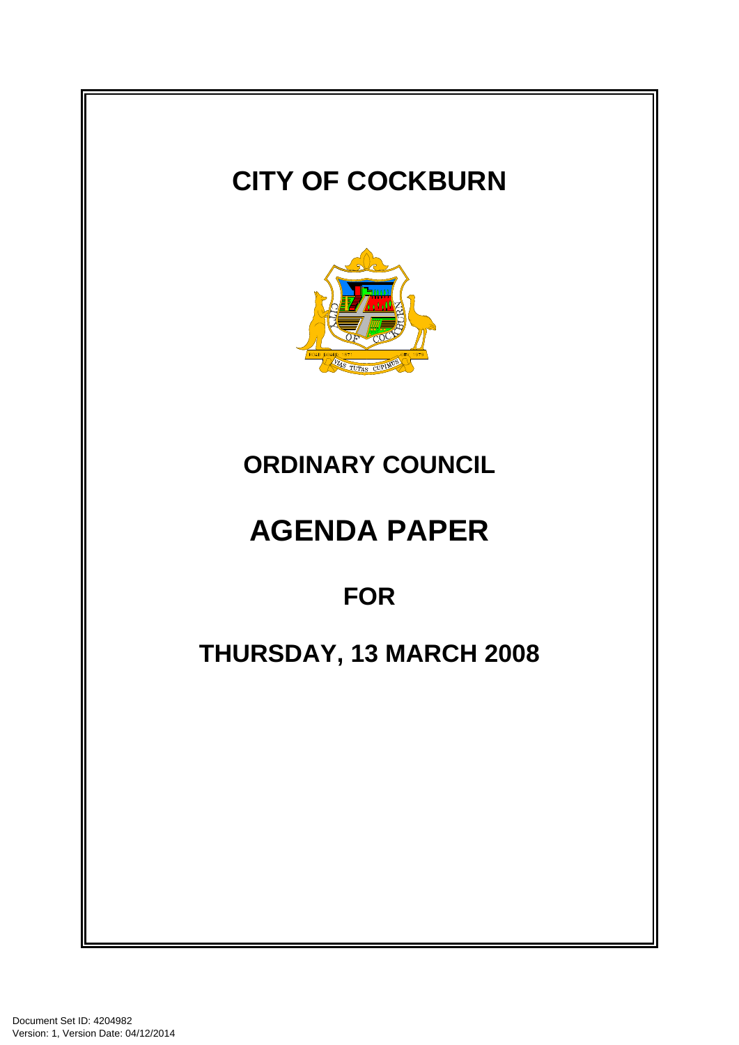# CITY OF COCKBURN

## ORDINARY COUNCIL

# AGENDA PAPER

## FOR

## THURSDAY, 13 MARCH 2008

Document Set ID: 4204982
Version: 1, Version Date: 04/12/2014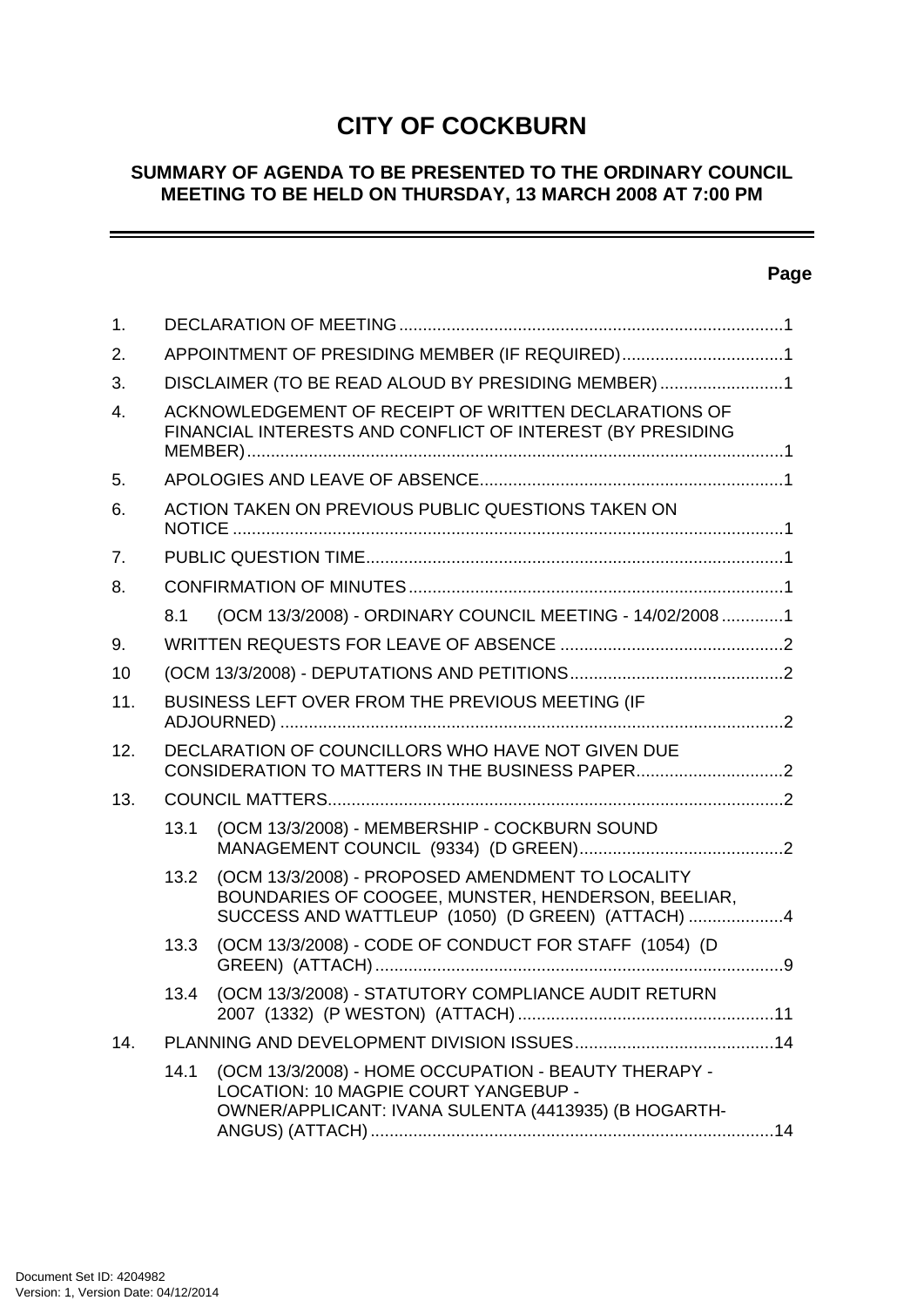# CITY OF COCKBURN

## SUMMARY OF AGENDA TO BE PRESENTED TO THE ORDINARY COUNCIL MEETING TO BE HELD ON THURSDAY, 13 MARCH 2008 AT 7:00 PM

**Page**

1. DECLARATION OF MEETING ....................................................................................1
2. APPOINTMENT OF PRESIDING MEMBER (IF REQUIRED)..................................1
3. DISCLAIMER (TO BE READ ALOUD BY PRESIDING MEMBER)..........................1
4. ACKNOWLEDGEMENT OF RECEIPT OF WRITTEN DECLARATIONS OF FINANCIAL INTERESTS AND CONFLICT OF INTEREST (BY PRESIDING MEMBER).................................................................................................................1
5. APOLOGIES AND LEAVE OF ABSENCE................................................................1
6. ACTION TAKEN ON PREVIOUS PUBLIC QUESTIONS TAKEN ON NOTICE ....................................................................................................................1
7. PUBLIC QUESTION TIME........................................................................................1
8. CONFIRMATION OF MINUTES ...............................................................................1
   - 8.1 (OCM 13/3/2008) - ORDINARY COUNCIL MEETING - 14/02/2008 .............1
9. WRITTEN REQUESTS FOR LEAVE OF ABSENCE ...............................................2
10 (OCM 13/3/2008) - DEPUTATIONS AND PETITIONS.............................................2
11. BUSINESS LEFT OVER FROM THE PREVIOUS MEETING (IF ADJOURNED) .........................................................................................................2
12. DECLARATION OF COUNCILLORS WHO HAVE NOT GIVEN DUE CONSIDERATION TO MATTERS IN THE BUSINESS PAPER...............................2
13. COUNCIL MATTERS................................................................................................2
    - 13.1 (OCM 13/3/2008) - MEMBERSHIP - COCKBURN SOUND MANAGEMENT COUNCIL (9334) (D GREEN)...........................................2
    - 13.2 (OCM 13/3/2008) - PROPOSED AMENDMENT TO LOCALITY BOUNDARIES OF COOGEE, MUNSTER, HENDERSON, BEELIAR, SUCCESS AND WATTLEUP (1050) (D GREEN) (ATTACH) ....................4
    - 13.3 (OCM 13/3/2008) - CODE OF CONDUCT FOR STAFF (1054) (D GREEN) (ATTACH) ......................................................................................9
    - 13.4 (OCM 13/3/2008) - STATUTORY COMPLIANCE AUDIT RETURN 2007 (1332) (P WESTON) (ATTACH) ......................................................11
14. PLANNING AND DEVELOPMENT DIVISION ISSUES..........................................14
    - 14.1 (OCM 13/3/2008) - HOME OCCUPATION - BEAUTY THERAPY - LOCATION: 10 MAGPIE COURT YANGEBUP - OWNER/APPLICANT: IVANA SULENTA (4413935) (B HOGARTH-ANGUS) (ATTACH).....................................................................................14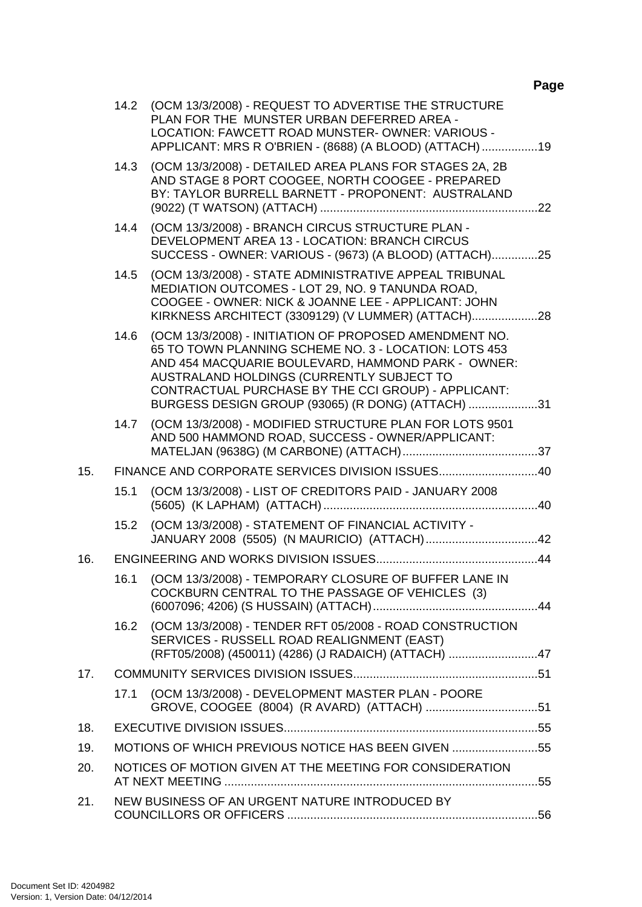Page

14.2 (OCM 13/3/2008) - REQUEST TO ADVERTISE THE STRUCTURE PLAN FOR THE MUNSTER URBAN DEFERRED AREA - LOCATION: FAWCETT ROAD MUNSTER- OWNER: VARIOUS - APPLICANT: MRS R O'BRIEN - (8688) (A BLOOD) (ATTACH) .................19

14.3 (OCM 13/3/2008) - DETAILED AREA PLANS FOR STAGES 2A, 2B AND STAGE 8 PORT COOGEE, NORTH COOGEE - PREPARED BY: TAYLOR BURRELL BARNETT - PROPONENT: AUSTRALAND (9022) (T WATSON) (ATTACH) ..................................................................22

14.4 (OCM 13/3/2008) - BRANCH CIRCUS STRUCTURE PLAN - DEVELOPMENT AREA 13 - LOCATION: BRANCH CIRCUS SUCCESS - OWNER: VARIOUS - (9673) (A BLOOD) (ATTACH)..............25

14.5 (OCM 13/3/2008) - STATE ADMINISTRATIVE APPEAL TRIBUNAL MEDIATION OUTCOMES - LOT 29, NO. 9 TANUNDA ROAD, COOGEE - OWNER: NICK & JOANNE LEE - APPLICANT: JOHN KIRKNESS ARCHITECT (3309129) (V LUMMER) (ATTACH)....................28

14.6 (OCM 13/3/2008) - INITIATION OF PROPOSED AMENDMENT NO. 65 TO TOWN PLANNING SCHEME NO. 3 - LOCATION: LOTS 453 AND 454 MACQUARIE BOULEVARD, HAMMOND PARK - OWNER: AUSTRALAND HOLDINGS (CURRENTLY SUBJECT TO CONTRACTUAL PURCHASE BY THE CCI GROUP) - APPLICANT: BURGESS DESIGN GROUP (93065) (R DONG) (ATTACH) .....................31

14.7 (OCM 13/3/2008) - MODIFIED STRUCTURE PLAN FOR LOTS 9501 AND 500 HAMMOND ROAD, SUCCESS - OWNER/APPLICANT: MATELJAN (9638G) (M CARBONE) (ATTACH).........................................37

15. FINANCE AND CORPORATE SERVICES DIVISION ISSUES..............................40

15.1 (OCM 13/3/2008) - LIST OF CREDITORS PAID - JANUARY 2008 (5605) (K LAPHAM) (ATTACH).................................................................40

15.2 (OCM 13/3/2008) - STATEMENT OF FINANCIAL ACTIVITY - JANUARY 2008 (5505) (N MAURICIO) (ATTACH)..................................42

16. ENGINEERING AND WORKS DIVISION ISSUES.................................................44

16.1 (OCM 13/3/2008) - TEMPORARY CLOSURE OF BUFFER LANE IN COCKBURN CENTRAL TO THE PASSAGE OF VEHICLES (3) (6007096; 4206) (S HUSSAIN) (ATTACH)..................................................44

16.2 (OCM 13/3/2008) - TENDER RFT 05/2008 - ROAD CONSTRUCTION SERVICES - RUSSELL ROAD REALIGNMENT (EAST) (RFT05/2008) (450011) (4286) (J RADAICH) (ATTACH) ...........................47

17. COMMUNITY SERVICES DIVISION ISSUES........................................................51

17.1 (OCM 13/3/2008) - DEVELOPMENT MASTER PLAN - POORE GROVE, COOGEE (8004) (R AVARD) (ATTACH) ..................................51

18. EXECUTIVE DIVISION ISSUES.............................................................................55

19. MOTIONS OF WHICH PREVIOUS NOTICE HAS BEEN GIVEN ..........................55

20. NOTICES OF MOTION GIVEN AT THE MEETING FOR CONSIDERATION AT NEXT MEETING ...............................................................................................55

21. NEW BUSINESS OF AN URGENT NATURE INTRODUCED BY COUNCILLORS OR OFFICERS ............................................................................56

Document Set ID: 4204982
Version: 1, Version Date: 04/12/2014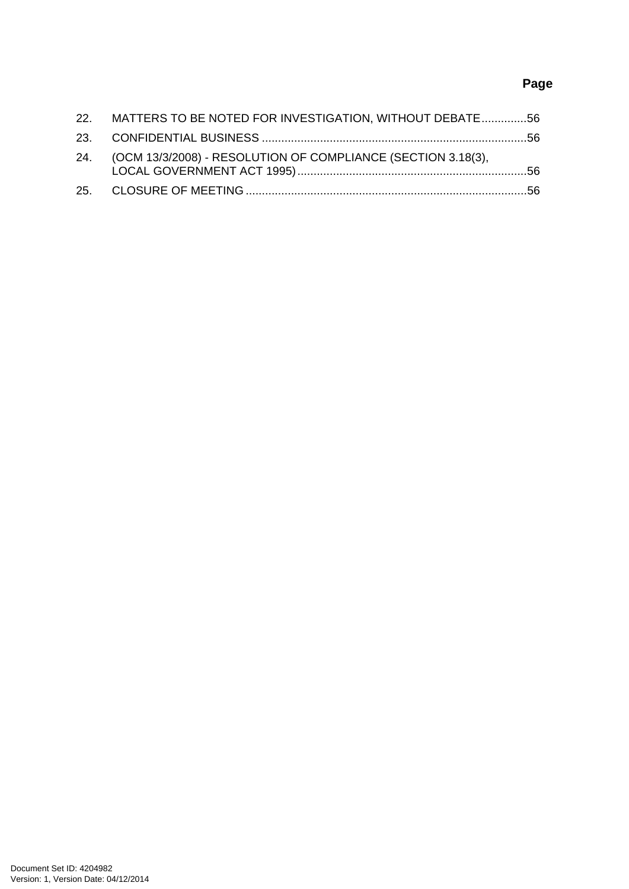| | | Page |
|---|---|---|
| 22. | MATTERS TO BE NOTED FOR INVESTIGATION, WITHOUT DEBATE | 56 |
| 23. | CONFIDENTIAL BUSINESS | 56 |
| 24. | (OCM 13/3/2008) - RESOLUTION OF COMPLIANCE (SECTION 3.18(3), LOCAL GOVERNMENT ACT 1995) | 56 |
| 25. | CLOSURE OF MEETING | 56 |

Document Set ID: 4204982
Version: 1, Version Date: 04/12/2014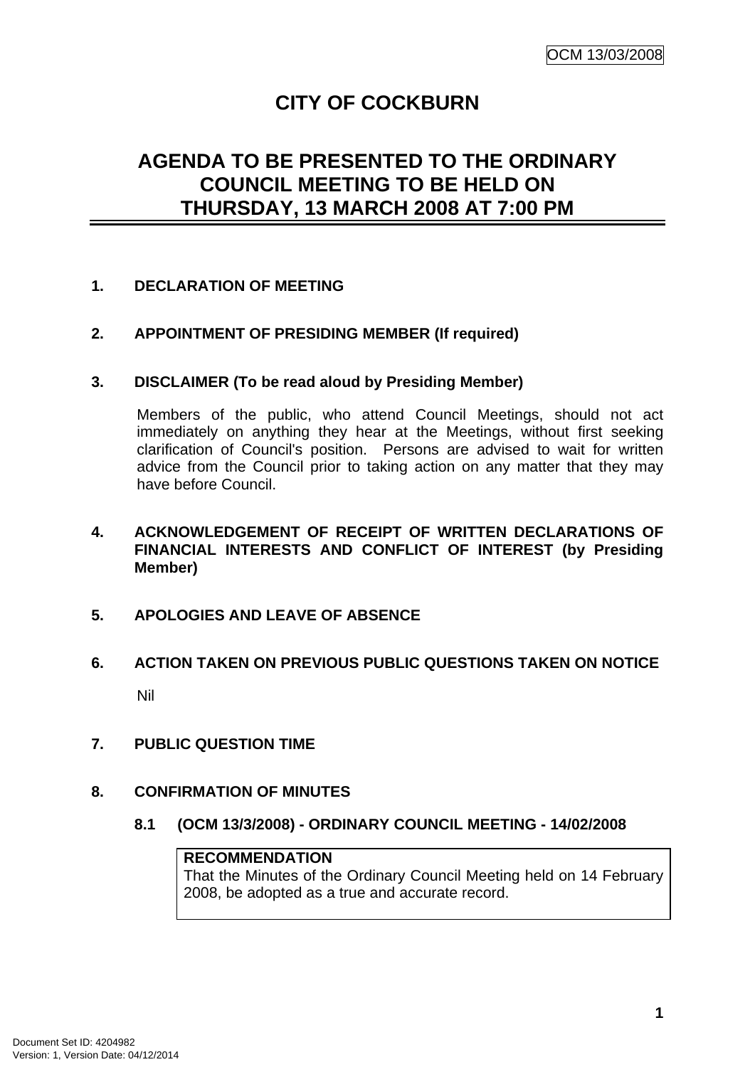# CITY OF COCKBURN

## AGENDA TO BE PRESENTED TO THE ORDINARY COUNCIL MEETING TO BE HELD ON THURSDAY, 13 MARCH 2008 AT 7:00 PM

### 1. DECLARATION OF MEETING

### 2. APPOINTMENT OF PRESIDING MEMBER (If required)

### 3. DISCLAIMER (To be read aloud by Presiding Member)

Members of the public, who attend Council Meetings, should not act immediately on anything they hear at the Meetings, without first seeking clarification of Council's position. Persons are advised to wait for written advice from the Council prior to taking action on any matter that they may have before Council.

### 4. ACKNOWLEDGEMENT OF RECEIPT OF WRITTEN DECLARATIONS OF FINANCIAL INTERESTS AND CONFLICT OF INTEREST (by Presiding Member)

### 5. APOLOGIES AND LEAVE OF ABSENCE

### 6. ACTION TAKEN ON PREVIOUS PUBLIC QUESTIONS TAKEN ON NOTICE

Nil

### 7. PUBLIC QUESTION TIME

### 8. CONFIRMATION OF MINUTES

#### 8.1 (OCM 13/3/2008) - ORDINARY COUNCIL MEETING - 14/02/2008

**RECOMMENDATION**
That the Minutes of the Ordinary Council Meeting held on 14 February 2008, be adopted as a true and accurate record.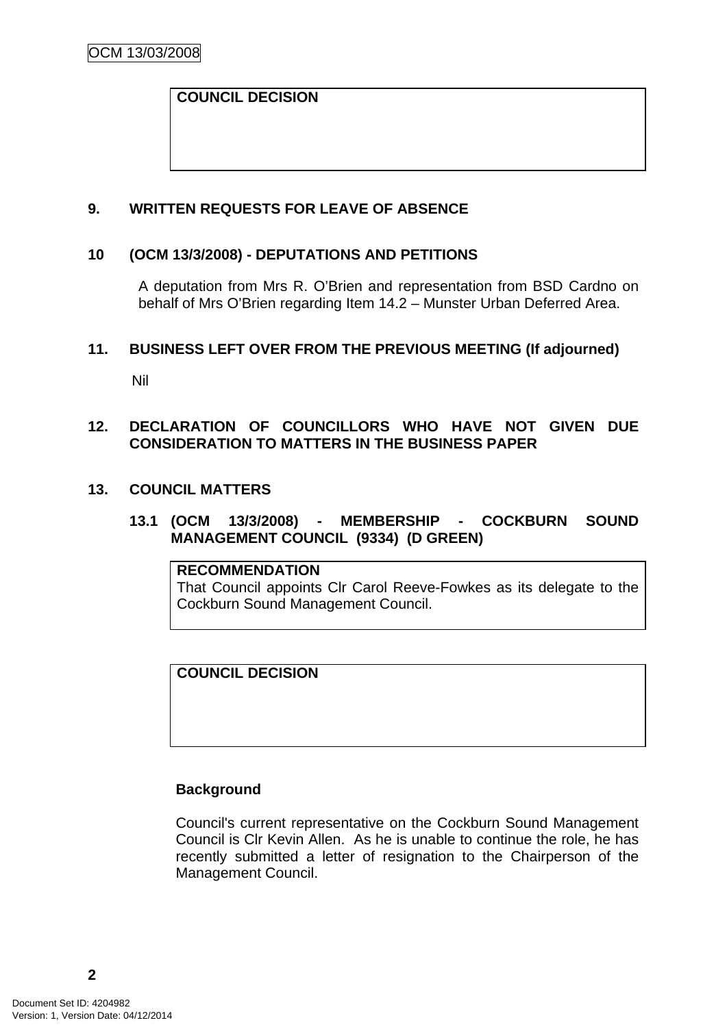**COUNCIL DECISION**

## 9. WRITTEN REQUESTS FOR LEAVE OF ABSENCE

## 10 (OCM 13/3/2008) - DEPUTATIONS AND PETITIONS

A deputation from Mrs R. O'Brien and representation from BSD Cardno on behalf of Mrs O'Brien regarding Item 14.2 – Munster Urban Deferred Area.

## 11. BUSINESS LEFT OVER FROM THE PREVIOUS MEETING (If adjourned)

Nil

## 12. DECLARATION OF COUNCILLORS WHO HAVE NOT GIVEN DUE CONSIDERATION TO MATTERS IN THE BUSINESS PAPER

## 13. COUNCIL MATTERS

### 13.1 (OCM 13/3/2008) - MEMBERSHIP - COCKBURN SOUND MANAGEMENT COUNCIL (9334) (D GREEN)

**RECOMMENDATION**
That Council appoints Clr Carol Reeve-Fowkes as its delegate to the Cockburn Sound Management Council.

**COUNCIL DECISION**

**Background**

Council's current representative on the Cockburn Sound Management Council is Clr Kevin Allen. As he is unable to continue the role, he has recently submitted a letter of resignation to the Chairperson of the Management Council.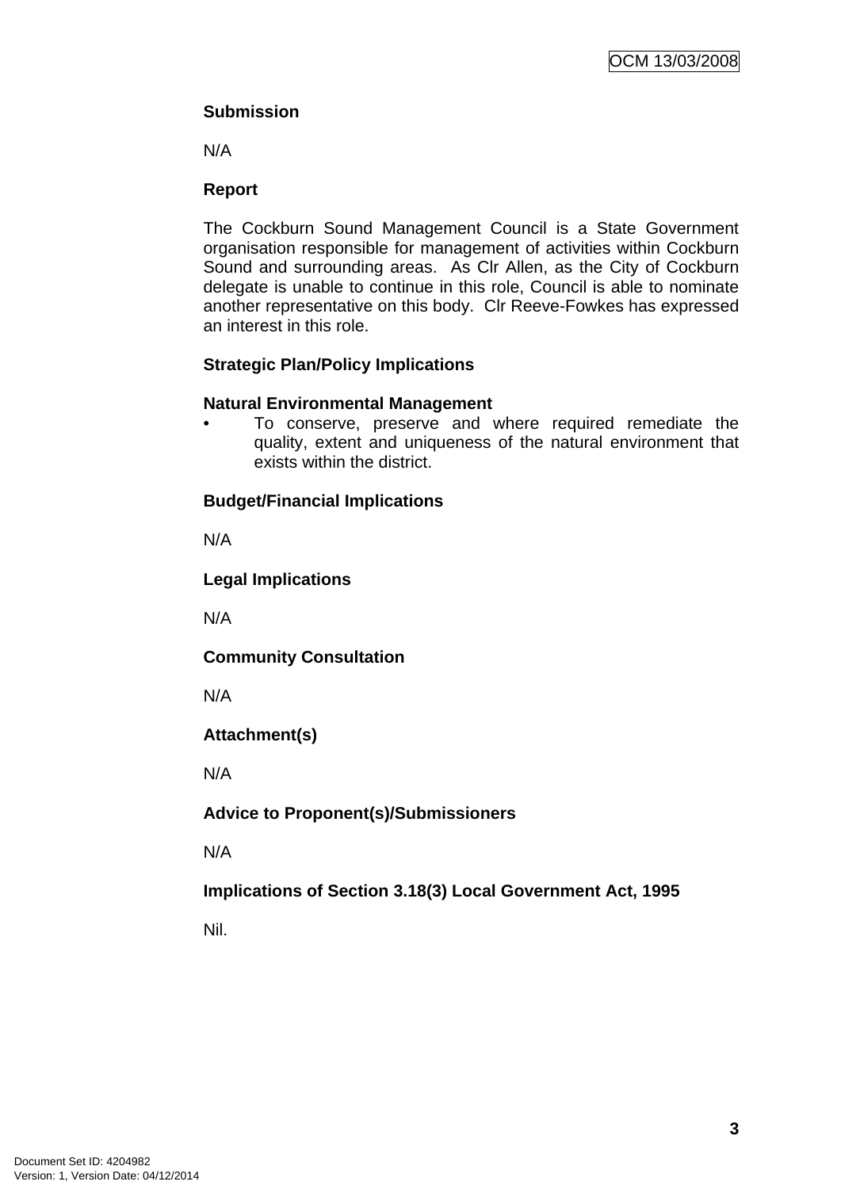**Submission**

N/A

**Report**

The Cockburn Sound Management Council is a State Government organisation responsible for management of activities within Cockburn Sound and surrounding areas. As Clr Allen, as the City of Cockburn delegate is unable to continue in this role, Council is able to nominate another representative on this body. Clr Reeve-Fowkes has expressed an interest in this role.

**Strategic Plan/Policy Implications**

**Natural Environmental Management**

- To conserve, preserve and where required remediate the quality, extent and uniqueness of the natural environment that exists within the district.

**Budget/Financial Implications**

N/A

**Legal Implications**

N/A

**Community Consultation**

N/A

**Attachment(s)**

N/A

**Advice to Proponent(s)/Submissioners**

N/A

**Implications of Section 3.18(3) Local Government Act, 1995**

Nil.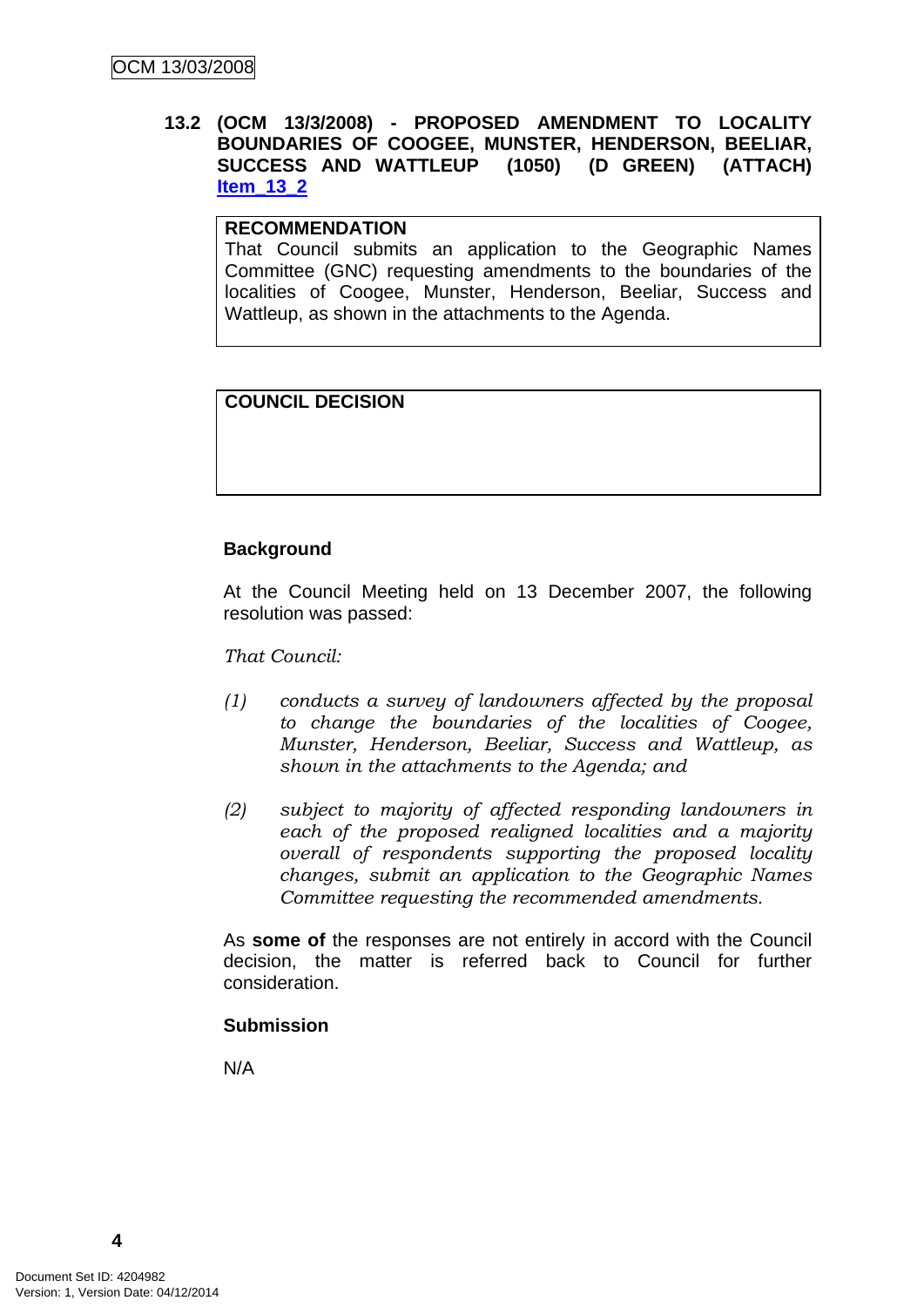### 13.2 (OCM 13/3/2008) - PROPOSED AMENDMENT TO LOCALITY BOUNDARIES OF COOGEE, MUNSTER, HENDERSON, BEELIAR, SUCCESS AND WATTLEUP (1050) (D GREEN) (ATTACH) Item_13_2

| **RECOMMENDATION** |
|---|
| That Council submits an application to the Geographic Names Committee (GNC) requesting amendments to the boundaries of the localities of Coogee, Munster, Henderson, Beeliar, Success and Wattleup, as shown in the attachments to the Agenda. |

| **COUNCIL DECISION** |
|---|
| |

**Background**

At the Council Meeting held on 13 December 2007, the following resolution was passed:

*That Council:*

*(1) conducts a survey of landowners affected by the proposal to change the boundaries of the localities of Coogee, Munster, Henderson, Beeliar, Success and Wattleup, as shown in the attachments to the Agenda; and*

*(2) subject to majority of affected responding landowners in each of the proposed realigned localities and a majority overall of respondents supporting the proposed locality changes, submit an application to the Geographic Names Committee requesting the recommended amendments.*

As **some of** the responses are not entirely in accord with the Council decision, the matter is referred back to Council for further consideration.

**Submission**

N/A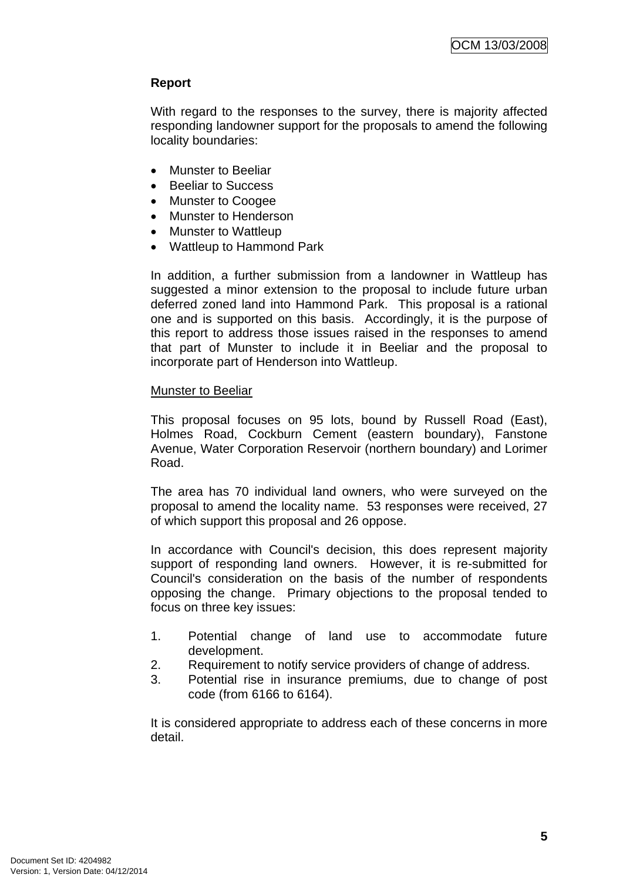**Report**

With regard to the responses to the survey, there is majority affected responding landowner support for the proposals to amend the following locality boundaries:

- Munster to Beeliar
- Beeliar to Success
- Munster to Coogee
- Munster to Henderson
- Munster to Wattleup
- Wattleup to Hammond Park

In addition, a further submission from a landowner in Wattleup has suggested a minor extension to the proposal to include future urban deferred zoned land into Hammond Park. This proposal is a rational one and is supported on this basis. Accordingly, it is the purpose of this report to address those issues raised in the responses to amend that part of Munster to include it in Beeliar and the proposal to incorporate part of Henderson into Wattleup.

<u>Munster to Beeliar</u>

This proposal focuses on 95 lots, bound by Russell Road (East), Holmes Road, Cockburn Cement (eastern boundary), Fanstone Avenue, Water Corporation Reservoir (northern boundary) and Lorimer Road.

The area has 70 individual land owners, who were surveyed on the proposal to amend the locality name. 53 responses were received, 27 of which support this proposal and 26 oppose.

In accordance with Council's decision, this does represent majority support of responding land owners. However, it is re-submitted for Council's consideration on the basis of the number of respondents opposing the change. Primary objections to the proposal tended to focus on three key issues:

1. Potential change of land use to accommodate future development.
2. Requirement to notify service providers of change of address.
3. Potential rise in insurance premiums, due to change of post code (from 6166 to 6164).

It is considered appropriate to address each of these concerns in more detail.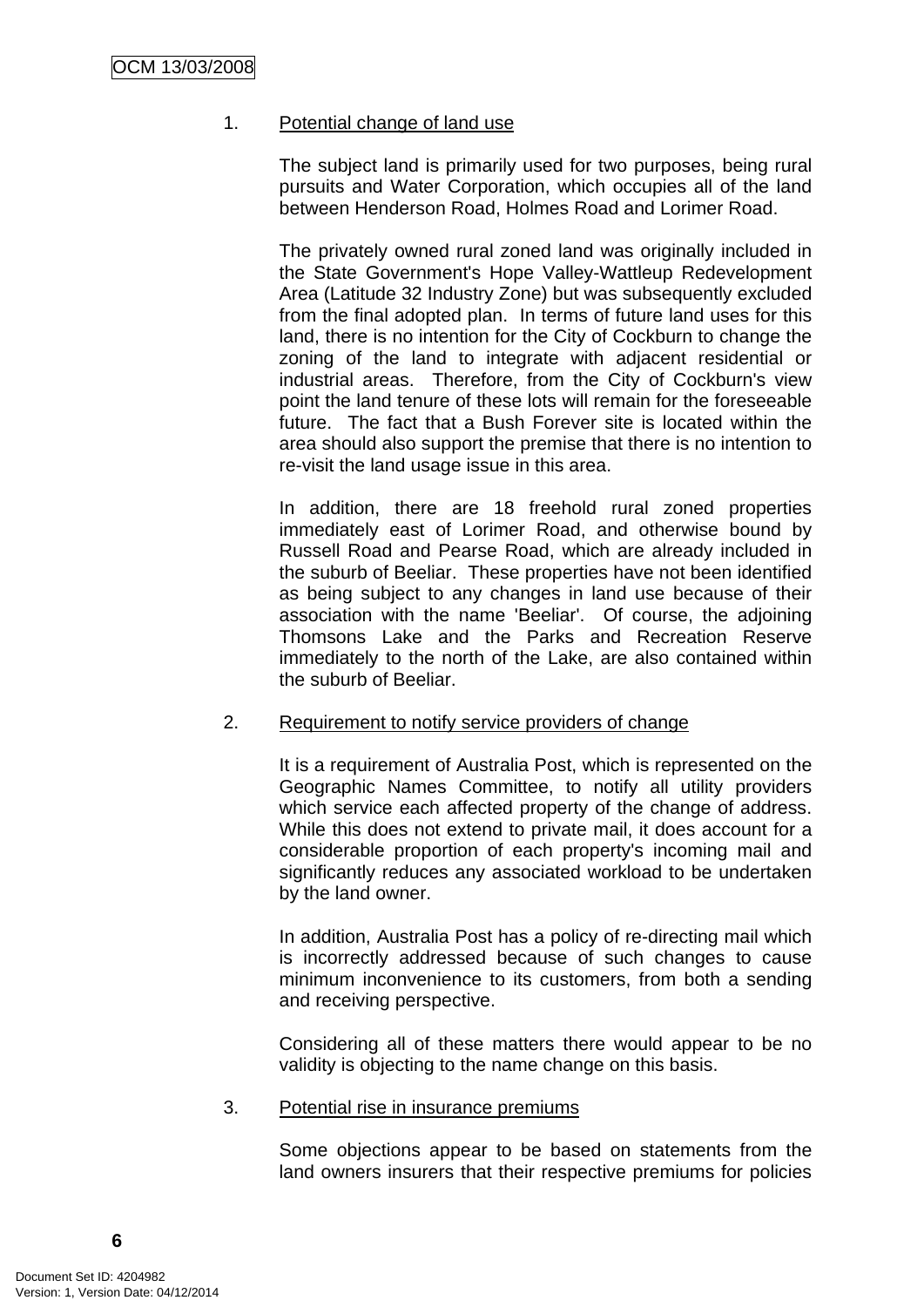1. Potential change of land use

   The subject land is primarily used for two purposes, being rural pursuits and Water Corporation, which occupies all of the land between Henderson Road, Holmes Road and Lorimer Road.

   The privately owned rural zoned land was originally included in the State Government's Hope Valley-Wattleup Redevelopment Area (Latitude 32 Industry Zone) but was subsequently excluded from the final adopted plan. In terms of future land uses for this land, there is no intention for the City of Cockburn to change the zoning of the land to integrate with adjacent residential or industrial areas. Therefore, from the City of Cockburn's view point the land tenure of these lots will remain for the foreseeable future. The fact that a Bush Forever site is located within the area should also support the premise that there is no intention to re-visit the land usage issue in this area.

   In addition, there are 18 freehold rural zoned properties immediately east of Lorimer Road, and otherwise bound by Russell Road and Pearse Road, which are already included in the suburb of Beeliar. These properties have not been identified as being subject to any changes in land use because of their association with the name 'Beeliar'. Of course, the adjoining Thomsons Lake and the Parks and Recreation Reserve immediately to the north of the Lake, are also contained within the suburb of Beeliar.

2. Requirement to notify service providers of change

   It is a requirement of Australia Post, which is represented on the Geographic Names Committee, to notify all utility providers which service each affected property of the change of address. While this does not extend to private mail, it does account for a considerable proportion of each property's incoming mail and significantly reduces any associated workload to be undertaken by the land owner.

   In addition, Australia Post has a policy of re-directing mail which is incorrectly addressed because of such changes to cause minimum inconvenience to its customers, from both a sending and receiving perspective.

   Considering all of these matters there would appear to be no validity is objecting to the name change on this basis.

3. Potential rise in insurance premiums

   Some objections appear to be based on statements from the land owners insurers that their respective premiums for policies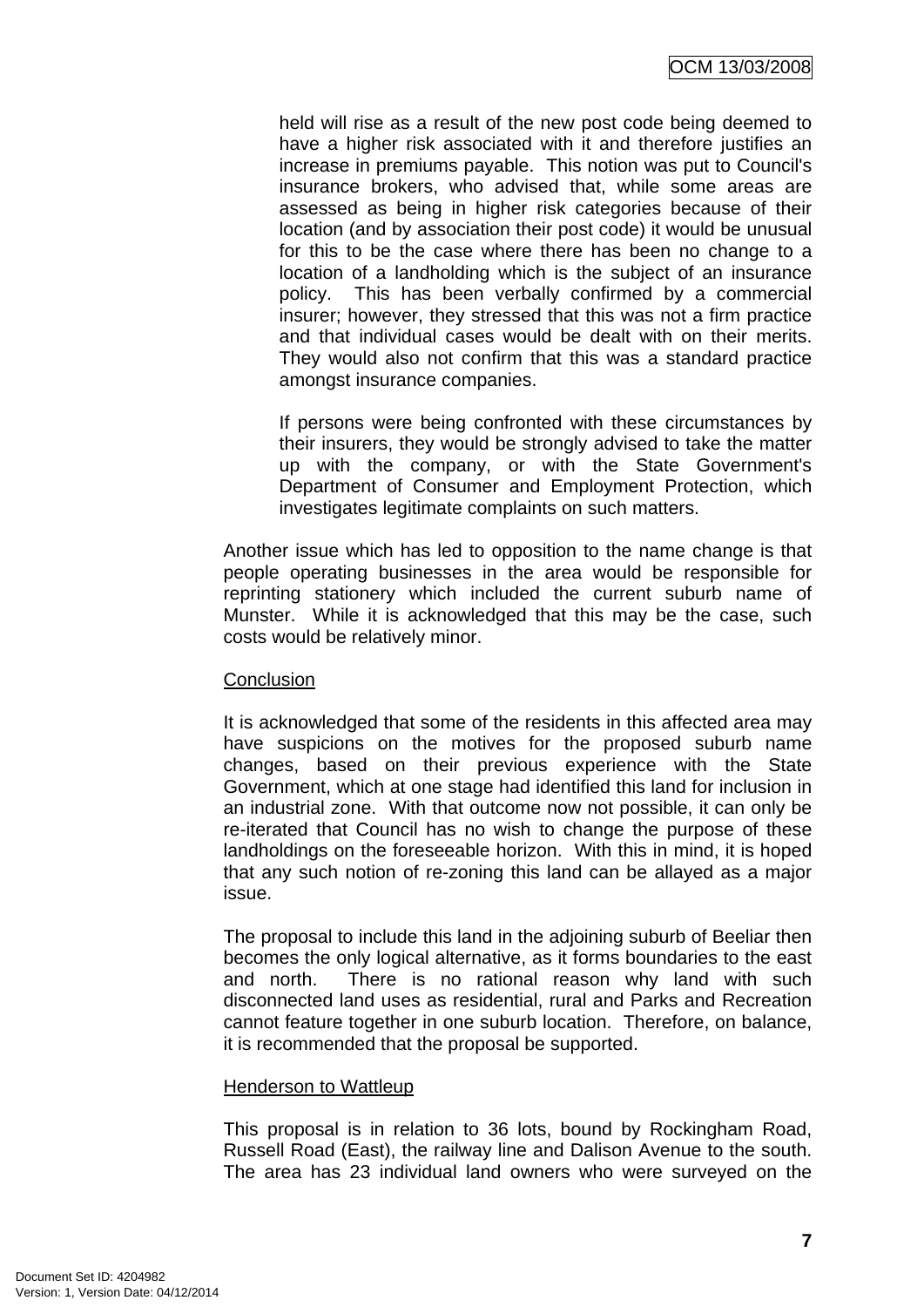held will rise as a result of the new post code being deemed to have a higher risk associated with it and therefore justifies an increase in premiums payable. This notion was put to Council's insurance brokers, who advised that, while some areas are assessed as being in higher risk categories because of their location (and by association their post code) it would be unusual for this to be the case where there has been no change to a location of a landholding which is the subject of an insurance policy. This has been verbally confirmed by a commercial insurer; however, they stressed that this was not a firm practice and that individual cases would be dealt with on their merits. They would also not confirm that this was a standard practice amongst insurance companies.

If persons were being confronted with these circumstances by their insurers, they would be strongly advised to take the matter up with the company, or with the State Government's Department of Consumer and Employment Protection, which investigates legitimate complaints on such matters.

Another issue which has led to opposition to the name change is that people operating businesses in the area would be responsible for reprinting stationery which included the current suburb name of Munster. While it is acknowledged that this may be the case, such costs would be relatively minor.

Conclusion

It is acknowledged that some of the residents in this affected area may have suspicions on the motives for the proposed suburb name changes, based on their previous experience with the State Government, which at one stage had identified this land for inclusion in an industrial zone. With that outcome now not possible, it can only be re-iterated that Council has no wish to change the purpose of these landholdings on the foreseeable horizon. With this in mind, it is hoped that any such notion of re-zoning this land can be allayed as a major issue.

The proposal to include this land in the adjoining suburb of Beeliar then becomes the only logical alternative, as it forms boundaries to the east and north. There is no rational reason why land with such disconnected land uses as residential, rural and Parks and Recreation cannot feature together in one suburb location. Therefore, on balance, it is recommended that the proposal be supported.

Henderson to Wattleup

This proposal is in relation to 36 lots, bound by Rockingham Road, Russell Road (East), the railway line and Dalison Avenue to the south. The area has 23 individual land owners who were surveyed on the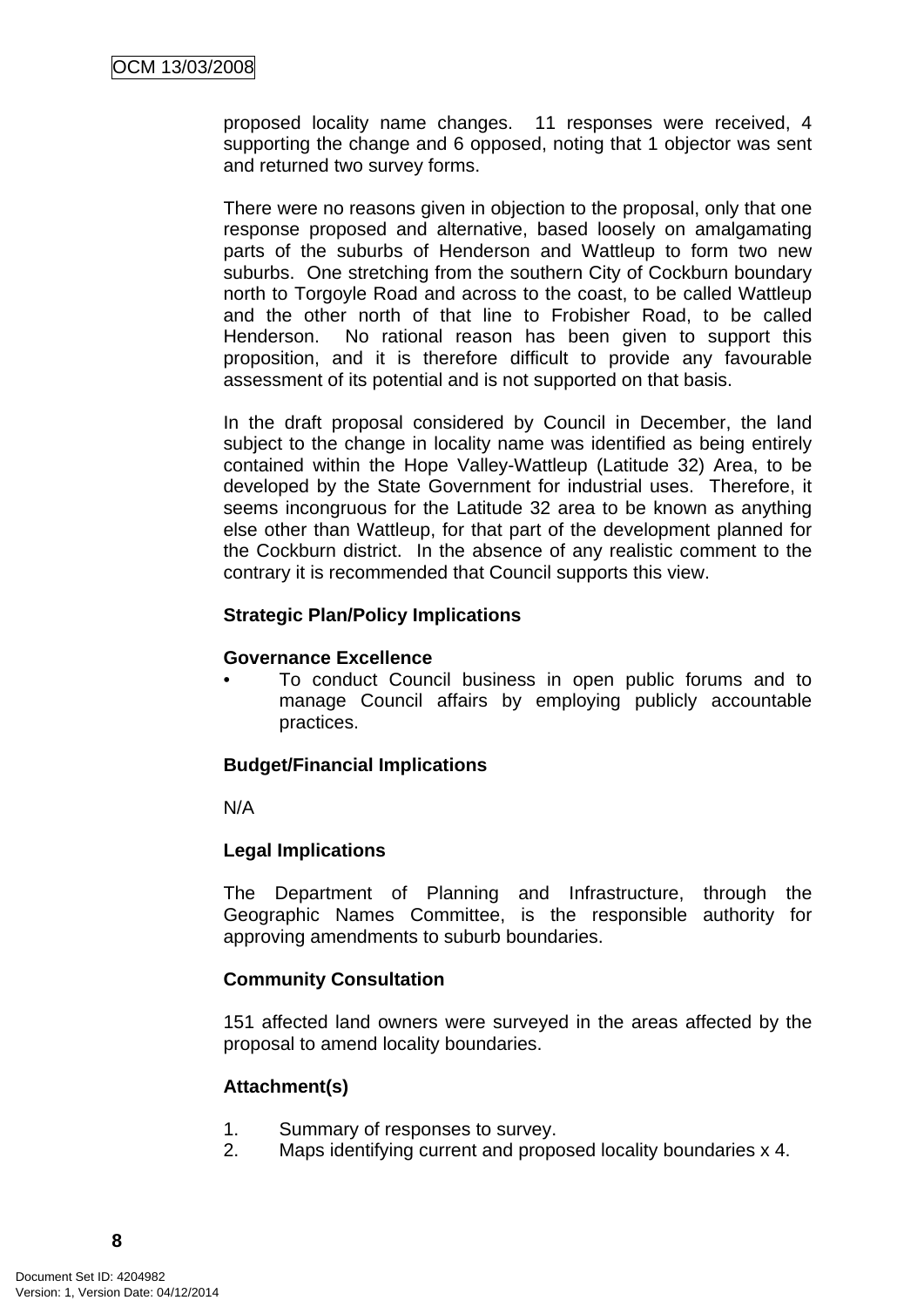proposed locality name changes. 11 responses were received, 4 supporting the change and 6 opposed, noting that 1 objector was sent and returned two survey forms.

There were no reasons given in objection to the proposal, only that one response proposed and alternative, based loosely on amalgamating parts of the suburbs of Henderson and Wattleup to form two new suburbs. One stretching from the southern City of Cockburn boundary north to Torgoyle Road and across to the coast, to be called Wattleup and the other north of that line to Frobisher Road, to be called Henderson. No rational reason has been given to support this proposition, and it is therefore difficult to provide any favourable assessment of its potential and is not supported on that basis.

In the draft proposal considered by Council in December, the land subject to the change in locality name was identified as being entirely contained within the Hope Valley-Wattleup (Latitude 32) Area, to be developed by the State Government for industrial uses. Therefore, it seems incongruous for the Latitude 32 area to be known as anything else other than Wattleup, for that part of the development planned for the Cockburn district. In the absence of any realistic comment to the contrary it is recommended that Council supports this view.

**Strategic Plan/Policy Implications**

**Governance Excellence**

- To conduct Council business in open public forums and to manage Council affairs by employing publicly accountable practices.

**Budget/Financial Implications**

N/A

**Legal Implications**

The Department of Planning and Infrastructure, through the Geographic Names Committee, is the responsible authority for approving amendments to suburb boundaries.

**Community Consultation**

151 affected land owners were surveyed in the areas affected by the proposal to amend locality boundaries.

**Attachment(s)**

1. Summary of responses to survey.
2. Maps identifying current and proposed locality boundaries x 4.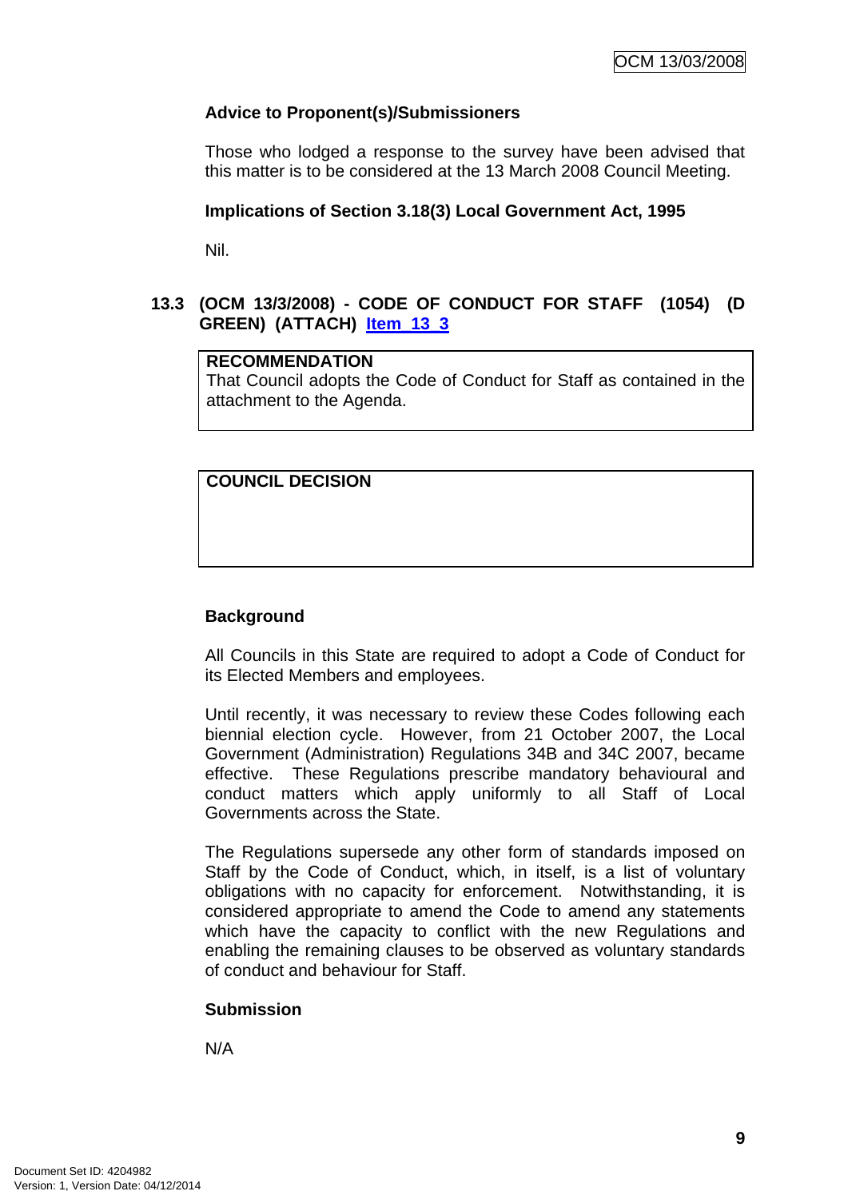**Advice to Proponent(s)/Submissioners**

Those who lodged a response to the survey have been advised that this matter is to be considered at the 13 March 2008 Council Meeting.

**Implications of Section 3.18(3) Local Government Act, 1995**

Nil.

## 13.3 (OCM 13/3/2008) - CODE OF CONDUCT FOR STAFF (1054) (D GREEN) (ATTACH) Item_13_3

| RECOMMENDATION |
|---|
| That Council adopts the Code of Conduct for Staff as contained in the attachment to the Agenda. |

| COUNCIL DECISION |
|---|
| |

**Background**

All Councils in this State are required to adopt a Code of Conduct for its Elected Members and employees.

Until recently, it was necessary to review these Codes following each biennial election cycle. However, from 21 October 2007, the Local Government (Administration) Regulations 34B and 34C 2007, became effective. These Regulations prescribe mandatory behavioural and conduct matters which apply uniformly to all Staff of Local Governments across the State.

The Regulations supersede any other form of standards imposed on Staff by the Code of Conduct, which, in itself, is a list of voluntary obligations with no capacity for enforcement. Notwithstanding, it is considered appropriate to amend the Code to amend any statements which have the capacity to conflict with the new Regulations and enabling the remaining clauses to be observed as voluntary standards of conduct and behaviour for Staff.

**Submission**

N/A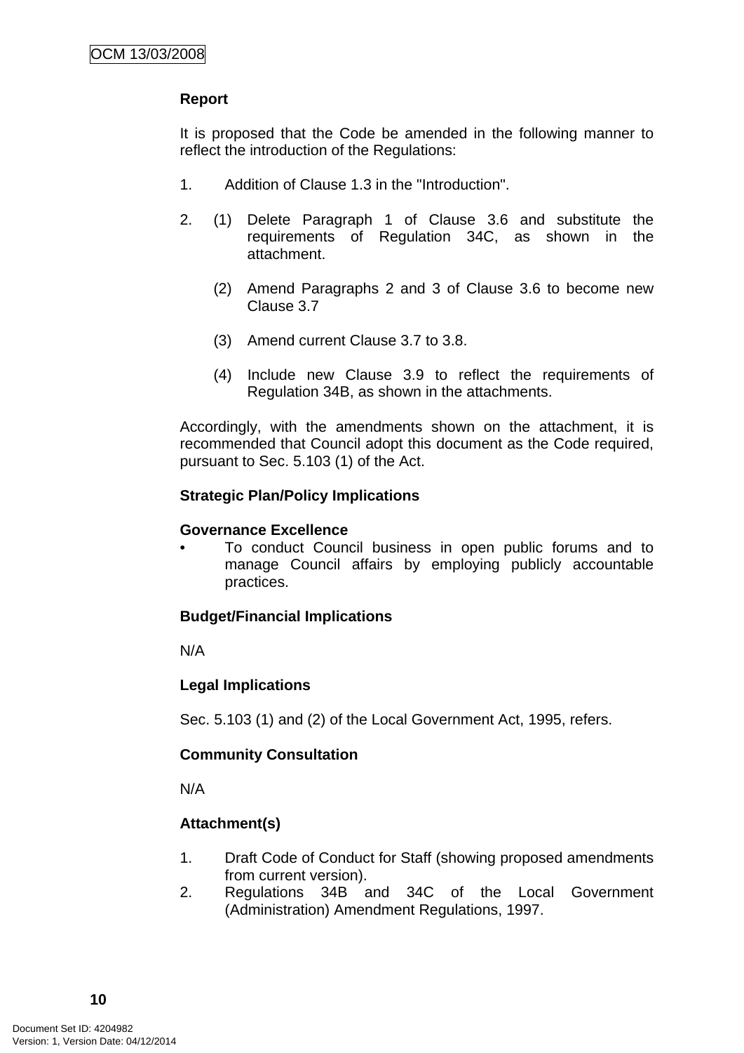**Report**

It is proposed that the Code be amended in the following manner to reflect the introduction of the Regulations:

1. Addition of Clause 1.3 in the "Introduction".

2. (1) Delete Paragraph 1 of Clause 3.6 and substitute the requirements of Regulation 34C, as shown in the attachment.

   (2) Amend Paragraphs 2 and 3 of Clause 3.6 to become new Clause 3.7

   (3) Amend current Clause 3.7 to 3.8.

   (4) Include new Clause 3.9 to reflect the requirements of Regulation 34B, as shown in the attachments.

Accordingly, with the amendments shown on the attachment, it is recommended that Council adopt this document as the Code required, pursuant to Sec. 5.103 (1) of the Act.

**Strategic Plan/Policy Implications**

**Governance Excellence**

- To conduct Council business in open public forums and to manage Council affairs by employing publicly accountable practices.

**Budget/Financial Implications**

N/A

**Legal Implications**

Sec. 5.103 (1) and (2) of the Local Government Act, 1995, refers.

**Community Consultation**

N/A

**Attachment(s)**

1. Draft Code of Conduct for Staff (showing proposed amendments from current version).
2. Regulations 34B and 34C of the Local Government (Administration) Amendment Regulations, 1997.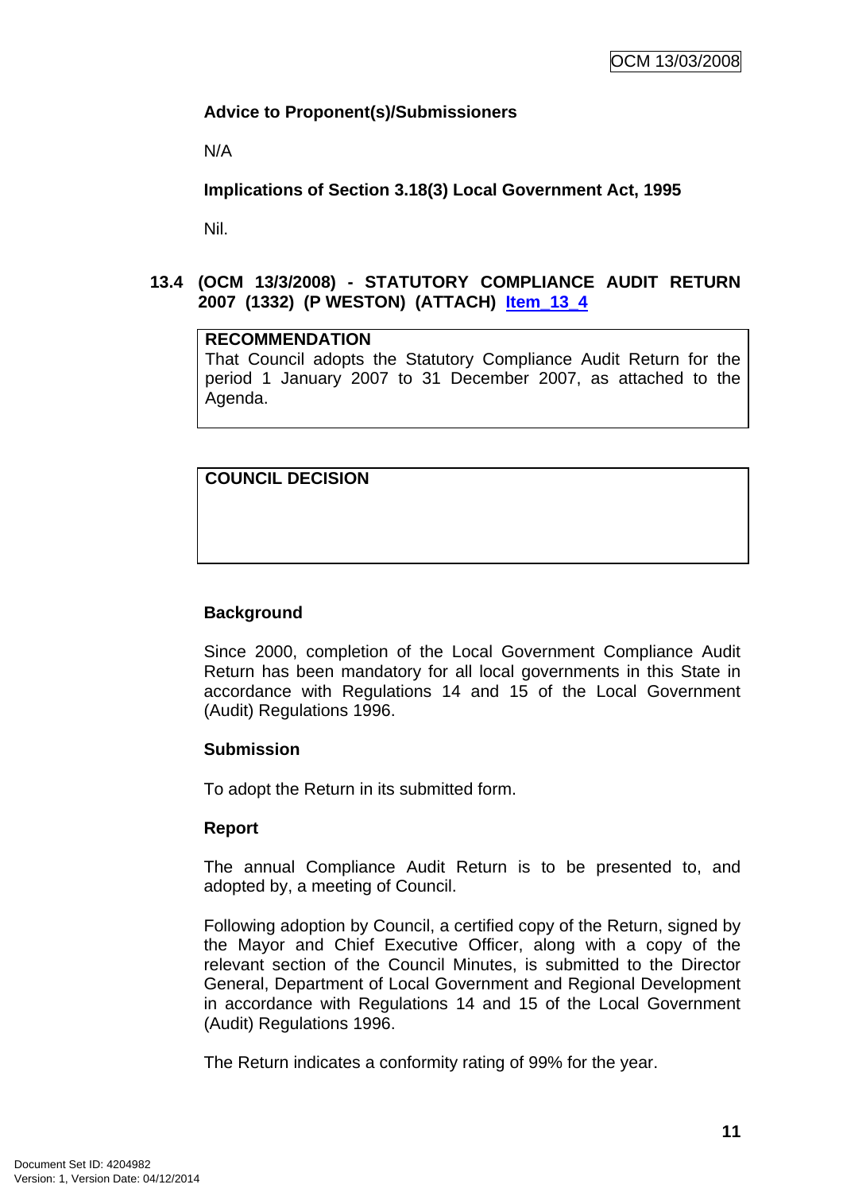**Advice to Proponent(s)/Submissioners**

N/A

**Implications of Section 3.18(3) Local Government Act, 1995**

Nil.

## 13.4 (OCM 13/3/2008) - STATUTORY COMPLIANCE AUDIT RETURN 2007 (1332) (P WESTON) (ATTACH) Item_13_4

| **RECOMMENDATION** |
|---|
| That Council adopts the Statutory Compliance Audit Return for the period 1 January 2007 to 31 December 2007, as attached to the Agenda. |

| **COUNCIL DECISION** |
|---|
| |

**Background**

Since 2000, completion of the Local Government Compliance Audit Return has been mandatory for all local governments in this State in accordance with Regulations 14 and 15 of the Local Government (Audit) Regulations 1996.

**Submission**

To adopt the Return in its submitted form.

**Report**

The annual Compliance Audit Return is to be presented to, and adopted by, a meeting of Council.

Following adoption by Council, a certified copy of the Return, signed by the Mayor and Chief Executive Officer, along with a copy of the relevant section of the Council Minutes, is submitted to the Director General, Department of Local Government and Regional Development in accordance with Regulations 14 and 15 of the Local Government (Audit) Regulations 1996.

The Return indicates a conformity rating of 99% for the year.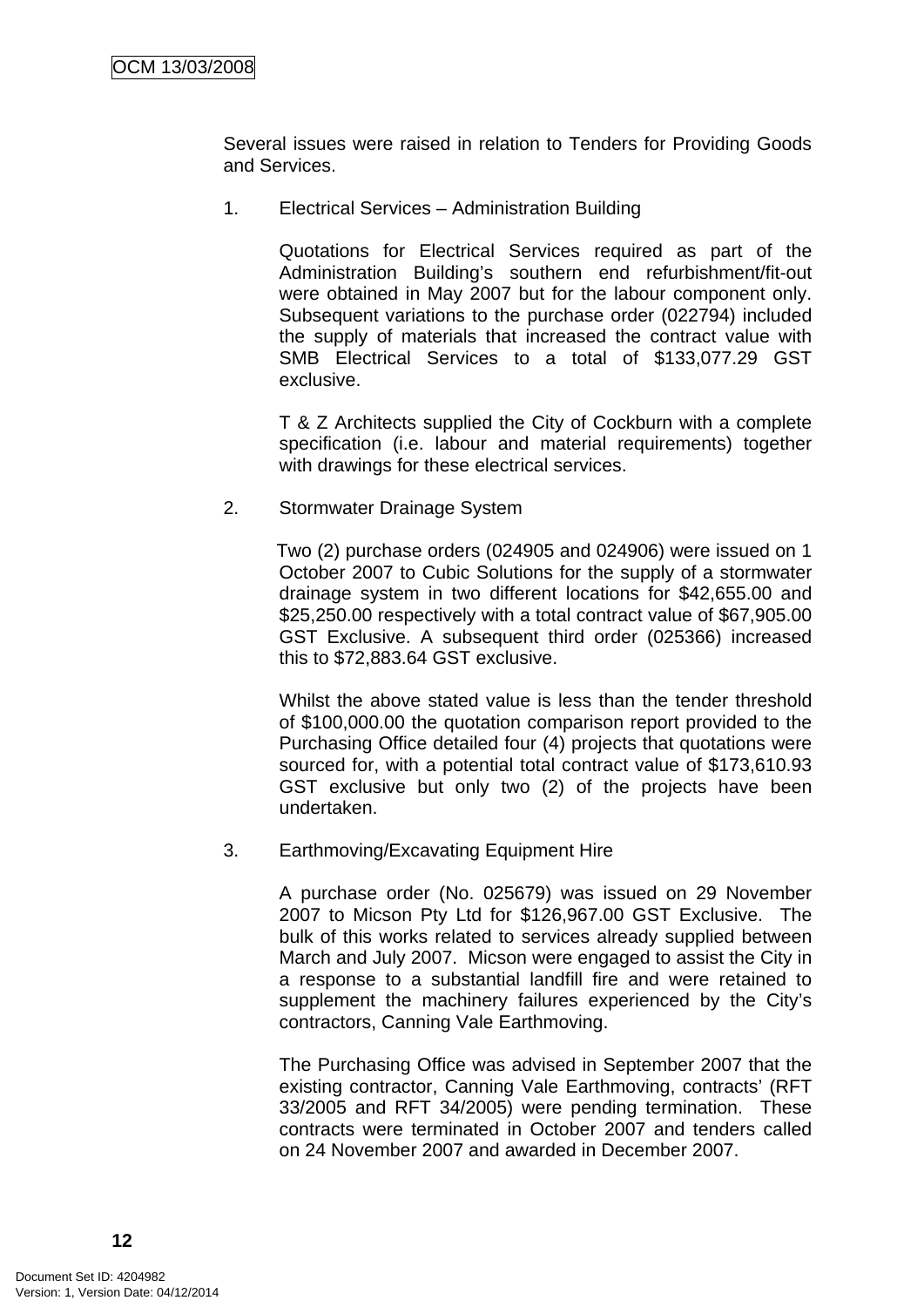Several issues were raised in relation to Tenders for Providing Goods and Services.

1. Electrical Services – Administration Building

   Quotations for Electrical Services required as part of the Administration Building's southern end refurbishment/fit-out were obtained in May 2007 but for the labour component only. Subsequent variations to the purchase order (022794) included the supply of materials that increased the contract value with SMB Electrical Services to a total of $133,077.29 GST exclusive.

   T & Z Architects supplied the City of Cockburn with a complete specification (i.e. labour and material requirements) together with drawings for these electrical services.

2. Stormwater Drainage System

   Two (2) purchase orders (024905 and 024906) were issued on 1 October 2007 to Cubic Solutions for the supply of a stormwater drainage system in two different locations for $42,655.00 and $25,250.00 respectively with a total contract value of $67,905.00 GST Exclusive. A subsequent third order (025366) increased this to $72,883.64 GST exclusive.

   Whilst the above stated value is less than the tender threshold of $100,000.00 the quotation comparison report provided to the Purchasing Office detailed four (4) projects that quotations were sourced for, with a potential total contract value of $173,610.93 GST exclusive but only two (2) of the projects have been undertaken.

3. Earthmoving/Excavating Equipment Hire

   A purchase order (No. 025679) was issued on 29 November 2007 to Micson Pty Ltd for $126,967.00 GST Exclusive. The bulk of this works related to services already supplied between March and July 2007. Micson were engaged to assist the City in a response to a substantial landfill fire and were retained to supplement the machinery failures experienced by the City's contractors, Canning Vale Earthmoving.

   The Purchasing Office was advised in September 2007 that the existing contractor, Canning Vale Earthmoving, contracts' (RFT 33/2005 and RFT 34/2005) were pending termination. These contracts were terminated in October 2007 and tenders called on 24 November 2007 and awarded in December 2007.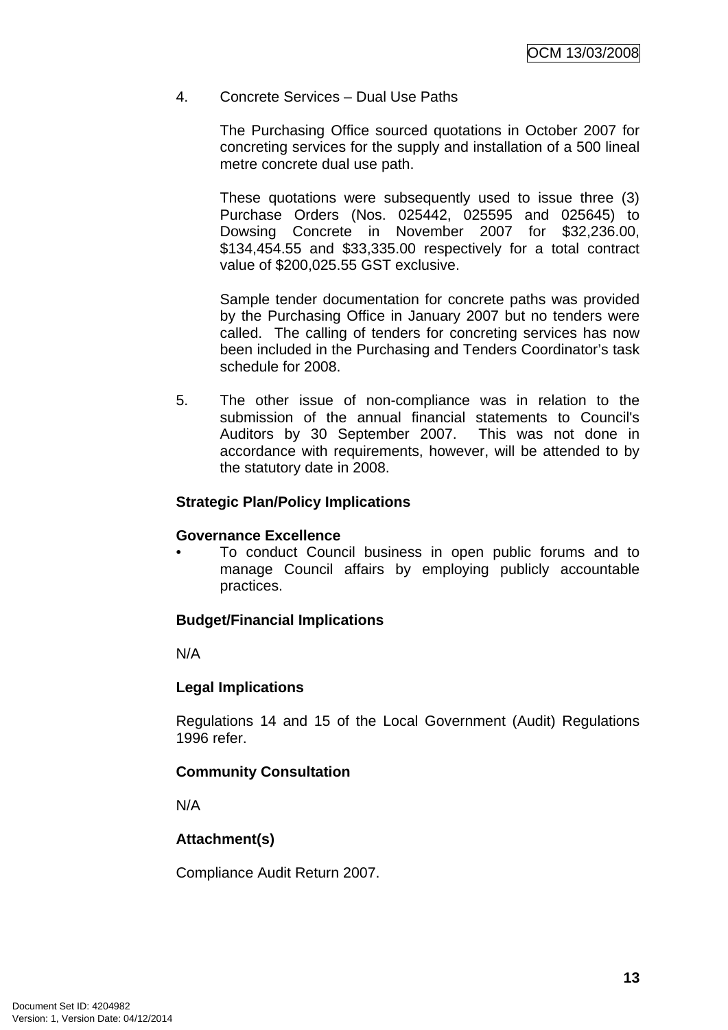4. Concrete Services – Dual Use Paths

   The Purchasing Office sourced quotations in October 2007 for concreting services for the supply and installation of a 500 lineal metre concrete dual use path.

   These quotations were subsequently used to issue three (3) Purchase Orders (Nos. 025442, 025595 and 025645) to Dowsing Concrete in November 2007 for $32,236.00, $134,454.55 and $33,335.00 respectively for a total contract value of $200,025.55 GST exclusive.

   Sample tender documentation for concrete paths was provided by the Purchasing Office in January 2007 but no tenders were called. The calling of tenders for concreting services has now been included in the Purchasing and Tenders Coordinator's task schedule for 2008.

5. The other issue of non-compliance was in relation to the submission of the annual financial statements to Council's Auditors by 30 September 2007. This was not done in accordance with requirements, however, will be attended to by the statutory date in 2008.

**Strategic Plan/Policy Implications**

**Governance Excellence**

- To conduct Council business in open public forums and to manage Council affairs by employing publicly accountable practices.

**Budget/Financial Implications**

N/A

**Legal Implications**

Regulations 14 and 15 of the Local Government (Audit) Regulations 1996 refer.

**Community Consultation**

N/A

**Attachment(s)**

Compliance Audit Return 2007.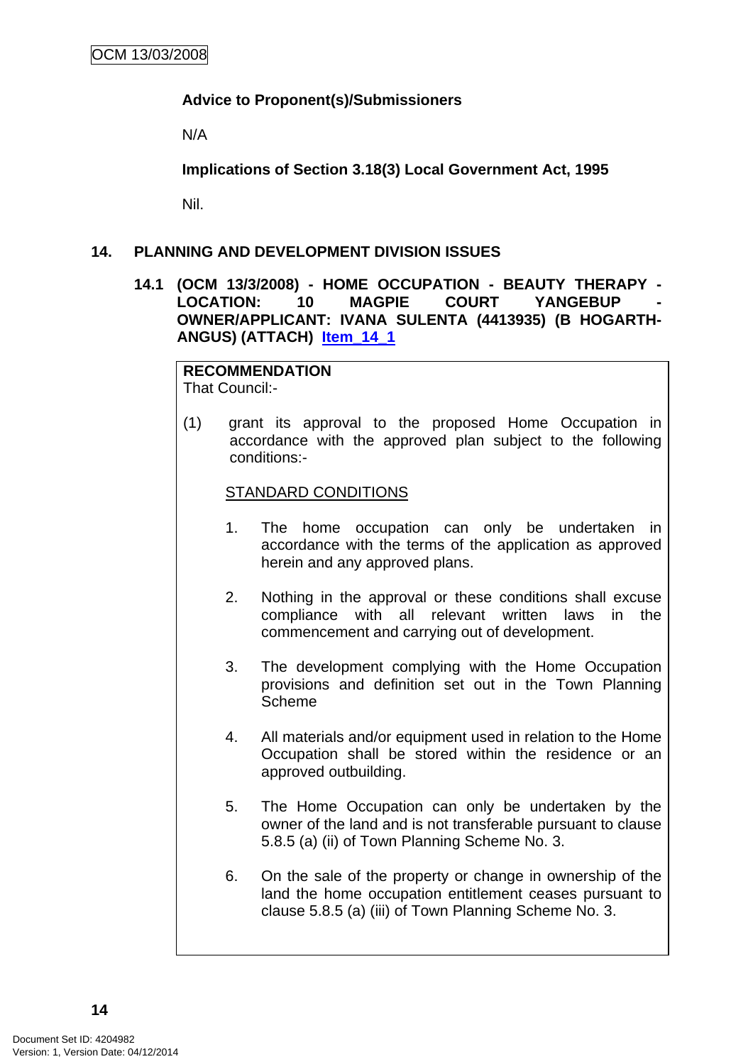**Advice to Proponent(s)/Submissioners**

N/A

**Implications of Section 3.18(3) Local Government Act, 1995**

Nil.

## 14. PLANNING AND DEVELOPMENT DIVISION ISSUES

### 14.1 (OCM 13/3/2008) - HOME OCCUPATION - BEAUTY THERAPY - LOCATION: 10 MAGPIE COURT YANGEBUP - OWNER/APPLICANT: IVANA SULENTA (4413935) (B HOGARTH-ANGUS) (ATTACH) Item_14_1

**RECOMMENDATION**
That Council:-

(1) grant its approval to the proposed Home Occupation in accordance with the approved plan subject to the following conditions:-

STANDARD CONDITIONS

1. The home occupation can only be undertaken in accordance with the terms of the application as approved herein and any approved plans.

2. Nothing in the approval or these conditions shall excuse compliance with all relevant written laws in the commencement and carrying out of development.

3. The development complying with the Home Occupation provisions and definition set out in the Town Planning Scheme

4. All materials and/or equipment used in relation to the Home Occupation shall be stored within the residence or an approved outbuilding.

5. The Home Occupation can only be undertaken by the owner of the land and is not transferable pursuant to clause 5.8.5 (a) (ii) of Town Planning Scheme No. 3.

6. On the sale of the property or change in ownership of the land the home occupation entitlement ceases pursuant to clause 5.8.5 (a) (iii) of Town Planning Scheme No. 3.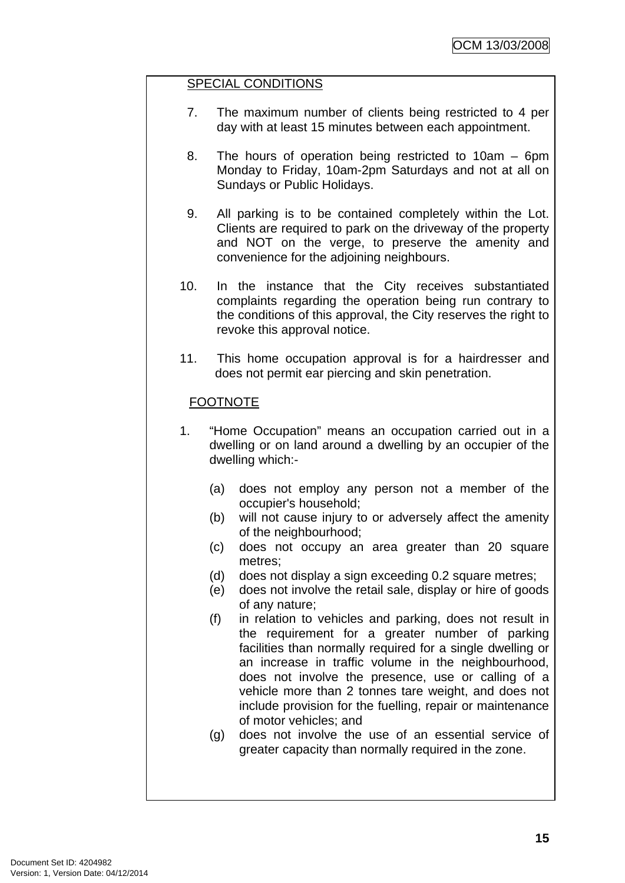SPECIAL CONDITIONS

7. The maximum number of clients being restricted to 4 per day with at least 15 minutes between each appointment.

8. The hours of operation being restricted to 10am – 6pm Monday to Friday, 10am-2pm Saturdays and not at all on Sundays or Public Holidays.

9. All parking is to be contained completely within the Lot. Clients are required to park on the driveway of the property and NOT on the verge, to preserve the amenity and convenience for the adjoining neighbours.

10. In the instance that the City receives substantiated complaints regarding the operation being run contrary to the conditions of this approval, the City reserves the right to revoke this approval notice.

11. This home occupation approval is for a hairdresser and does not permit ear piercing and skin penetration.

FOOTNOTE

1. "Home Occupation" means an occupation carried out in a dwelling or on land around a dwelling by an occupier of the dwelling which:-

   (a) does not employ any person not a member of the occupier's household;
   (b) will not cause injury to or adversely affect the amenity of the neighbourhood;
   (c) does not occupy an area greater than 20 square metres;
   (d) does not display a sign exceeding 0.2 square metres;
   (e) does not involve the retail sale, display or hire of goods of any nature;
   (f) in relation to vehicles and parking, does not result in the requirement for a greater number of parking facilities than normally required for a single dwelling or an increase in traffic volume in the neighbourhood, does not involve the presence, use or calling of a vehicle more than 2 tonnes tare weight, and does not include provision for the fuelling, repair or maintenance of motor vehicles; and
   (g) does not involve the use of an essential service of greater capacity than normally required in the zone.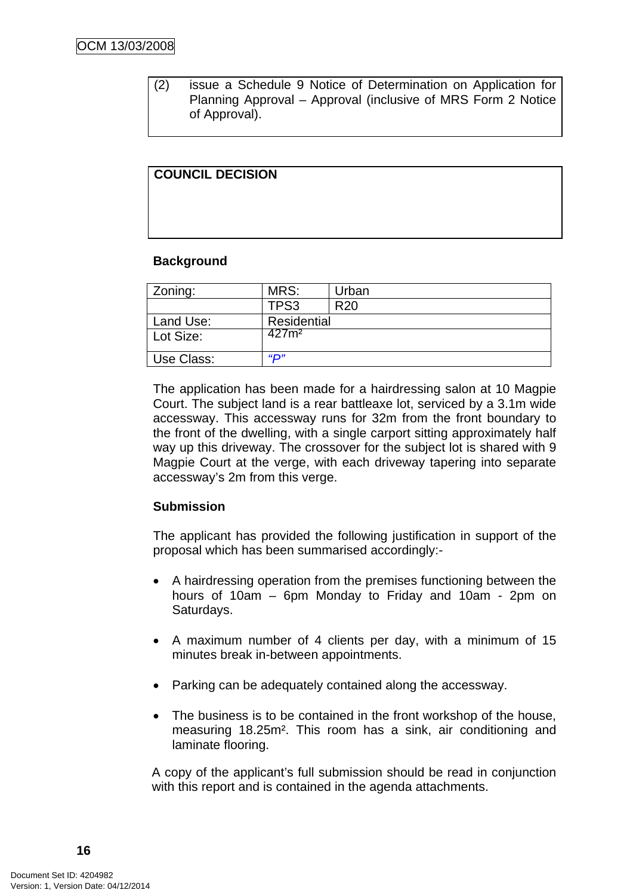| (2) | issue a Schedule 9 Notice of Determination on Application for Planning Approval – Approval (inclusive of MRS Form 2 Notice of Approval). |
|---|---|

| **COUNCIL DECISION** |
|---|
| |

**Background**

| Zoning: | MRS: | Urban |
|---|---|---|
| | TPS3 | R20 |
| Land Use: | Residential | |
| Lot Size: | 427m² | |
| Use Class: | *"P"* | |

The application has been made for a hairdressing salon at 10 Magpie Court. The subject land is a rear battleaxe lot, serviced by a 3.1m wide accessway. This accessway runs for 32m from the front boundary to the front of the dwelling, with a single carport sitting approximately half way up this driveway. The crossover for the subject lot is shared with 9 Magpie Court at the verge, with each driveway tapering into separate accessway's 2m from this verge.

**Submission**

The applicant has provided the following justification in support of the proposal which has been summarised accordingly:-

- A hairdressing operation from the premises functioning between the hours of 10am – 6pm Monday to Friday and 10am - 2pm on Saturdays.

- A maximum number of 4 clients per day, with a minimum of 15 minutes break in-between appointments.

- Parking can be adequately contained along the accessway.

- The business is to be contained in the front workshop of the house, measuring 18.25m². This room has a sink, air conditioning and laminate flooring.

A copy of the applicant's full submission should be read in conjunction with this report and is contained in the agenda attachments.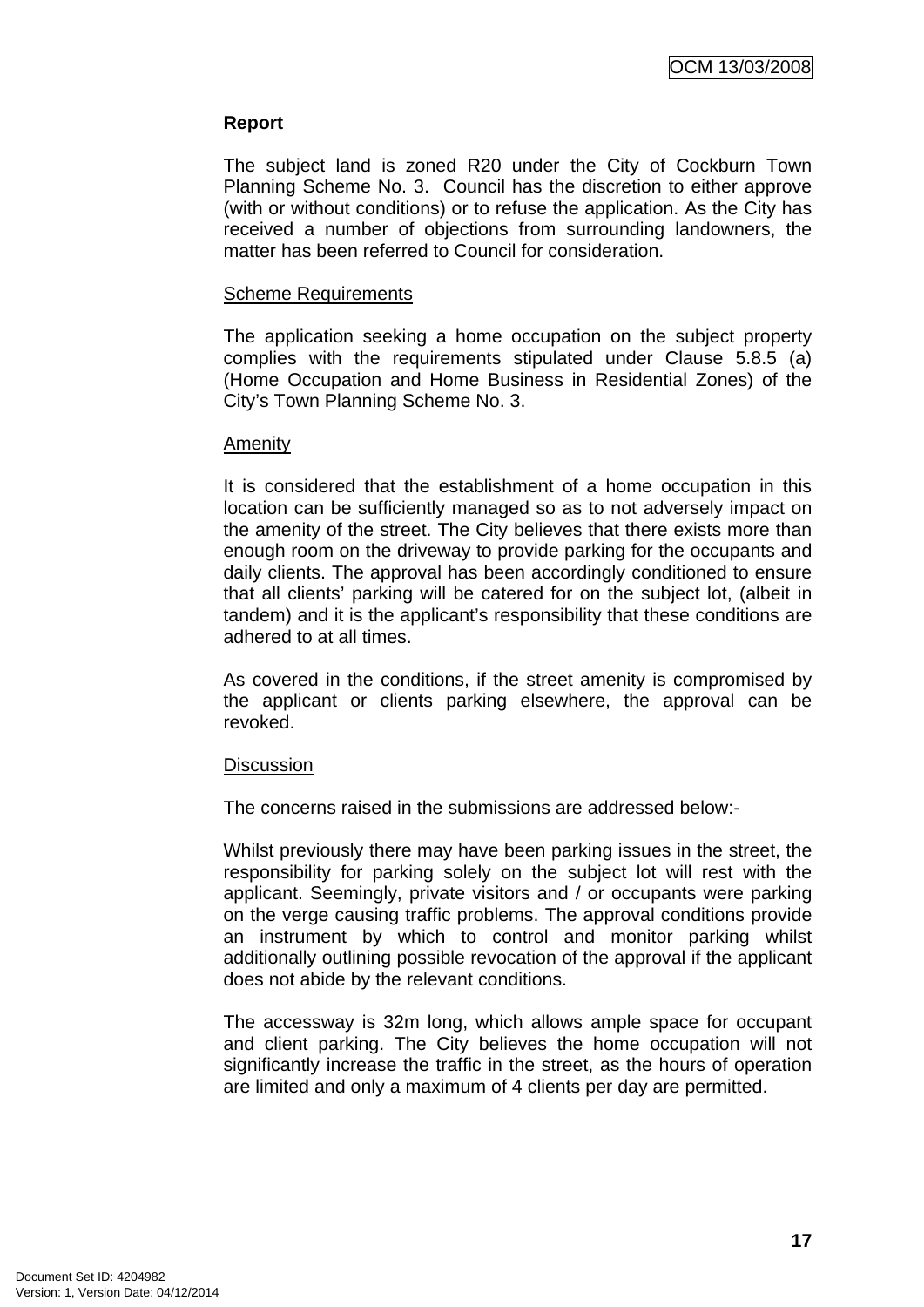**Report**

The subject land is zoned R20 under the City of Cockburn Town Planning Scheme No. 3. Council has the discretion to either approve (with or without conditions) or to refuse the application. As the City has received a number of objections from surrounding landowners, the matter has been referred to Council for consideration.

Scheme Requirements

The application seeking a home occupation on the subject property complies with the requirements stipulated under Clause 5.8.5 (a) (Home Occupation and Home Business in Residential Zones) of the City's Town Planning Scheme No. 3.

Amenity

It is considered that the establishment of a home occupation in this location can be sufficiently managed so as to not adversely impact on the amenity of the street. The City believes that there exists more than enough room on the driveway to provide parking for the occupants and daily clients. The approval has been accordingly conditioned to ensure that all clients' parking will be catered for on the subject lot, (albeit in tandem) and it is the applicant's responsibility that these conditions are adhered to at all times.

As covered in the conditions, if the street amenity is compromised by the applicant or clients parking elsewhere, the approval can be revoked.

Discussion

The concerns raised in the submissions are addressed below:-

Whilst previously there may have been parking issues in the street, the responsibility for parking solely on the subject lot will rest with the applicant. Seemingly, private visitors and / or occupants were parking on the verge causing traffic problems. The approval conditions provide an instrument by which to control and monitor parking whilst additionally outlining possible revocation of the approval if the applicant does not abide by the relevant conditions.

The accessway is 32m long, which allows ample space for occupant and client parking. The City believes the home occupation will not significantly increase the traffic in the street, as the hours of operation are limited and only a maximum of 4 clients per day are permitted.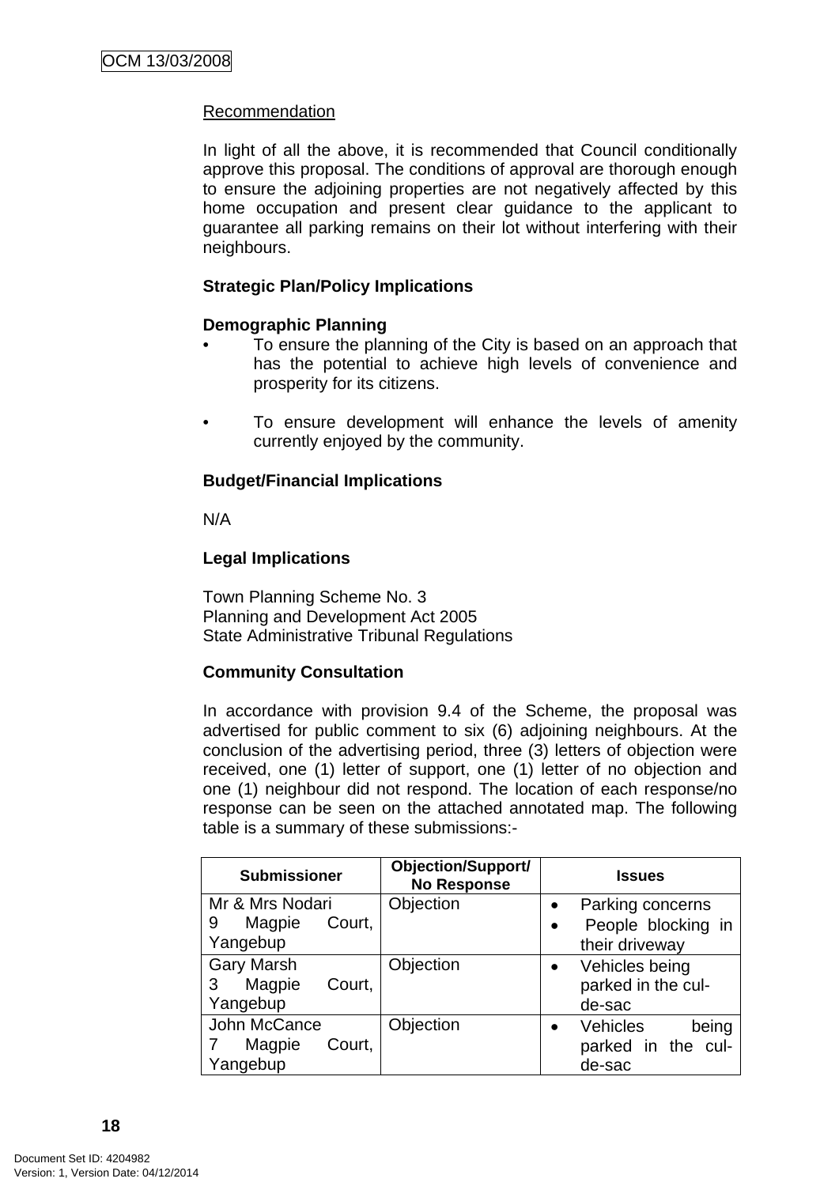Recommendation

In light of all the above, it is recommended that Council conditionally approve this proposal. The conditions of approval are thorough enough to ensure the adjoining properties are not negatively affected by this home occupation and present clear guidance to the applicant to guarantee all parking remains on their lot without interfering with their neighbours.

**Strategic Plan/Policy Implications**

**Demographic Planning**

- To ensure the planning of the City is based on an approach that has the potential to achieve high levels of convenience and prosperity for its citizens.
- To ensure development will enhance the levels of amenity currently enjoyed by the community.

**Budget/Financial Implications**

N/A

**Legal Implications**

Town Planning Scheme No. 3
Planning and Development Act 2005
State Administrative Tribunal Regulations

**Community Consultation**

In accordance with provision 9.4 of the Scheme, the proposal was advertised for public comment to six (6) adjoining neighbours. At the conclusion of the advertising period, three (3) letters of objection were received, one (1) letter of support, one (1) letter of no objection and one (1) neighbour did not respond. The location of each response/no response can be seen on the attached annotated map. The following table is a summary of these submissions:-

| Submissioner | Objection/Support/ No Response | Issues |
|---|---|---|
| Mr & Mrs Nodari<br>9 Magpie Court, Yangebup | Objection | • Parking concerns<br>• People blocking in their driveway |
| Gary Marsh<br>3 Magpie Court, Yangebup | Objection | • Vehicles being parked in the cul-de-sac |
| John McCance<br>7 Magpie Court, Yangebup | Objection | • Vehicles being parked in the cul-de-sac |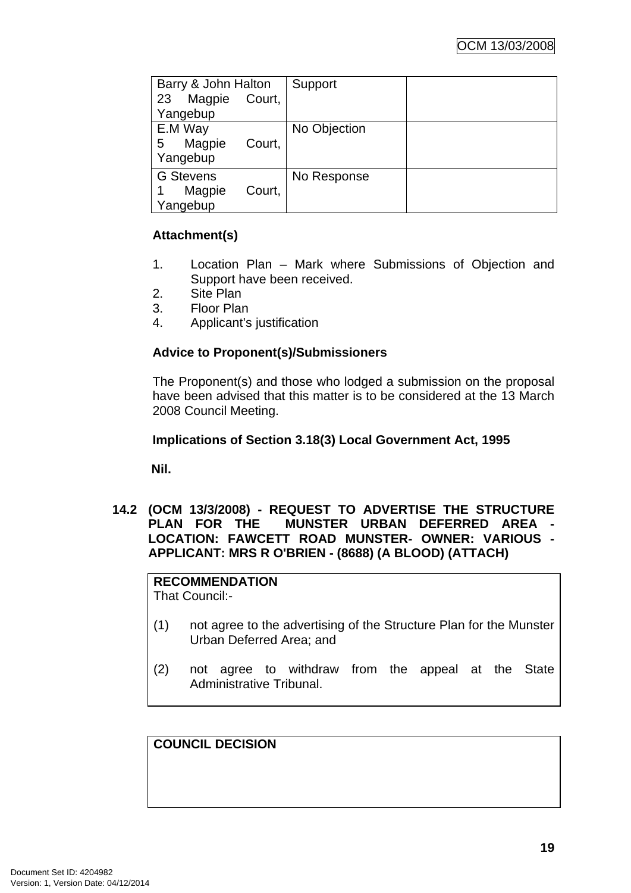| | | |
|---|---|---|
| Barry & John Halton<br>23 Magpie Court, Yangebup | Support | |
| E.M Way<br>5 Magpie Court, Yangebup | No Objection | |
| G Stevens<br>1 Magpie Court, Yangebup | No Response | |

**Attachment(s)**

1. Location Plan – Mark where Submissions of Objection and Support have been received.
2. Site Plan
3. Floor Plan
4. Applicant's justification

**Advice to Proponent(s)/Submissioners**

The Proponent(s) and those who lodged a submission on the proposal have been advised that this matter is to be considered at the 13 March 2008 Council Meeting.

**Implications of Section 3.18(3) Local Government Act, 1995**

**Nil.**

## 14.2 (OCM 13/3/2008) - REQUEST TO ADVERTISE THE STRUCTURE PLAN FOR THE MUNSTER URBAN DEFERRED AREA - LOCATION: FAWCETT ROAD MUNSTER- OWNER: VARIOUS - APPLICANT: MRS R O'BRIEN - (8688) (A BLOOD) (ATTACH)

**RECOMMENDATION**

That Council:-

(1) not agree to the advertising of the Structure Plan for the Munster Urban Deferred Area; and

(2) not agree to withdraw from the appeal at the State Administrative Tribunal.

**COUNCIL DECISION**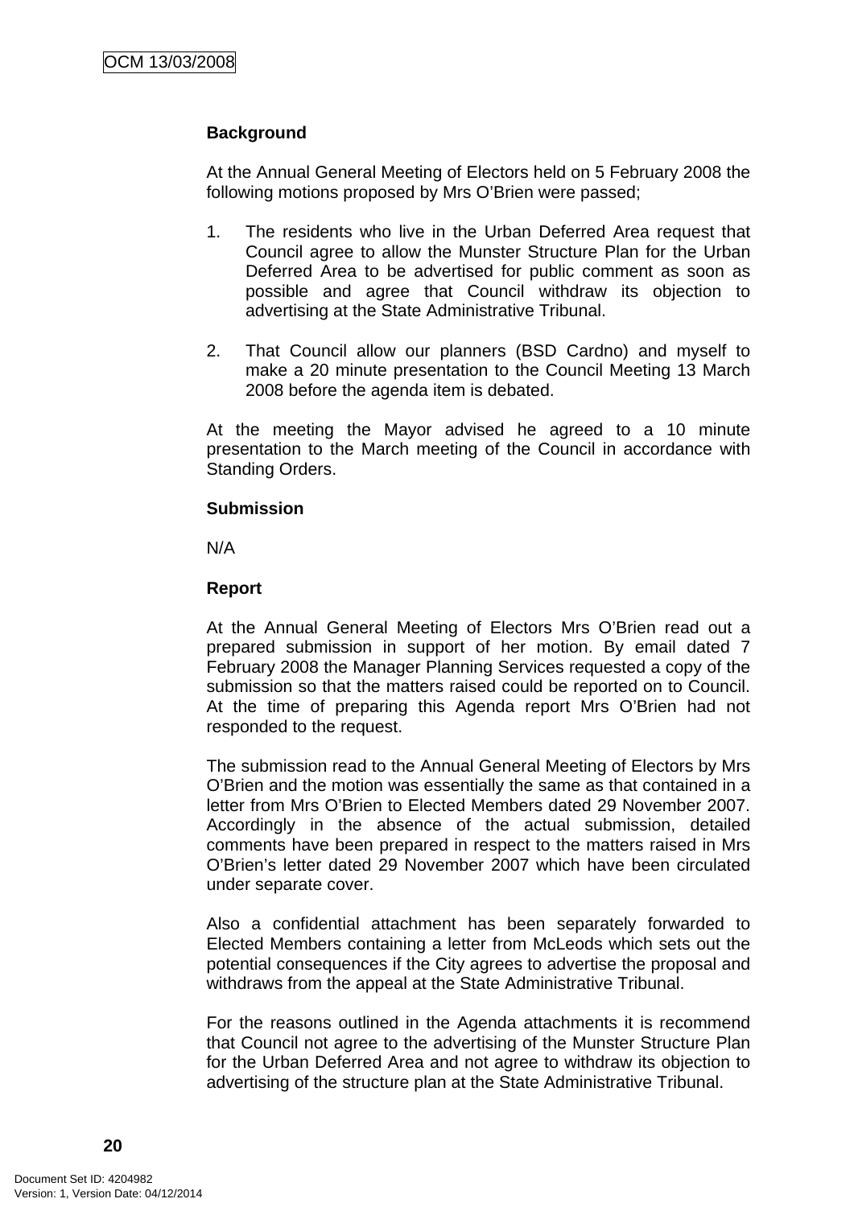**Background**

At the Annual General Meeting of Electors held on 5 February 2008 the following motions proposed by Mrs O'Brien were passed;

1. The residents who live in the Urban Deferred Area request that Council agree to allow the Munster Structure Plan for the Urban Deferred Area to be advertised for public comment as soon as possible and agree that Council withdraw its objection to advertising at the State Administrative Tribunal.

2. That Council allow our planners (BSD Cardno) and myself to make a 20 minute presentation to the Council Meeting 13 March 2008 before the agenda item is debated.

At the meeting the Mayor advised he agreed to a 10 minute presentation to the March meeting of the Council in accordance with Standing Orders.

**Submission**

N/A

**Report**

At the Annual General Meeting of Electors Mrs O'Brien read out a prepared submission in support of her motion. By email dated 7 February 2008 the Manager Planning Services requested a copy of the submission so that the matters raised could be reported on to Council. At the time of preparing this Agenda report Mrs O'Brien had not responded to the request.

The submission read to the Annual General Meeting of Electors by Mrs O'Brien and the motion was essentially the same as that contained in a letter from Mrs O'Brien to Elected Members dated 29 November 2007. Accordingly in the absence of the actual submission, detailed comments have been prepared in respect to the matters raised in Mrs O'Brien's letter dated 29 November 2007 which have been circulated under separate cover.

Also a confidential attachment has been separately forwarded to Elected Members containing a letter from McLeods which sets out the potential consequences if the City agrees to advertise the proposal and withdraws from the appeal at the State Administrative Tribunal.

For the reasons outlined in the Agenda attachments it is recommend that Council not agree to the advertising of the Munster Structure Plan for the Urban Deferred Area and not agree to withdraw its objection to advertising of the structure plan at the State Administrative Tribunal.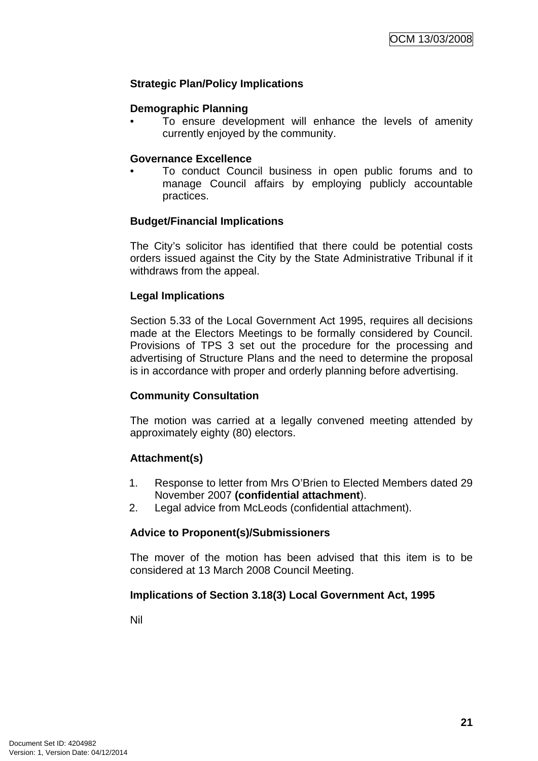**Strategic Plan/Policy Implications**

**Demographic Planning**

- To ensure development will enhance the levels of amenity currently enjoyed by the community.

**Governance Excellence**

- To conduct Council business in open public forums and to manage Council affairs by employing publicly accountable practices.

**Budget/Financial Implications**

The City's solicitor has identified that there could be potential costs orders issued against the City by the State Administrative Tribunal if it withdraws from the appeal.

**Legal Implications**

Section 5.33 of the Local Government Act 1995, requires all decisions made at the Electors Meetings to be formally considered by Council. Provisions of TPS 3 set out the procedure for the processing and advertising of Structure Plans and the need to determine the proposal is in accordance with proper and orderly planning before advertising.

**Community Consultation**

The motion was carried at a legally convened meeting attended by approximately eighty (80) electors.

**Attachment(s)**

1. Response to letter from Mrs O'Brien to Elected Members dated 29 November 2007 **(confidential attachment)**.
2. Legal advice from McLeods (confidential attachment).

**Advice to Proponent(s)/Submissioners**

The mover of the motion has been advised that this item is to be considered at 13 March 2008 Council Meeting.

**Implications of Section 3.18(3) Local Government Act, 1995**

Nil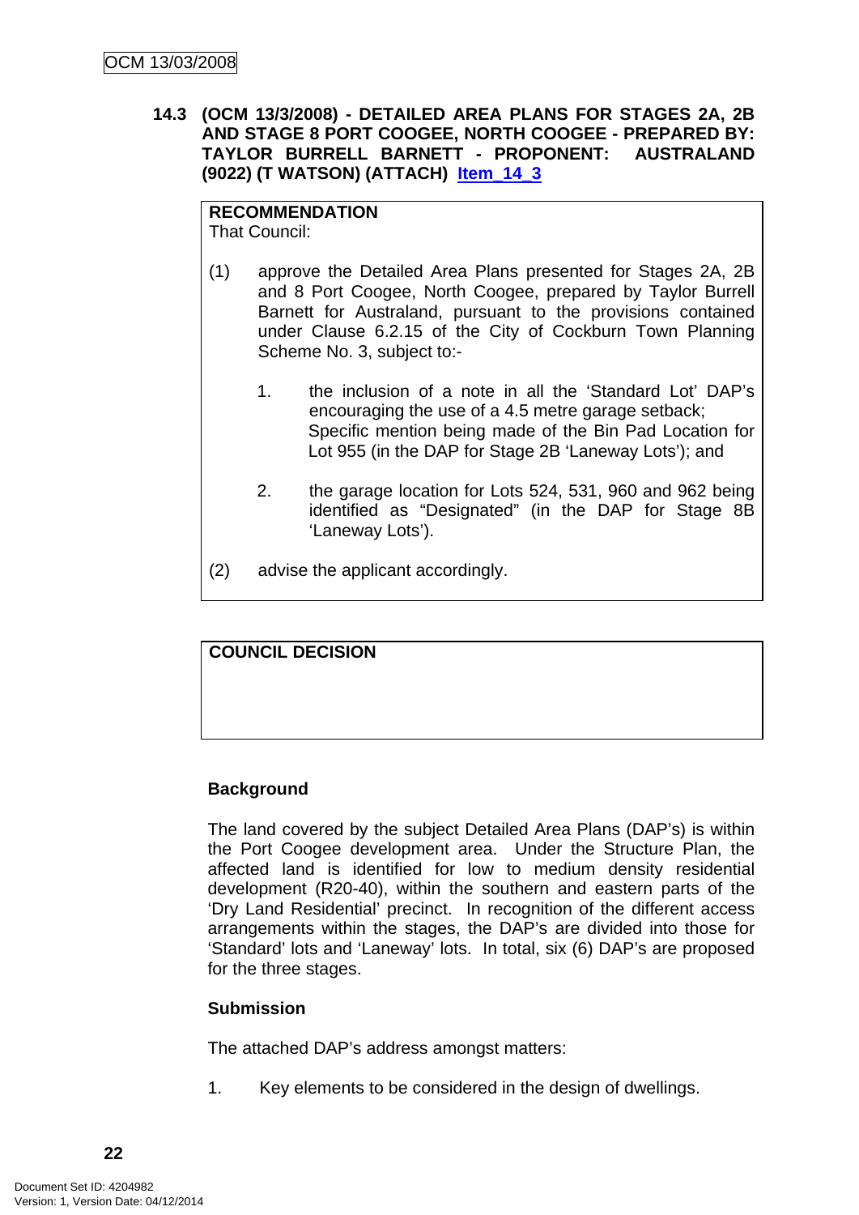### 14.3 (OCM 13/3/2008) - DETAILED AREA PLANS FOR STAGES 2A, 2B AND STAGE 8 PORT COOGEE, NORTH COOGEE - PREPARED BY: TAYLOR BURRELL BARNETT - PROPONENT: AUSTRALAND (9022) (T WATSON) (ATTACH) Item_14_3

**RECOMMENDATION**
That Council:

(1) approve the Detailed Area Plans presented for Stages 2A, 2B and 8 Port Coogee, North Coogee, prepared by Taylor Burrell Barnett for Australand, pursuant to the provisions contained under Clause 6.2.15 of the City of Cockburn Town Planning Scheme No. 3, subject to:-

   1. the inclusion of a note in all the 'Standard Lot' DAP's encouraging the use of a 4.5 metre garage setback; Specific mention being made of the Bin Pad Location for Lot 955 (in the DAP for Stage 2B 'Laneway Lots'); and

   2. the garage location for Lots 524, 531, 960 and 962 being identified as "Designated" (in the DAP for Stage 8B 'Laneway Lots').

(2) advise the applicant accordingly.

**COUNCIL DECISION**

**Background**

The land covered by the subject Detailed Area Plans (DAP's) is within the Port Coogee development area. Under the Structure Plan, the affected land is identified for low to medium density residential development (R20-40), within the southern and eastern parts of the 'Dry Land Residential' precinct. In recognition of the different access arrangements within the stages, the DAP's are divided into those for 'Standard' lots and 'Laneway' lots. In total, six (6) DAP's are proposed for the three stages.

**Submission**

The attached DAP's address amongst matters:

1. Key elements to be considered in the design of dwellings.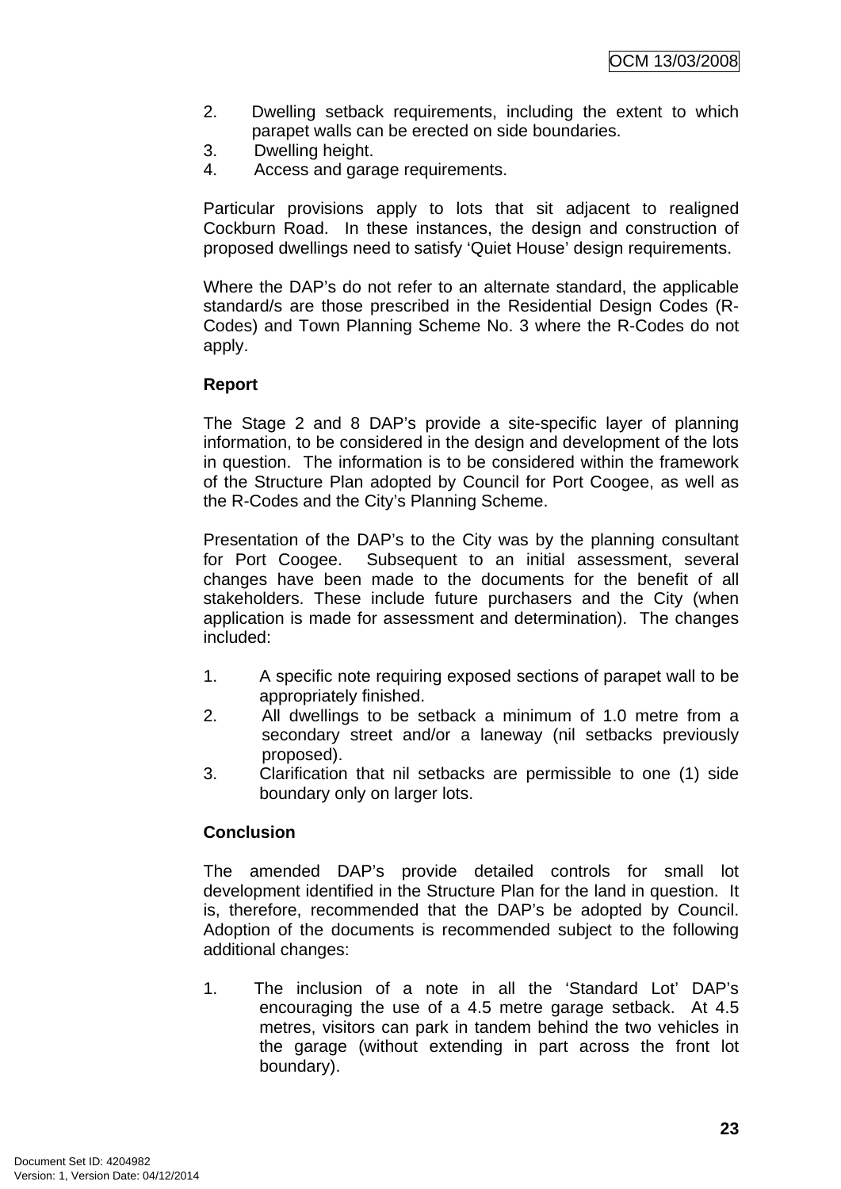2. Dwelling setback requirements, including the extent to which parapet walls can be erected on side boundaries.
3. Dwelling height.
4. Access and garage requirements.

Particular provisions apply to lots that sit adjacent to realigned Cockburn Road. In these instances, the design and construction of proposed dwellings need to satisfy 'Quiet House' design requirements.

Where the DAP's do not refer to an alternate standard, the applicable standard/s are those prescribed in the Residential Design Codes (R-Codes) and Town Planning Scheme No. 3 where the R-Codes do not apply.

**Report**

The Stage 2 and 8 DAP's provide a site-specific layer of planning information, to be considered in the design and development of the lots in question. The information is to be considered within the framework of the Structure Plan adopted by Council for Port Coogee, as well as the R-Codes and the City's Planning Scheme.

Presentation of the DAP's to the City was by the planning consultant for Port Coogee. Subsequent to an initial assessment, several changes have been made to the documents for the benefit of all stakeholders. These include future purchasers and the City (when application is made for assessment and determination). The changes included:

1. A specific note requiring exposed sections of parapet wall to be appropriately finished.
2. All dwellings to be setback a minimum of 1.0 metre from a secondary street and/or a laneway (nil setbacks previously proposed).
3. Clarification that nil setbacks are permissible to one (1) side boundary only on larger lots.

**Conclusion**

The amended DAP's provide detailed controls for small lot development identified in the Structure Plan for the land in question. It is, therefore, recommended that the DAP's be adopted by Council. Adoption of the documents is recommended subject to the following additional changes:

1. The inclusion of a note in all the 'Standard Lot' DAP's encouraging the use of a 4.5 metre garage setback. At 4.5 metres, visitors can park in tandem behind the two vehicles in the garage (without extending in part across the front lot boundary).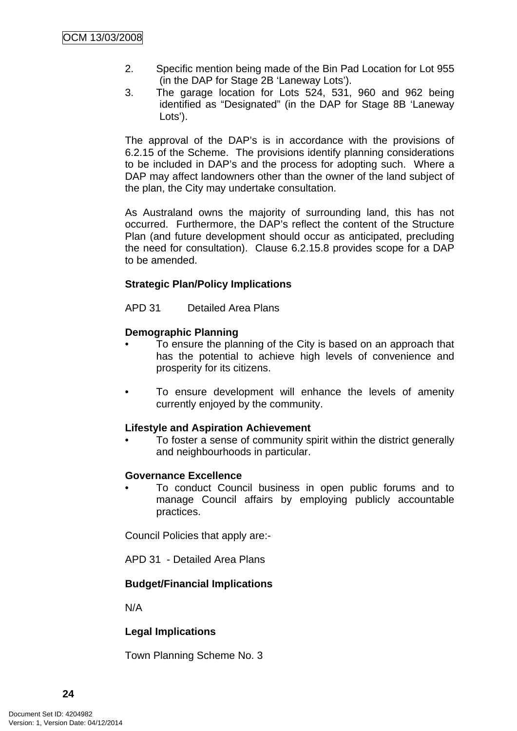2. Specific mention being made of the Bin Pad Location for Lot 955 (in the DAP for Stage 2B 'Laneway Lots').
3. The garage location for Lots 524, 531, 960 and 962 being identified as "Designated" (in the DAP for Stage 8B 'Laneway Lots').

The approval of the DAP's is in accordance with the provisions of 6.2.15 of the Scheme. The provisions identify planning considerations to be included in DAP's and the process for adopting such. Where a DAP may affect landowners other than the owner of the land subject of the plan, the City may undertake consultation.

As Australand owns the majority of surrounding land, this has not occurred. Furthermore, the DAP's reflect the content of the Structure Plan (and future development should occur as anticipated, precluding the need for consultation). Clause 6.2.15.8 provides scope for a DAP to be amended.

**Strategic Plan/Policy Implications**

APD 31 Detailed Area Plans

**Demographic Planning**

- To ensure the planning of the City is based on an approach that has the potential to achieve high levels of convenience and prosperity for its citizens.

- To ensure development will enhance the levels of amenity currently enjoyed by the community.

**Lifestyle and Aspiration Achievement**

- To foster a sense of community spirit within the district generally and neighbourhoods in particular.

**Governance Excellence**

- To conduct Council business in open public forums and to manage Council affairs by employing publicly accountable practices.

Council Policies that apply are:-

APD 31 - Detailed Area Plans

**Budget/Financial Implications**

N/A

**Legal Implications**

Town Planning Scheme No. 3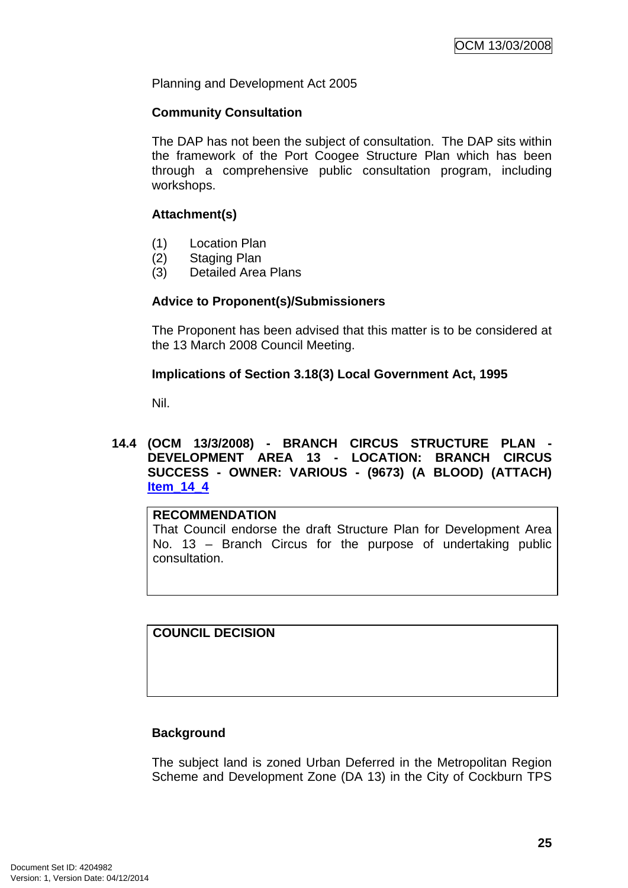Planning and Development Act 2005

**Community Consultation**

The DAP has not been the subject of consultation. The DAP sits within the framework of the Port Coogee Structure Plan which has been through a comprehensive public consultation program, including workshops.

**Attachment(s)**

(1) Location Plan
(2) Staging Plan
(3) Detailed Area Plans

**Advice to Proponent(s)/Submissioners**

The Proponent has been advised that this matter is to be considered at the 13 March 2008 Council Meeting.

**Implications of Section 3.18(3) Local Government Act, 1995**

Nil.

### 14.4 (OCM 13/3/2008) - BRANCH CIRCUS STRUCTURE PLAN - DEVELOPMENT AREA 13 - LOCATION: BRANCH CIRCUS SUCCESS - OWNER: VARIOUS - (9673) (A BLOOD) (ATTACH) Item_14_4

| **RECOMMENDATION** |
| --- |
| That Council endorse the draft Structure Plan for Development Area No. 13 – Branch Circus for the purpose of undertaking public consultation. |

| **COUNCIL DECISION** |
| --- |
| |

**Background**

The subject land is zoned Urban Deferred in the Metropolitan Region Scheme and Development Zone (DA 13) in the City of Cockburn TPS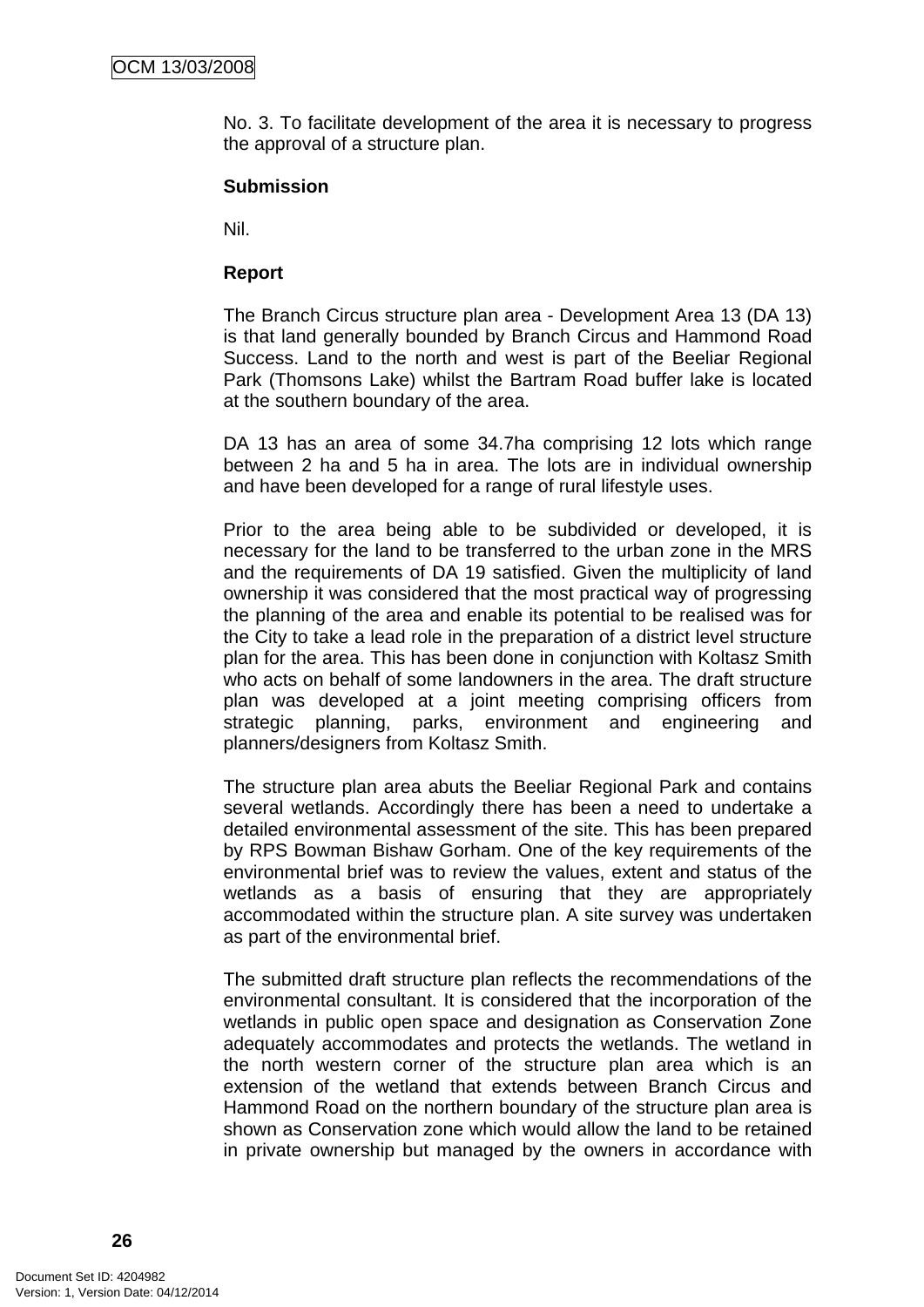No. 3. To facilitate development of the area it is necessary to progress the approval of a structure plan.

**Submission**

Nil.

**Report**

The Branch Circus structure plan area - Development Area 13 (DA 13) is that land generally bounded by Branch Circus and Hammond Road Success. Land to the north and west is part of the Beeliar Regional Park (Thomsons Lake) whilst the Bartram Road buffer lake is located at the southern boundary of the area.

DA 13 has an area of some 34.7ha comprising 12 lots which range between 2 ha and 5 ha in area. The lots are in individual ownership and have been developed for a range of rural lifestyle uses.

Prior to the area being able to be subdivided or developed, it is necessary for the land to be transferred to the urban zone in the MRS and the requirements of DA 19 satisfied. Given the multiplicity of land ownership it was considered that the most practical way of progressing the planning of the area and enable its potential to be realised was for the City to take a lead role in the preparation of a district level structure plan for the area. This has been done in conjunction with Koltasz Smith who acts on behalf of some landowners in the area. The draft structure plan was developed at a joint meeting comprising officers from strategic planning, parks, environment and engineering and planners/designers from Koltasz Smith.

The structure plan area abuts the Beeliar Regional Park and contains several wetlands. Accordingly there has been a need to undertake a detailed environmental assessment of the site. This has been prepared by RPS Bowman Bishaw Gorham. One of the key requirements of the environmental brief was to review the values, extent and status of the wetlands as a basis of ensuring that they are appropriately accommodated within the structure plan. A site survey was undertaken as part of the environmental brief.

The submitted draft structure plan reflects the recommendations of the environmental consultant. It is considered that the incorporation of the wetlands in public open space and designation as Conservation Zone adequately accommodates and protects the wetlands. The wetland in the north western corner of the structure plan area which is an extension of the wetland that extends between Branch Circus and Hammond Road on the northern boundary of the structure plan area is shown as Conservation zone which would allow the land to be retained in private ownership but managed by the owners in accordance with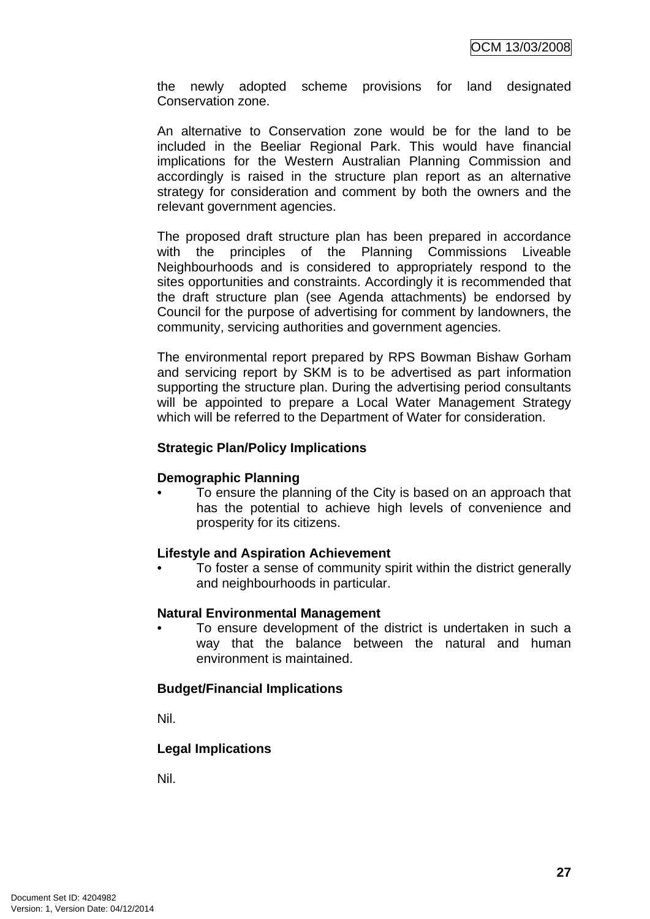the newly adopted scheme provisions for land designated Conservation zone.

An alternative to Conservation zone would be for the land to be included in the Beeliar Regional Park. This would have financial implications for the Western Australian Planning Commission and accordingly is raised in the structure plan report as an alternative strategy for consideration and comment by both the owners and the relevant government agencies.

The proposed draft structure plan has been prepared in accordance with the principles of the Planning Commissions Liveable Neighbourhoods and is considered to appropriately respond to the sites opportunities and constraints. Accordingly it is recommended that the draft structure plan (see Agenda attachments) be endorsed by Council for the purpose of advertising for comment by landowners, the community, servicing authorities and government agencies.

The environmental report prepared by RPS Bowman Bishaw Gorham and servicing report by SKM is to be advertised as part information supporting the structure plan. During the advertising period consultants will be appointed to prepare a Local Water Management Strategy which will be referred to the Department of Water for consideration.

**Strategic Plan/Policy Implications**

**Demographic Planning**

- To ensure the planning of the City is based on an approach that has the potential to achieve high levels of convenience and prosperity for its citizens.

**Lifestyle and Aspiration Achievement**

- To foster a sense of community spirit within the district generally and neighbourhoods in particular.

**Natural Environmental Management**

- To ensure development of the district is undertaken in such a way that the balance between the natural and human environment is maintained.

**Budget/Financial Implications**

Nil.

**Legal Implications**

Nil.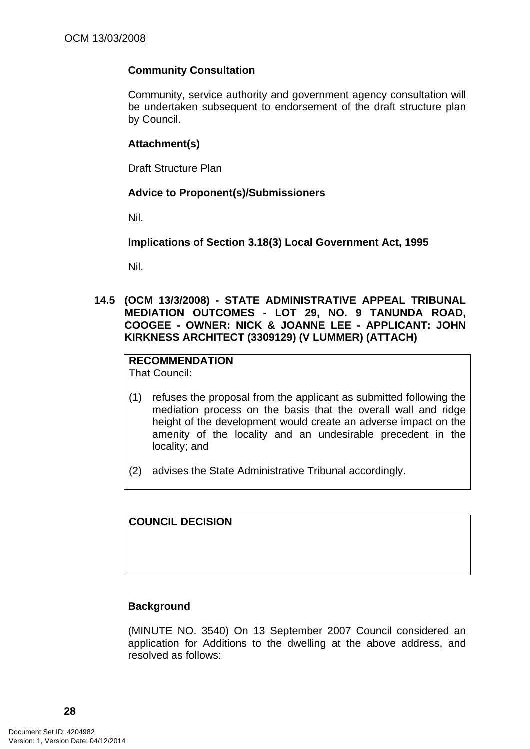**Community Consultation**

Community, service authority and government agency consultation will be undertaken subsequent to endorsement of the draft structure plan by Council.

**Attachment(s)**

Draft Structure Plan

**Advice to Proponent(s)/Submissioners**

Nil.

**Implications of Section 3.18(3) Local Government Act, 1995**

Nil.

## 14.5 (OCM 13/3/2008) - STATE ADMINISTRATIVE APPEAL TRIBUNAL MEDIATION OUTCOMES - LOT 29, NO. 9 TANUNDA ROAD, COOGEE - OWNER: NICK & JOANNE LEE - APPLICANT: JOHN KIRKNESS ARCHITECT (3309129) (V LUMMER) (ATTACH)

**RECOMMENDATION**
That Council:

(1) refuses the proposal from the applicant as submitted following the mediation process on the basis that the overall wall and ridge height of the development would create an adverse impact on the amenity of the locality and an undesirable precedent in the locality; and

(2) advises the State Administrative Tribunal accordingly.

**COUNCIL DECISION**

**Background**

(MINUTE NO. 3540) On 13 September 2007 Council considered an application for Additions to the dwelling at the above address, and resolved as follows: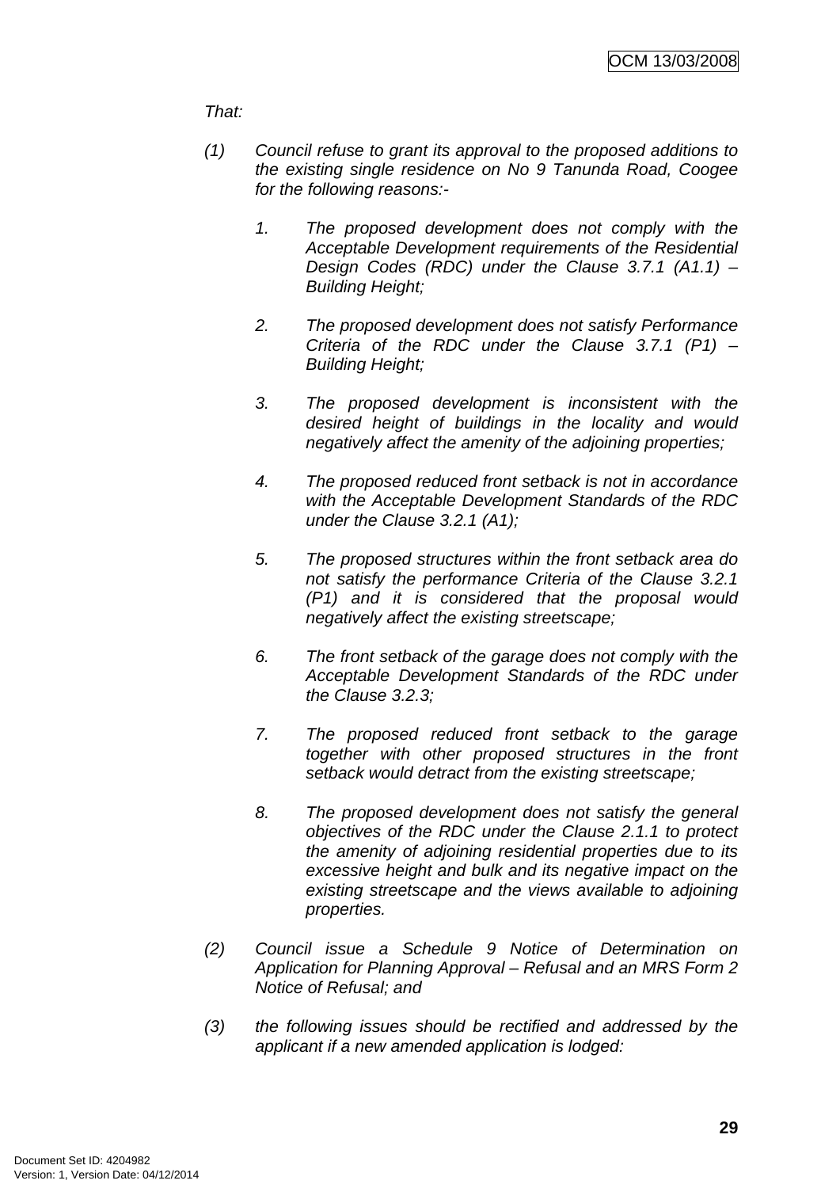*That:*

*(1) Council refuse to grant its approval to the proposed additions to the existing single residence on No 9 Tanunda Road, Coogee for the following reasons:-*

*1. The proposed development does not comply with the Acceptable Development requirements of the Residential Design Codes (RDC) under the Clause 3.7.1 (A1.1) – Building Height;*

*2. The proposed development does not satisfy Performance Criteria of the RDC under the Clause 3.7.1 (P1) – Building Height;*

*3. The proposed development is inconsistent with the desired height of buildings in the locality and would negatively affect the amenity of the adjoining properties;*

*4. The proposed reduced front setback is not in accordance with the Acceptable Development Standards of the RDC under the Clause 3.2.1 (A1);*

*5. The proposed structures within the front setback area do not satisfy the performance Criteria of the Clause 3.2.1 (P1) and it is considered that the proposal would negatively affect the existing streetscape;*

*6. The front setback of the garage does not comply with the Acceptable Development Standards of the RDC under the Clause 3.2.3;*

*7. The proposed reduced front setback to the garage together with other proposed structures in the front setback would detract from the existing streetscape;*

*8. The proposed development does not satisfy the general objectives of the RDC under the Clause 2.1.1 to protect the amenity of adjoining residential properties due to its excessive height and bulk and its negative impact on the existing streetscape and the views available to adjoining properties.*

*(2) Council issue a Schedule 9 Notice of Determination on Application for Planning Approval – Refusal and an MRS Form 2 Notice of Refusal; and*

*(3) the following issues should be rectified and addressed by the applicant if a new amended application is lodged:*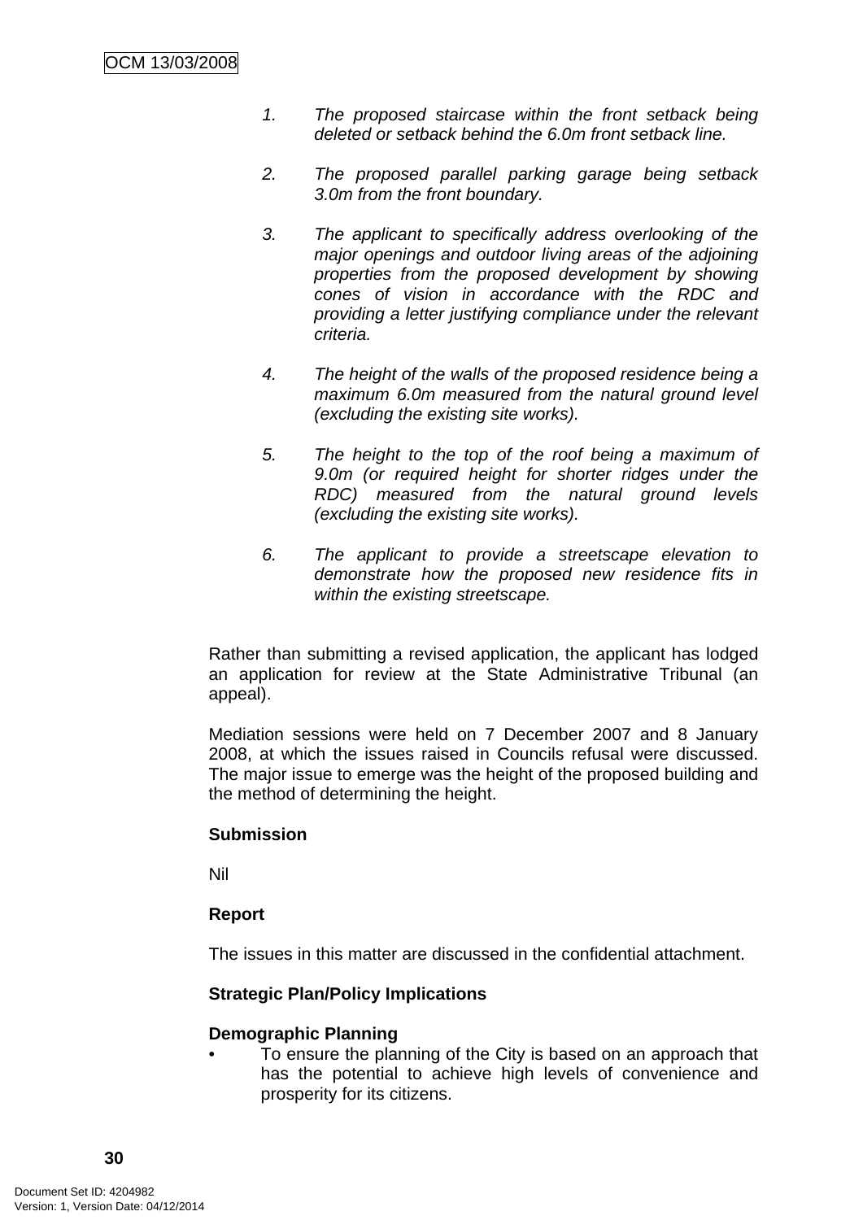1. *The proposed staircase within the front setback being deleted or setback behind the 6.0m front setback line.*

2. *The proposed parallel parking garage being setback 3.0m from the front boundary.*

3. *The applicant to specifically address overlooking of the major openings and outdoor living areas of the adjoining properties from the proposed development by showing cones of vision in accordance with the RDC and providing a letter justifying compliance under the relevant criteria.*

4. *The height of the walls of the proposed residence being a maximum 6.0m measured from the natural ground level (excluding the existing site works).*

5. *The height to the top of the roof being a maximum of 9.0m (or required height for shorter ridges under the RDC) measured from the natural ground levels (excluding the existing site works).*

6. *The applicant to provide a streetscape elevation to demonstrate how the proposed new residence fits in within the existing streetscape.*

Rather than submitting a revised application, the applicant has lodged an application for review at the State Administrative Tribunal (an appeal).

Mediation sessions were held on 7 December 2007 and 8 January 2008, at which the issues raised in Councils refusal were discussed. The major issue to emerge was the height of the proposed building and the method of determining the height.

**Submission**

Nil

**Report**

The issues in this matter are discussed in the confidential attachment.

**Strategic Plan/Policy Implications**

**Demographic Planning**

- To ensure the planning of the City is based on an approach that has the potential to achieve high levels of convenience and prosperity for its citizens.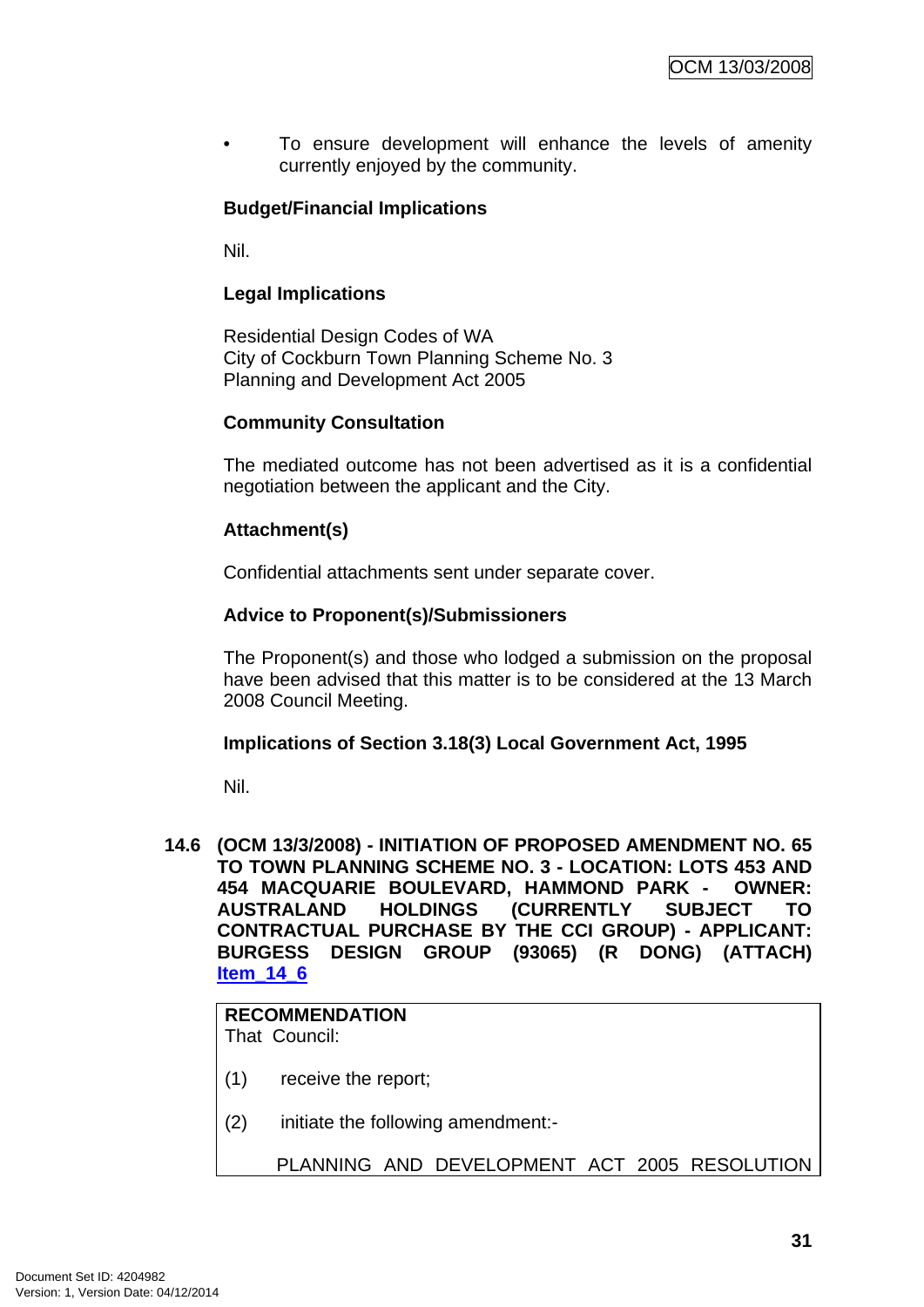- To ensure development will enhance the levels of amenity currently enjoyed by the community.

**Budget/Financial Implications**

Nil.

**Legal Implications**

Residential Design Codes of WA
City of Cockburn Town Planning Scheme No. 3
Planning and Development Act 2005

**Community Consultation**

The mediated outcome has not been advertised as it is a confidential negotiation between the applicant and the City.

**Attachment(s)**

Confidential attachments sent under separate cover.

**Advice to Proponent(s)/Submissioners**

The Proponent(s) and those who lodged a submission on the proposal have been advised that this matter is to be considered at the 13 March 2008 Council Meeting.

**Implications of Section 3.18(3) Local Government Act, 1995**

Nil.

## 14.6 (OCM 13/3/2008) - INITIATION OF PROPOSED AMENDMENT NO. 65 TO TOWN PLANNING SCHEME NO. 3 - LOCATION: LOTS 453 AND 454 MACQUARIE BOULEVARD, HAMMOND PARK - OWNER: AUSTRALAND HOLDINGS (CURRENTLY SUBJECT TO CONTRACTUAL PURCHASE BY THE CCI GROUP) - APPLICANT: BURGESS DESIGN GROUP (93065) (R DONG) (ATTACH) Item_14_6

**RECOMMENDATION**
That Council:

(1) receive the report;

(2) initiate the following amendment:-

PLANNING AND DEVELOPMENT ACT 2005 RESOLUTION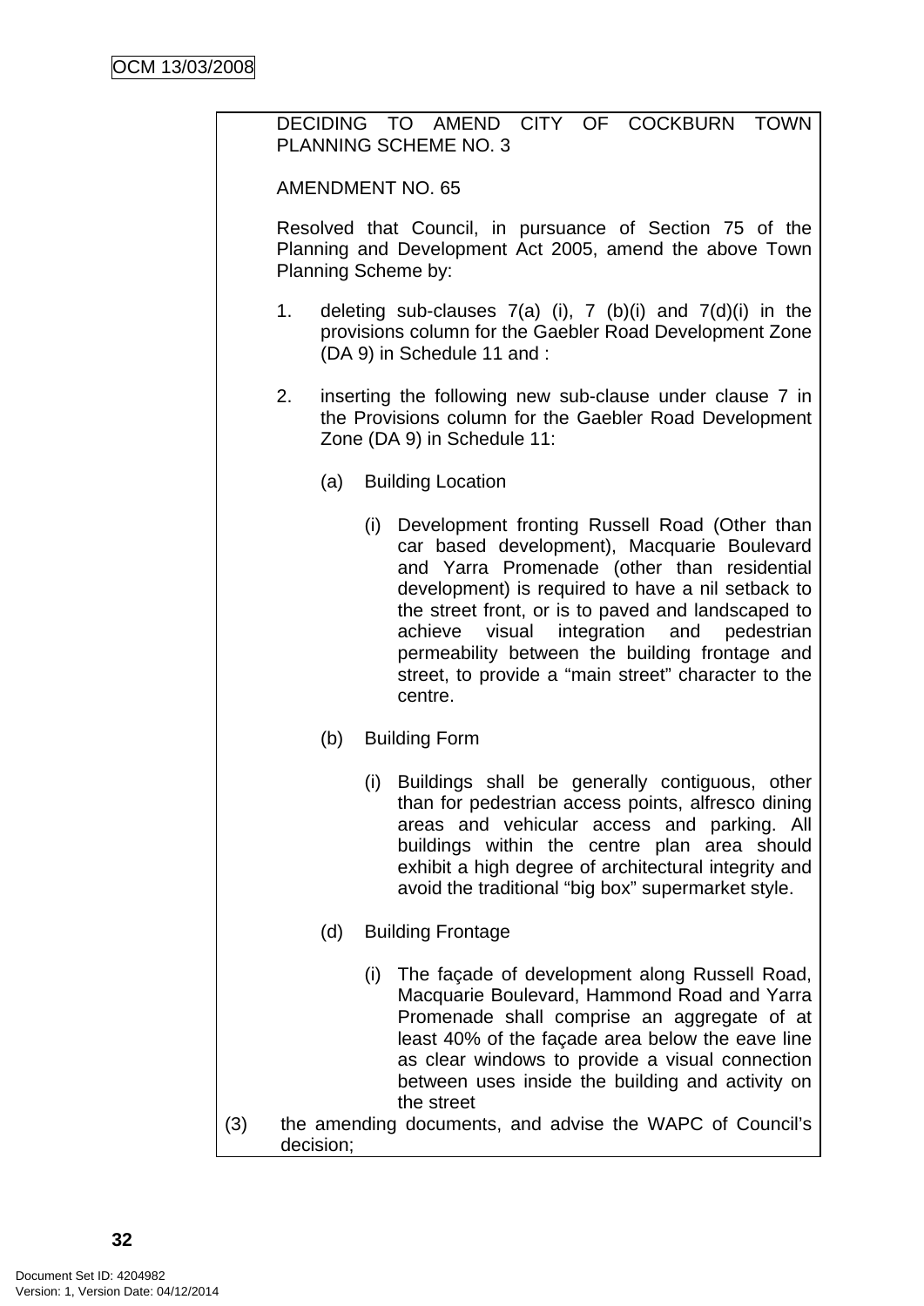DECIDING TO AMEND CITY OF COCKBURN TOWN PLANNING SCHEME NO. 3

AMENDMENT NO. 65

Resolved that Council, in pursuance of Section 75 of the Planning and Development Act 2005, amend the above Town Planning Scheme by:

1. deleting sub-clauses 7(a) (i), 7 (b)(i) and 7(d)(i) in the provisions column for the Gaebler Road Development Zone (DA 9) in Schedule 11 and :

2. inserting the following new sub-clause under clause 7 in the Provisions column for the Gaebler Road Development Zone (DA 9) in Schedule 11:

   (a) Building Location

      (i) Development fronting Russell Road (Other than car based development), Macquarie Boulevard and Yarra Promenade (other than residential development) is required to have a nil setback to the street front, or is to paved and landscaped to achieve visual integration and pedestrian permeability between the building frontage and street, to provide a "main street" character to the centre.

   (b) Building Form

      (i) Buildings shall be generally contiguous, other than for pedestrian access points, alfresco dining areas and vehicular access and parking. All buildings within the centre plan area should exhibit a high degree of architectural integrity and avoid the traditional "big box" supermarket style.

   (d) Building Frontage

      (i) The façade of development along Russell Road, Macquarie Boulevard, Hammond Road and Yarra Promenade shall comprise an aggregate of at least 40% of the façade area below the eave line as clear windows to provide a visual connection between uses inside the building and activity on the street

(3) the amending documents, and advise the WAPC of Council's decision;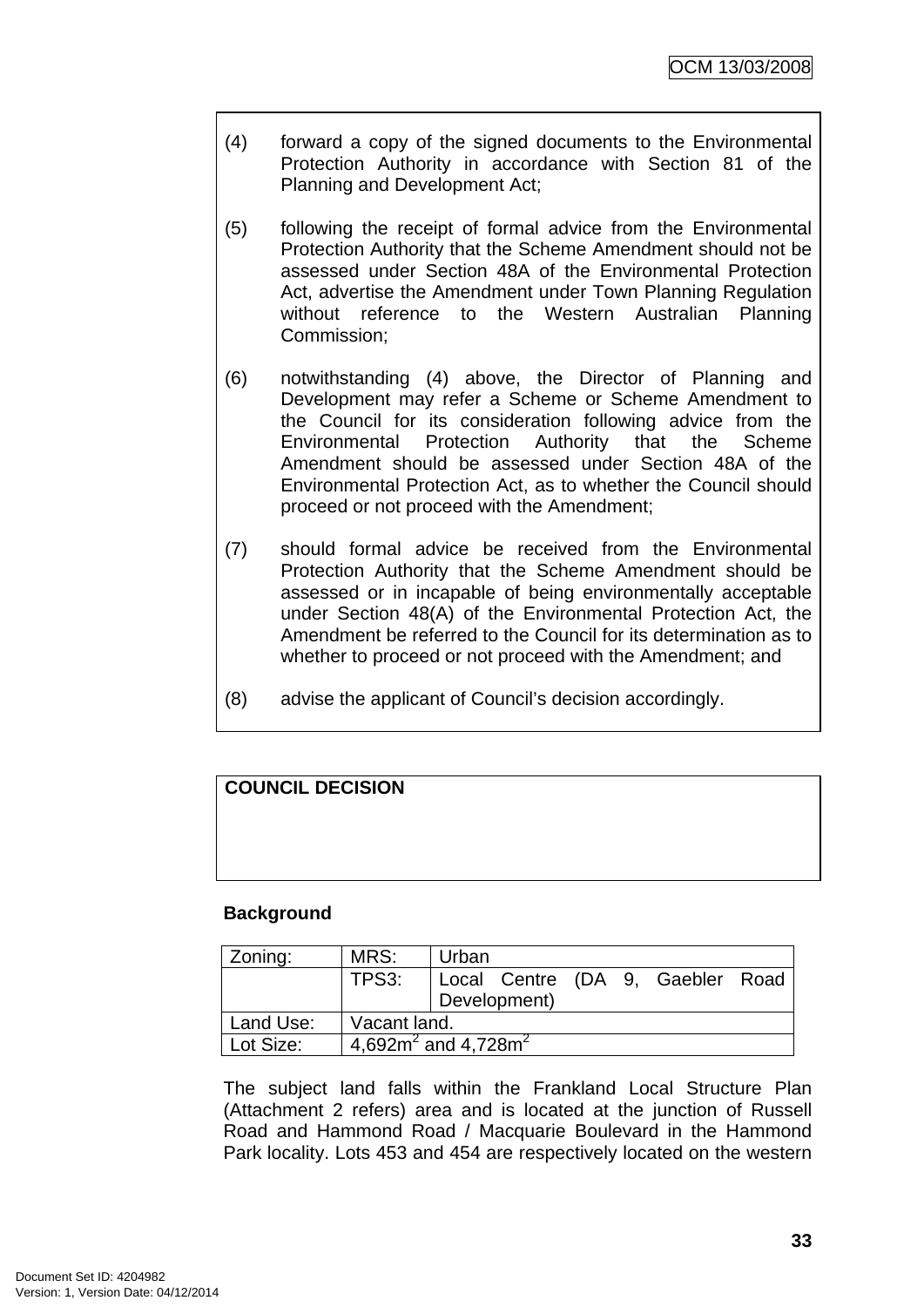(4) forward a copy of the signed documents to the Environmental Protection Authority in accordance with Section 81 of the Planning and Development Act;

(5) following the receipt of formal advice from the Environmental Protection Authority that the Scheme Amendment should not be assessed under Section 48A of the Environmental Protection Act, advertise the Amendment under Town Planning Regulation without reference to the Western Australian Planning Commission;

(6) notwithstanding (4) above, the Director of Planning and Development may refer a Scheme or Scheme Amendment to the Council for its consideration following advice from the Environmental Protection Authority that the Scheme Amendment should be assessed under Section 48A of the Environmental Protection Act, as to whether the Council should proceed or not proceed with the Amendment;

(7) should formal advice be received from the Environmental Protection Authority that the Scheme Amendment should be assessed or in incapable of being environmentally acceptable under Section 48(A) of the Environmental Protection Act, the Amendment be referred to the Council for its determination as to whether to proceed or not proceed with the Amendment; and

(8) advise the applicant of Council's decision accordingly.

**COUNCIL DECISION**

**Background**

| Zoning: | MRS: | Urban |
|---|---|---|
| | TPS3: | Local Centre (DA 9, Gaebler Road Development) |
| Land Use: | Vacant land. | |
| Lot Size: | 4,692m$^2$ and 4,728m$^2$ | |

The subject land falls within the Frankland Local Structure Plan (Attachment 2 refers) area and is located at the junction of Russell Road and Hammond Road / Macquarie Boulevard in the Hammond Park locality. Lots 453 and 454 are respectively located on the western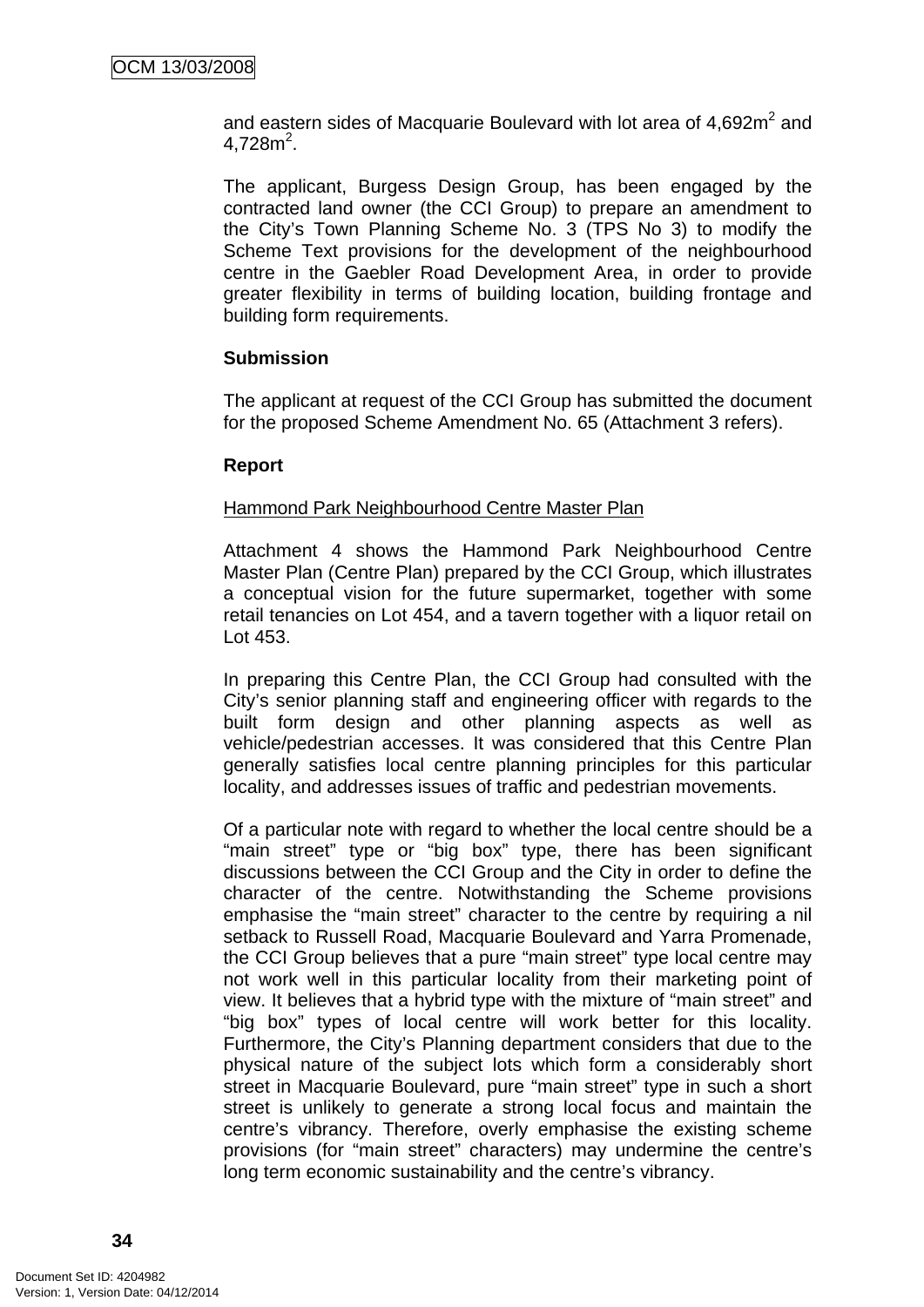and eastern sides of Macquarie Boulevard with lot area of 4,692m$^2$ and 4,728m$^2$.

The applicant, Burgess Design Group, has been engaged by the contracted land owner (the CCI Group) to prepare an amendment to the City's Town Planning Scheme No. 3 (TPS No 3) to modify the Scheme Text provisions for the development of the neighbourhood centre in the Gaebler Road Development Area, in order to provide greater flexibility in terms of building location, building frontage and building form requirements.

**Submission**

The applicant at request of the CCI Group has submitted the document for the proposed Scheme Amendment No. 65 (Attachment 3 refers).

**Report**

Hammond Park Neighbourhood Centre Master Plan

Attachment 4 shows the Hammond Park Neighbourhood Centre Master Plan (Centre Plan) prepared by the CCI Group, which illustrates a conceptual vision for the future supermarket, together with some retail tenancies on Lot 454, and a tavern together with a liquor retail on Lot 453.

In preparing this Centre Plan, the CCI Group had consulted with the City's senior planning staff and engineering officer with regards to the built form design and other planning aspects as well as vehicle/pedestrian accesses. It was considered that this Centre Plan generally satisfies local centre planning principles for this particular locality, and addresses issues of traffic and pedestrian movements.

Of a particular note with regard to whether the local centre should be a "main street" type or "big box" type, there has been significant discussions between the CCI Group and the City in order to define the character of the centre. Notwithstanding the Scheme provisions emphasise the "main street" character to the centre by requiring a nil setback to Russell Road, Macquarie Boulevard and Yarra Promenade, the CCI Group believes that a pure "main street" type local centre may not work well in this particular locality from their marketing point of view. It believes that a hybrid type with the mixture of "main street" and "big box" types of local centre will work better for this locality. Furthermore, the City's Planning department considers that due to the physical nature of the subject lots which form a considerably short street in Macquarie Boulevard, pure "main street" type in such a short street is unlikely to generate a strong local focus and maintain the centre's vibrancy. Therefore, overly emphasise the existing scheme provisions (for "main street" characters) may undermine the centre's long term economic sustainability and the centre's vibrancy.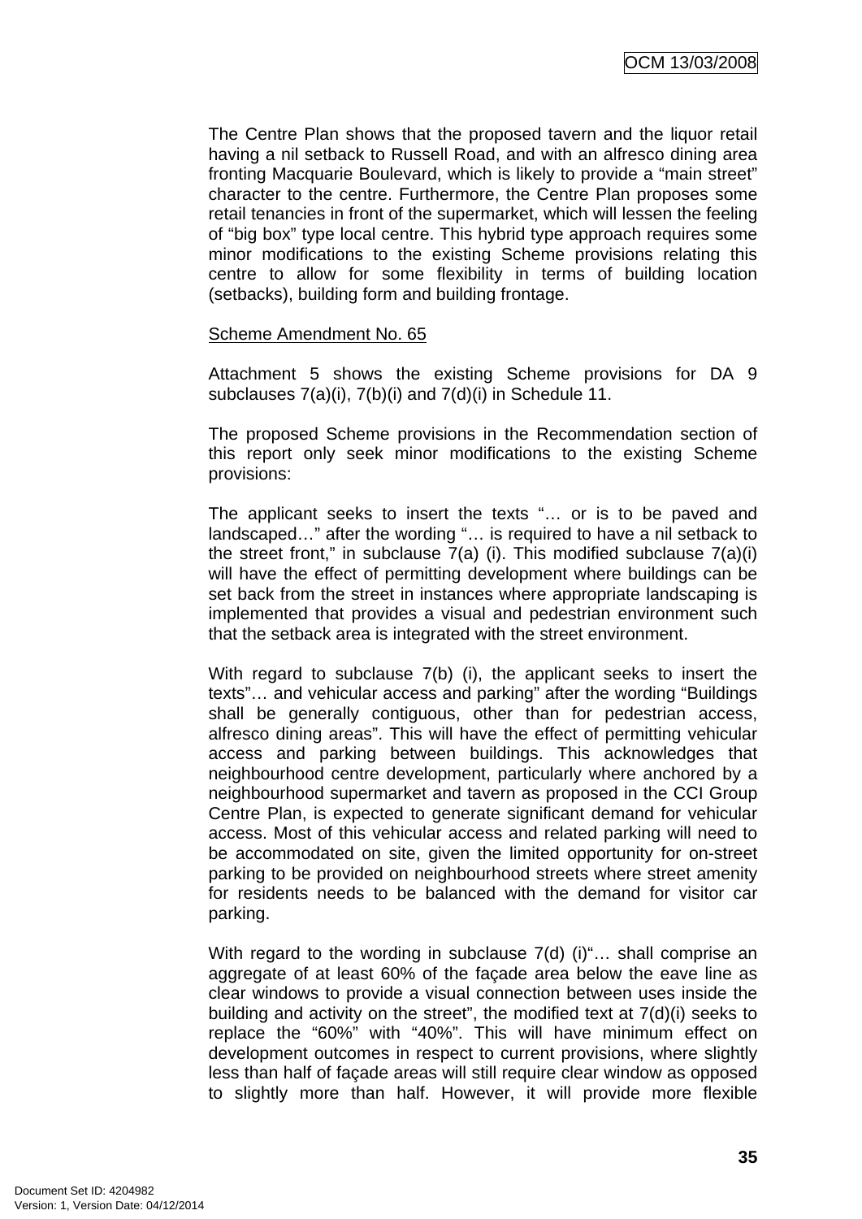The Centre Plan shows that the proposed tavern and the liquor retail having a nil setback to Russell Road, and with an alfresco dining area fronting Macquarie Boulevard, which is likely to provide a "main street" character to the centre. Furthermore, the Centre Plan proposes some retail tenancies in front of the supermarket, which will lessen the feeling of "big box" type local centre. This hybrid type approach requires some minor modifications to the existing Scheme provisions relating this centre to allow for some flexibility in terms of building location (setbacks), building form and building frontage.

<u>Scheme Amendment No. 65</u>

Attachment 5 shows the existing Scheme provisions for DA 9 subclauses 7(a)(i), 7(b)(i) and 7(d)(i) in Schedule 11.

The proposed Scheme provisions in the Recommendation section of this report only seek minor modifications to the existing Scheme provisions:

The applicant seeks to insert the texts "… or is to be paved and landscaped…" after the wording "… is required to have a nil setback to the street front," in subclause 7(a) (i). This modified subclause 7(a)(i) will have the effect of permitting development where buildings can be set back from the street in instances where appropriate landscaping is implemented that provides a visual and pedestrian environment such that the setback area is integrated with the street environment.

With regard to subclause 7(b) (i), the applicant seeks to insert the texts"… and vehicular access and parking" after the wording "Buildings shall be generally contiguous, other than for pedestrian access, alfresco dining areas". This will have the effect of permitting vehicular access and parking between buildings. This acknowledges that neighbourhood centre development, particularly where anchored by a neighbourhood supermarket and tavern as proposed in the CCI Group Centre Plan, is expected to generate significant demand for vehicular access. Most of this vehicular access and related parking will need to be accommodated on site, given the limited opportunity for on-street parking to be provided on neighbourhood streets where street amenity for residents needs to be balanced with the demand for visitor car parking.

With regard to the wording in subclause 7(d) (i)"… shall comprise an aggregate of at least 60% of the façade area below the eave line as clear windows to provide a visual connection between uses inside the building and activity on the street", the modified text at 7(d)(i) seeks to replace the "60%" with "40%". This will have minimum effect on development outcomes in respect to current provisions, where slightly less than half of façade areas will still require clear window as opposed to slightly more than half. However, it will provide more flexible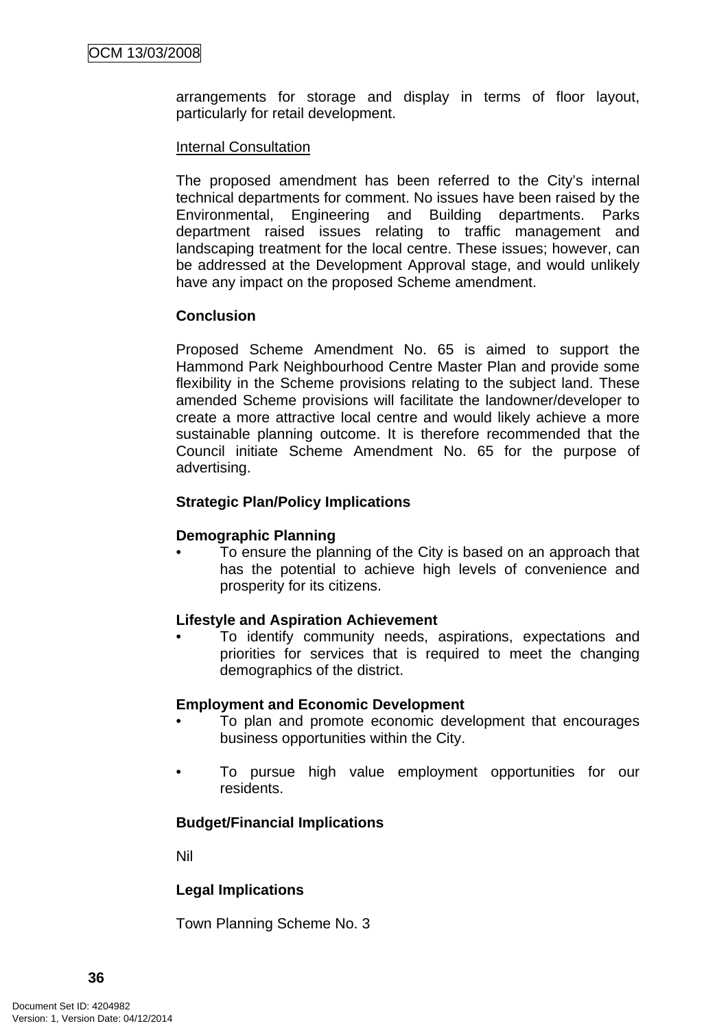arrangements for storage and display in terms of floor layout, particularly for retail development.

Internal Consultation

The proposed amendment has been referred to the City's internal technical departments for comment. No issues have been raised by the Environmental, Engineering and Building departments. Parks department raised issues relating to traffic management and landscaping treatment for the local centre. These issues; however, can be addressed at the Development Approval stage, and would unlikely have any impact on the proposed Scheme amendment.

**Conclusion**

Proposed Scheme Amendment No. 65 is aimed to support the Hammond Park Neighbourhood Centre Master Plan and provide some flexibility in the Scheme provisions relating to the subject land. These amended Scheme provisions will facilitate the landowner/developer to create a more attractive local centre and would likely achieve a more sustainable planning outcome. It is therefore recommended that the Council initiate Scheme Amendment No. 65 for the purpose of advertising.

**Strategic Plan/Policy Implications**

**Demographic Planning**

- To ensure the planning of the City is based on an approach that has the potential to achieve high levels of convenience and prosperity for its citizens.

**Lifestyle and Aspiration Achievement**

- To identify community needs, aspirations, expectations and priorities for services that is required to meet the changing demographics of the district.

**Employment and Economic Development**

- To plan and promote economic development that encourages business opportunities within the City.

- To pursue high value employment opportunities for our residents.

**Budget/Financial Implications**

Nil

**Legal Implications**

Town Planning Scheme No. 3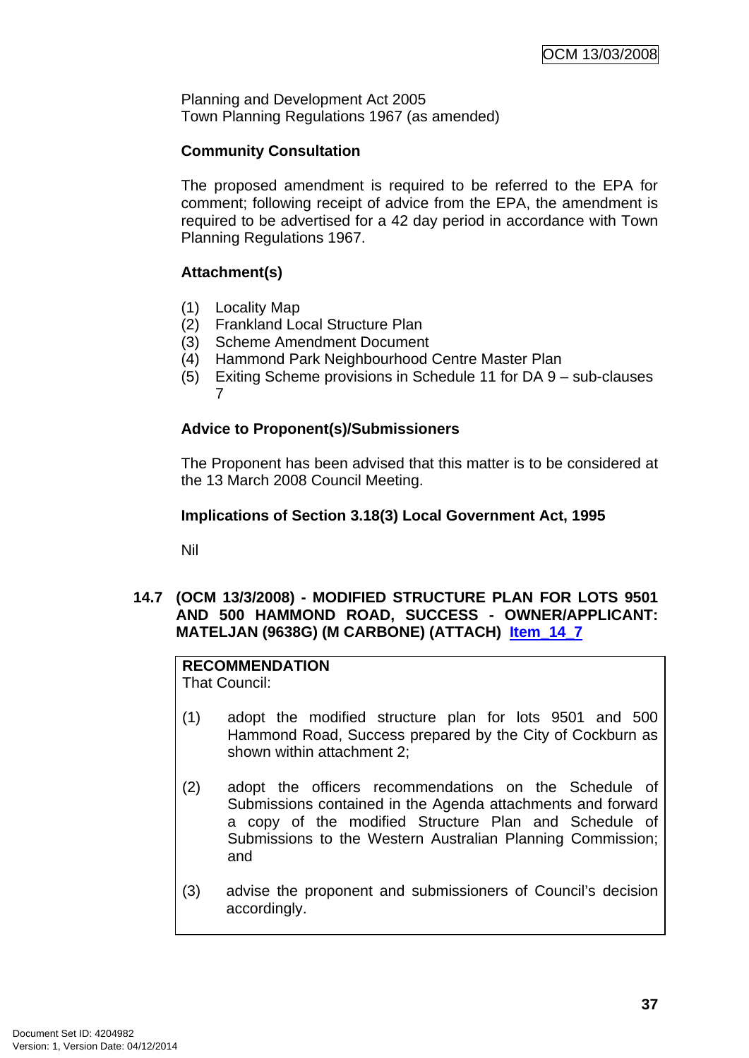Planning and Development Act 2005
Town Planning Regulations 1967 (as amended)

**Community Consultation**

The proposed amendment is required to be referred to the EPA for comment; following receipt of advice from the EPA, the amendment is required to be advertised for a 42 day period in accordance with Town Planning Regulations 1967.

**Attachment(s)**

(1) Locality Map
(2) Frankland Local Structure Plan
(3) Scheme Amendment Document
(4) Hammond Park Neighbourhood Centre Master Plan
(5) Exiting Scheme provisions in Schedule 11 for DA 9 – sub-clauses 7

**Advice to Proponent(s)/Submissioners**

The Proponent has been advised that this matter is to be considered at the 13 March 2008 Council Meeting.

**Implications of Section 3.18(3) Local Government Act, 1995**

Nil

### 14.7 (OCM 13/3/2008) - MODIFIED STRUCTURE PLAN FOR LOTS 9501 AND 500 HAMMOND ROAD, SUCCESS - OWNER/APPLICANT: MATELJAN (9638G) (M CARBONE) (ATTACH) Item_14_7

**RECOMMENDATION**
That Council:

(1) adopt the modified structure plan for lots 9501 and 500 Hammond Road, Success prepared by the City of Cockburn as shown within attachment 2;

(2) adopt the officers recommendations on the Schedule of Submissions contained in the Agenda attachments and forward a copy of the modified Structure Plan and Schedule of Submissions to the Western Australian Planning Commission; and

(3) advise the proponent and submissioners of Council's decision accordingly.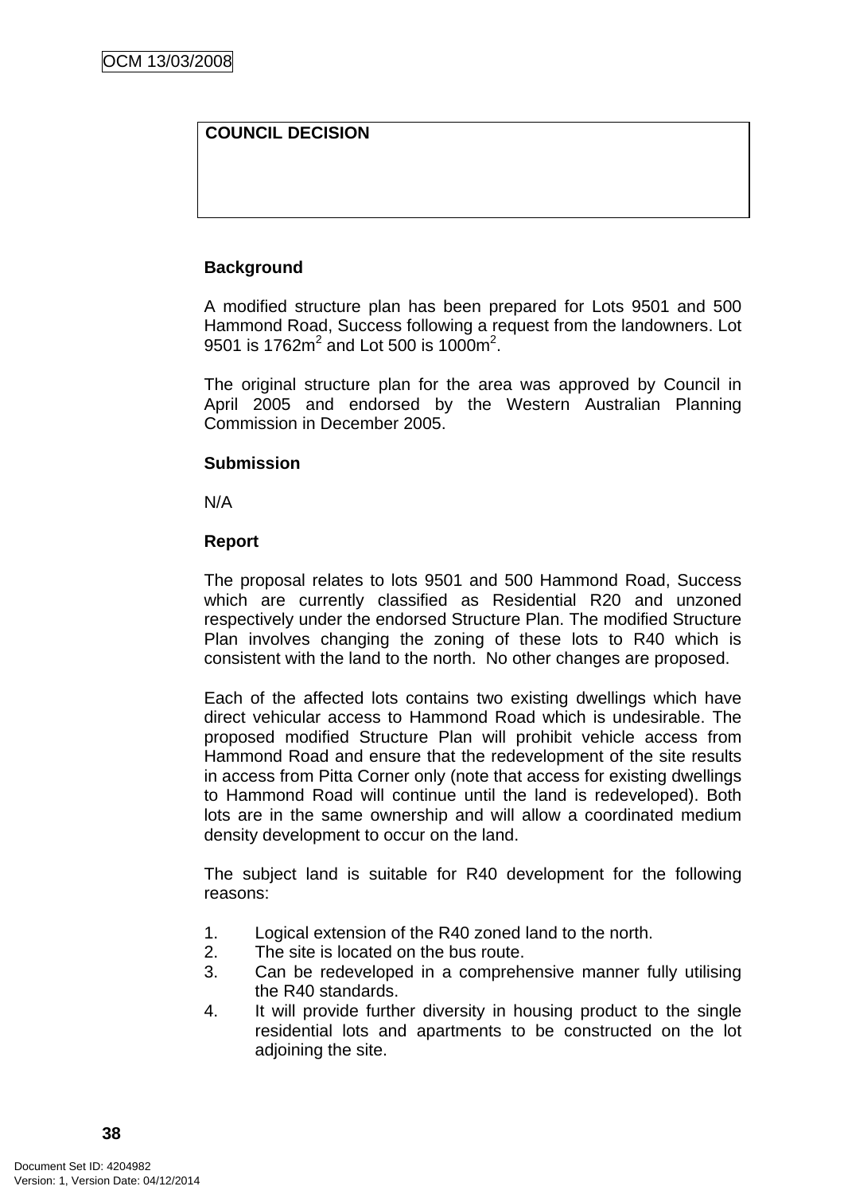| COUNCIL DECISION |
| --- |
| |

**Background**

A modified structure plan has been prepared for Lots 9501 and 500 Hammond Road, Success following a request from the landowners. Lot 9501 is 1762m$^2$ and Lot 500 is 1000m$^2$.

The original structure plan for the area was approved by Council in April 2005 and endorsed by the Western Australian Planning Commission in December 2005.

**Submission**

N/A

**Report**

The proposal relates to lots 9501 and 500 Hammond Road, Success which are currently classified as Residential R20 and unzoned respectively under the endorsed Structure Plan. The modified Structure Plan involves changing the zoning of these lots to R40 which is consistent with the land to the north. No other changes are proposed.

Each of the affected lots contains two existing dwellings which have direct vehicular access to Hammond Road which is undesirable. The proposed modified Structure Plan will prohibit vehicle access from Hammond Road and ensure that the redevelopment of the site results in access from Pitta Corner only (note that access for existing dwellings to Hammond Road will continue until the land is redeveloped). Both lots are in the same ownership and will allow a coordinated medium density development to occur on the land.

The subject land is suitable for R40 development for the following reasons:

1. Logical extension of the R40 zoned land to the north.
2. The site is located on the bus route.
3. Can be redeveloped in a comprehensive manner fully utilising the R40 standards.
4. It will provide further diversity in housing product to the single residential lots and apartments to be constructed on the lot adjoining the site.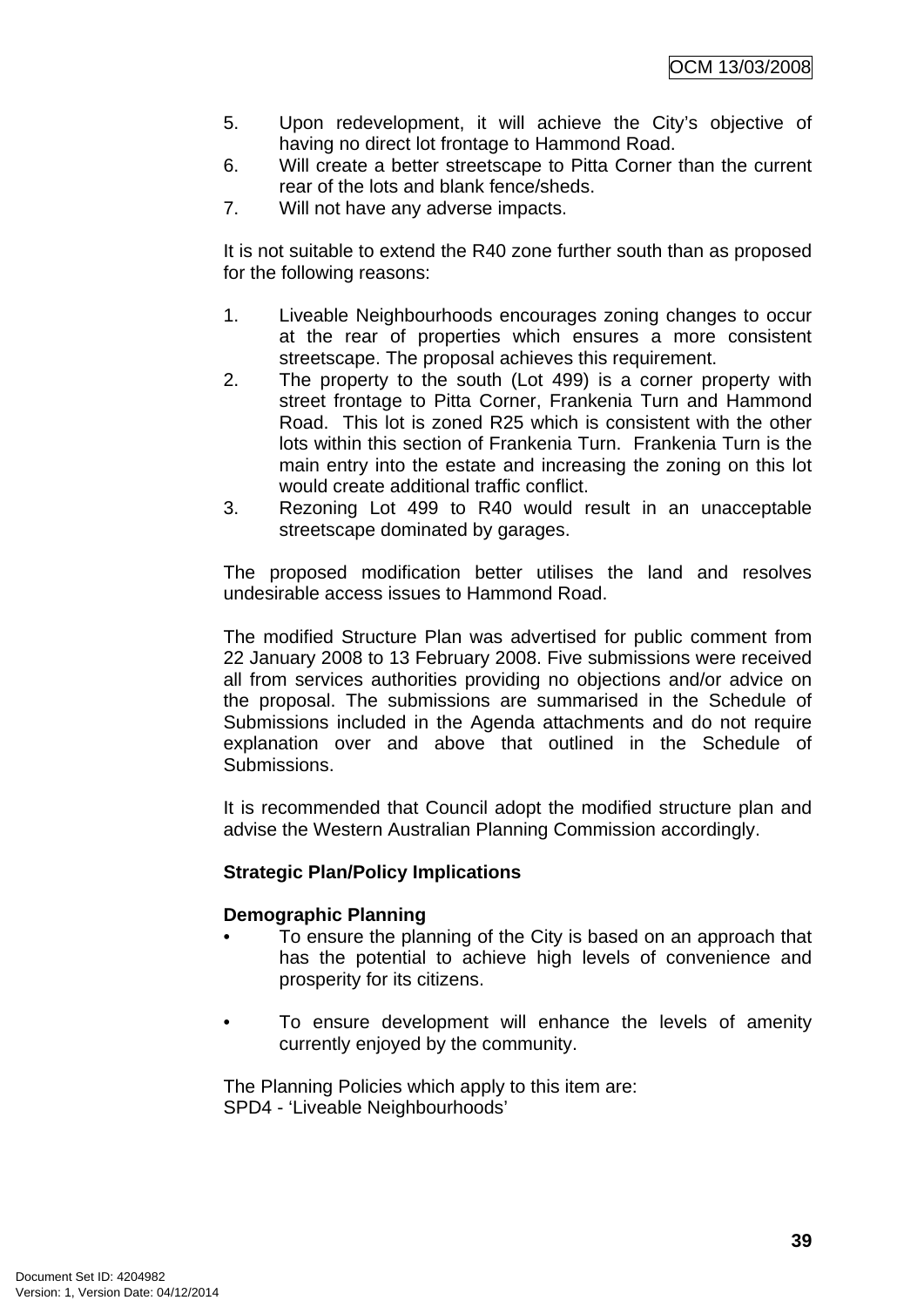5. Upon redevelopment, it will achieve the City's objective of having no direct lot frontage to Hammond Road.
6. Will create a better streetscape to Pitta Corner than the current rear of the lots and blank fence/sheds.
7. Will not have any adverse impacts.

It is not suitable to extend the R40 zone further south than as proposed for the following reasons:

1. Liveable Neighbourhoods encourages zoning changes to occur at the rear of properties which ensures a more consistent streetscape. The proposal achieves this requirement.
2. The property to the south (Lot 499) is a corner property with street frontage to Pitta Corner, Frankenia Turn and Hammond Road. This lot is zoned R25 which is consistent with the other lots within this section of Frankenia Turn. Frankenia Turn is the main entry into the estate and increasing the zoning on this lot would create additional traffic conflict.
3. Rezoning Lot 499 to R40 would result in an unacceptable streetscape dominated by garages.

The proposed modification better utilises the land and resolves undesirable access issues to Hammond Road.

The modified Structure Plan was advertised for public comment from 22 January 2008 to 13 February 2008. Five submissions were received all from services authorities providing no objections and/or advice on the proposal. The submissions are summarised in the Schedule of Submissions included in the Agenda attachments and do not require explanation over and above that outlined in the Schedule of Submissions.

It is recommended that Council adopt the modified structure plan and advise the Western Australian Planning Commission accordingly.

**Strategic Plan/Policy Implications**

**Demographic Planning**

- To ensure the planning of the City is based on an approach that has the potential to achieve high levels of convenience and prosperity for its citizens.

- To ensure development will enhance the levels of amenity currently enjoyed by the community.

The Planning Policies which apply to this item are:
SPD4 - 'Liveable Neighbourhoods'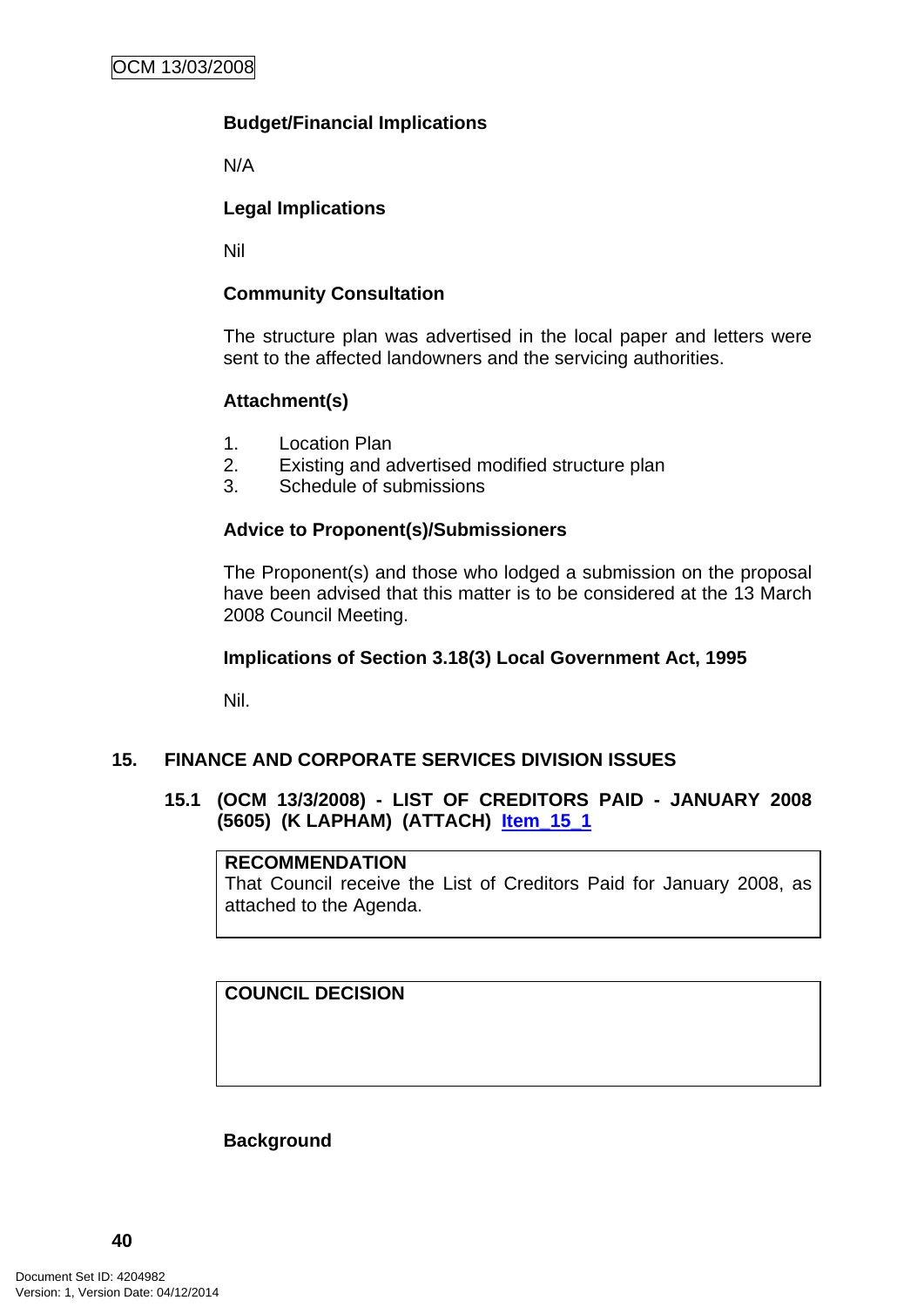**Budget/Financial Implications**

N/A

**Legal Implications**

Nil

**Community Consultation**

The structure plan was advertised in the local paper and letters were sent to the affected landowners and the servicing authorities.

**Attachment(s)**

1. Location Plan
2. Existing and advertised modified structure plan
3. Schedule of submissions

**Advice to Proponent(s)/Submissioners**

The Proponent(s) and those who lodged a submission on the proposal have been advised that this matter is to be considered at the 13 March 2008 Council Meeting.

**Implications of Section 3.18(3) Local Government Act, 1995**

Nil.

## 15. FINANCE AND CORPORATE SERVICES DIVISION ISSUES

### 15.1 (OCM 13/3/2008) - LIST OF CREDITORS PAID - JANUARY 2008 (5605) (K LAPHAM) (ATTACH) Item_15_1

| **RECOMMENDATION** |
|---|
| That Council receive the List of Creditors Paid for January 2008, as attached to the Agenda. |

| **COUNCIL DECISION** |
|---|
| |

**Background**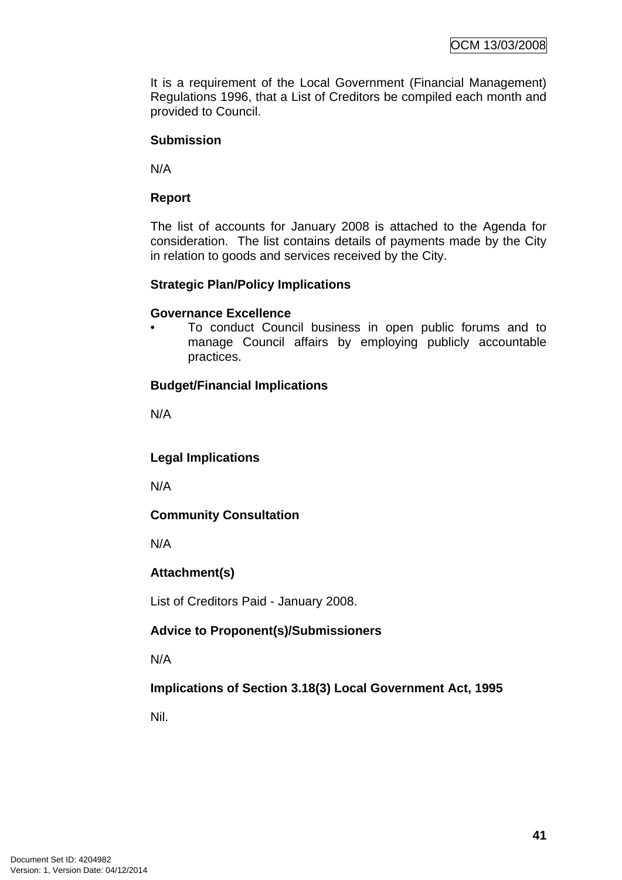It is a requirement of the Local Government (Financial Management) Regulations 1996, that a List of Creditors be compiled each month and provided to Council.

**Submission**

N/A

**Report**

The list of accounts for January 2008 is attached to the Agenda for consideration. The list contains details of payments made by the City in relation to goods and services received by the City.

**Strategic Plan/Policy Implications**

**Governance Excellence**

- To conduct Council business in open public forums and to manage Council affairs by employing publicly accountable practices.

**Budget/Financial Implications**

N/A

**Legal Implications**

N/A

**Community Consultation**

N/A

**Attachment(s)**

List of Creditors Paid - January 2008.

**Advice to Proponent(s)/Submissioners**

N/A

**Implications of Section 3.18(3) Local Government Act, 1995**

Nil.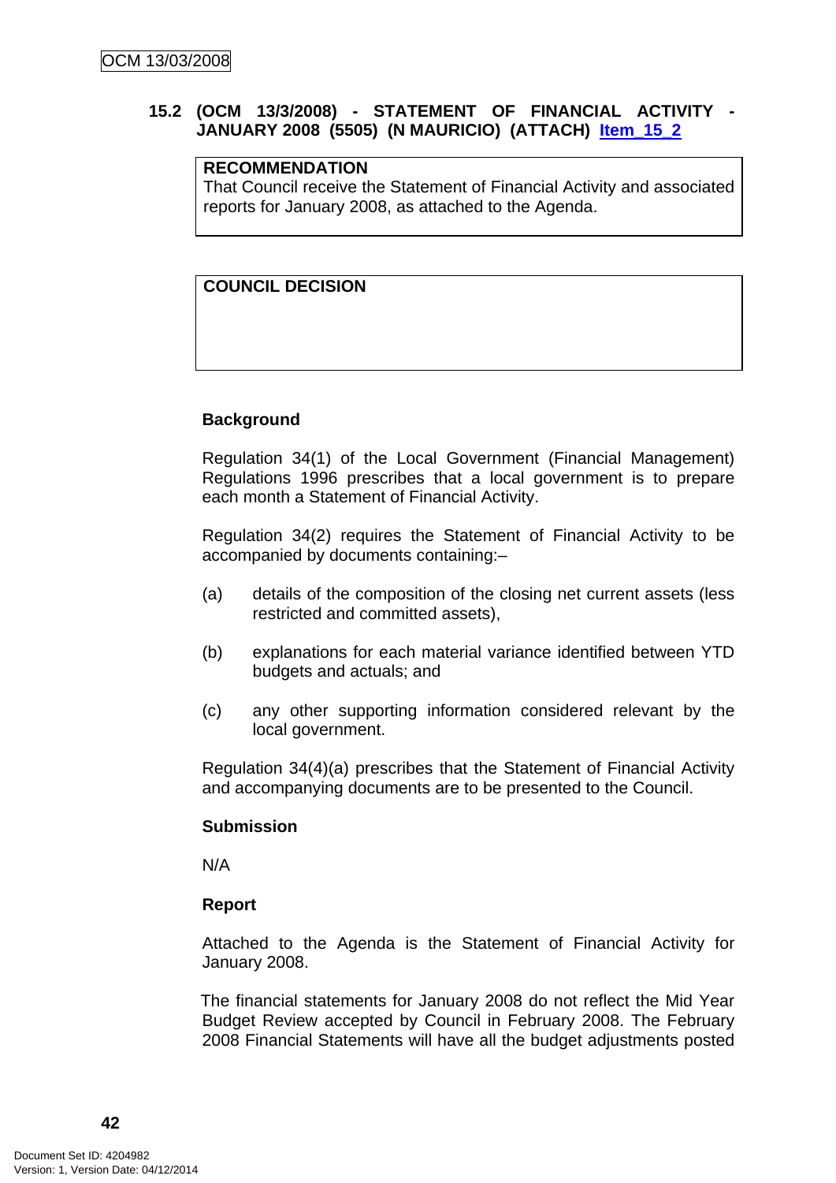### 15.2 (OCM 13/3/2008) - STATEMENT OF FINANCIAL ACTIVITY - JANUARY 2008 (5505) (N MAURICIO) (ATTACH) Item_15_2

**RECOMMENDATION**
That Council receive the Statement of Financial Activity and associated reports for January 2008, as attached to the Agenda.

**COUNCIL DECISION**

**Background**

Regulation 34(1) of the Local Government (Financial Management) Regulations 1996 prescribes that a local government is to prepare each month a Statement of Financial Activity.

Regulation 34(2) requires the Statement of Financial Activity to be accompanied by documents containing:–

(a) details of the composition of the closing net current assets (less restricted and committed assets),

(b) explanations for each material variance identified between YTD budgets and actuals; and

(c) any other supporting information considered relevant by the local government.

Regulation 34(4)(a) prescribes that the Statement of Financial Activity and accompanying documents are to be presented to the Council.

**Submission**

N/A

**Report**

Attached to the Agenda is the Statement of Financial Activity for January 2008.

The financial statements for January 2008 do not reflect the Mid Year Budget Review accepted by Council in February 2008. The February 2008 Financial Statements will have all the budget adjustments posted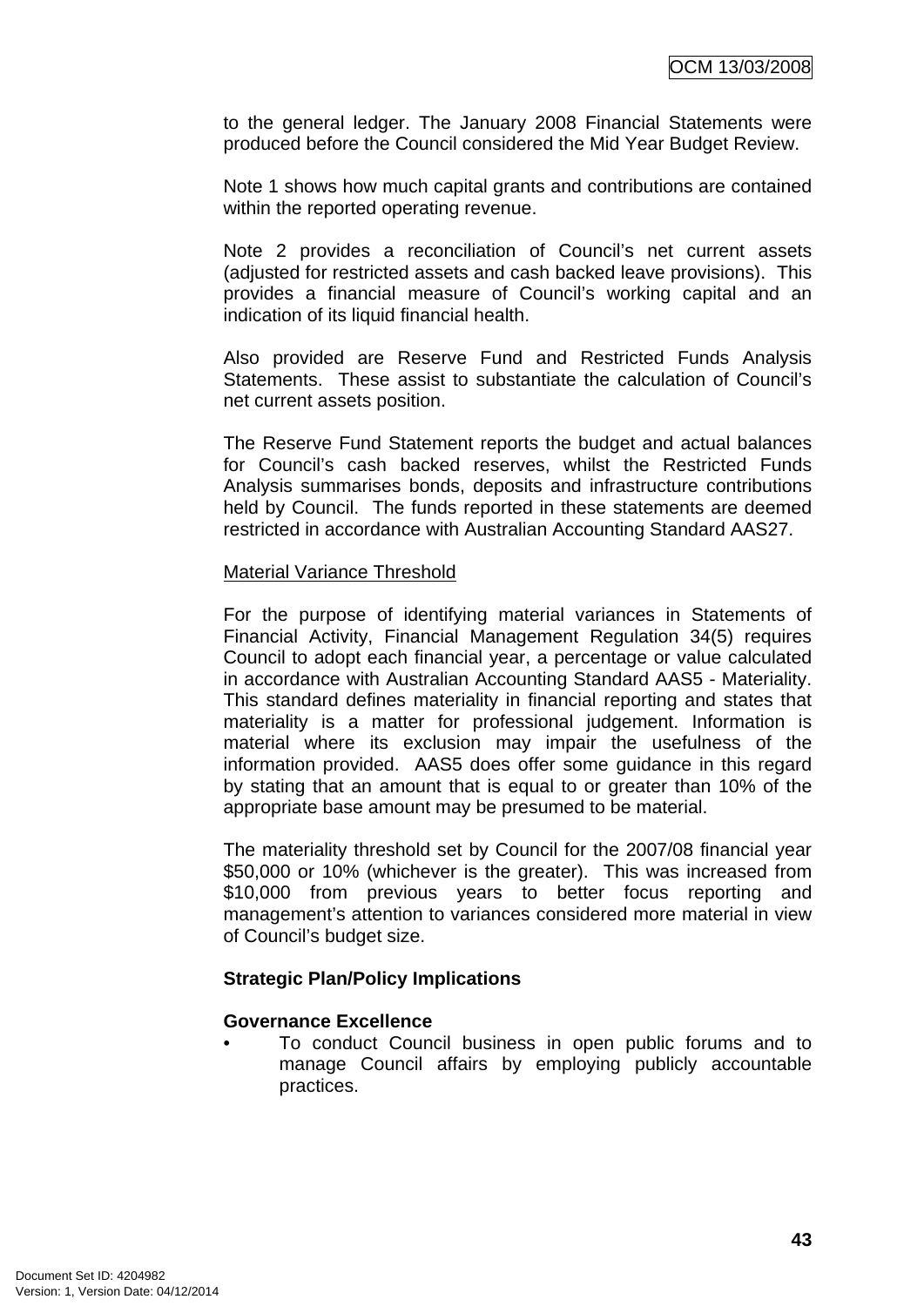to the general ledger. The January 2008 Financial Statements were produced before the Council considered the Mid Year Budget Review.

Note 1 shows how much capital grants and contributions are contained within the reported operating revenue.

Note 2 provides a reconciliation of Council's net current assets (adjusted for restricted assets and cash backed leave provisions). This provides a financial measure of Council's working capital and an indication of its liquid financial health.

Also provided are Reserve Fund and Restricted Funds Analysis Statements. These assist to substantiate the calculation of Council's net current assets position.

The Reserve Fund Statement reports the budget and actual balances for Council's cash backed reserves, whilst the Restricted Funds Analysis summarises bonds, deposits and infrastructure contributions held by Council. The funds reported in these statements are deemed restricted in accordance with Australian Accounting Standard AAS27.

Material Variance Threshold

For the purpose of identifying material variances in Statements of Financial Activity, Financial Management Regulation 34(5) requires Council to adopt each financial year, a percentage or value calculated in accordance with Australian Accounting Standard AAS5 - Materiality. This standard defines materiality in financial reporting and states that materiality is a matter for professional judgement. Information is material where its exclusion may impair the usefulness of the information provided. AAS5 does offer some guidance in this regard by stating that an amount that is equal to or greater than 10% of the appropriate base amount may be presumed to be material.

The materiality threshold set by Council for the 2007/08 financial year $50,000 or 10% (whichever is the greater). This was increased from $10,000 from previous years to better focus reporting and management's attention to variances considered more material in view of Council's budget size.

**Strategic Plan/Policy Implications**

**Governance Excellence**

- To conduct Council business in open public forums and to manage Council affairs by employing publicly accountable practices.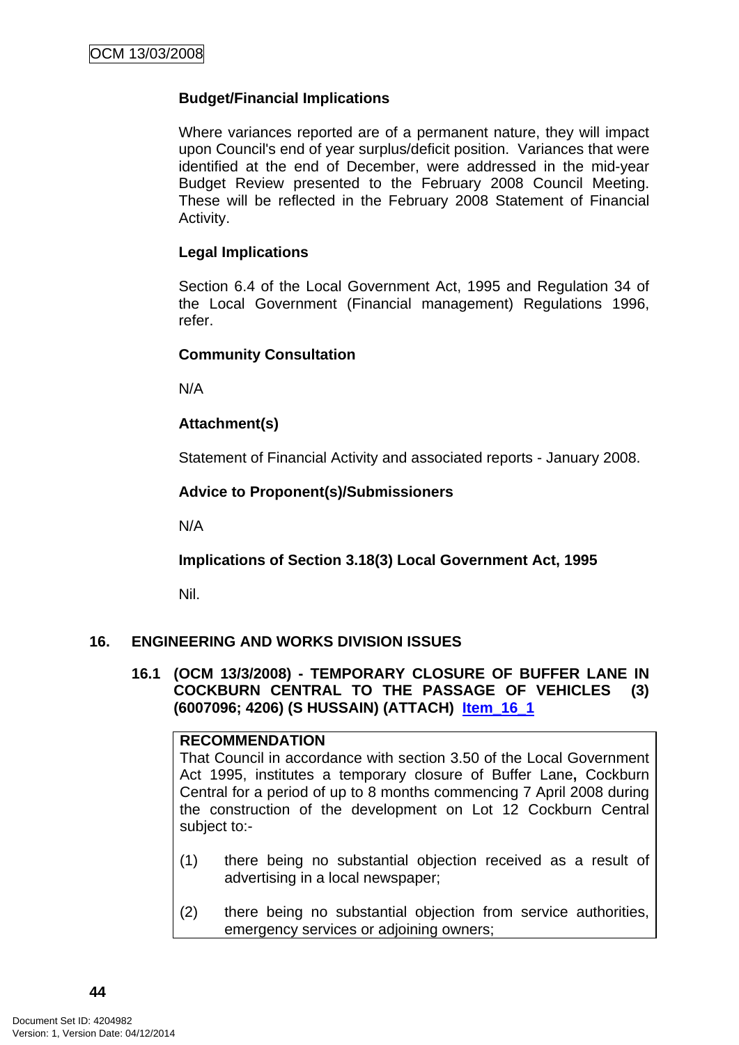**Budget/Financial Implications**

Where variances reported are of a permanent nature, they will impact upon Council's end of year surplus/deficit position. Variances that were identified at the end of December, were addressed in the mid-year Budget Review presented to the February 2008 Council Meeting. These will be reflected in the February 2008 Statement of Financial Activity.

**Legal Implications**

Section 6.4 of the Local Government Act, 1995 and Regulation 34 of the Local Government (Financial management) Regulations 1996, refer.

**Community Consultation**

N/A

**Attachment(s)**

Statement of Financial Activity and associated reports - January 2008.

**Advice to Proponent(s)/Submissioners**

N/A

**Implications of Section 3.18(3) Local Government Act, 1995**

Nil.

## 16. ENGINEERING AND WORKS DIVISION ISSUES

### 16.1 (OCM 13/3/2008) - TEMPORARY CLOSURE OF BUFFER LANE IN COCKBURN CENTRAL TO THE PASSAGE OF VEHICLES (3) (6007096; 4206) (S HUSSAIN) (ATTACH) Item_16_1

**RECOMMENDATION**

That Council in accordance with section 3.50 of the Local Government Act 1995, institutes a temporary closure of Buffer Lane**,** Cockburn Central for a period of up to 8 months commencing 7 April 2008 during the construction of the development on Lot 12 Cockburn Central subject to:-

(1) there being no substantial objection received as a result of advertising in a local newspaper;

(2) there being no substantial objection from service authorities, emergency services or adjoining owners;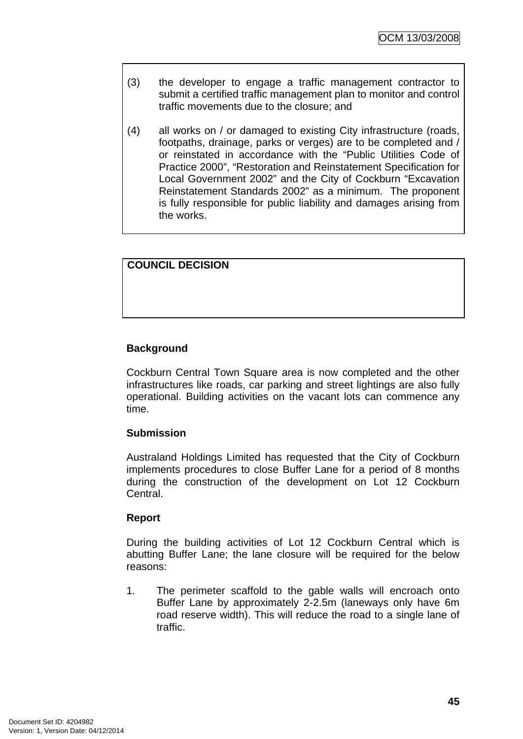(3) the developer to engage a traffic management contractor to submit a certified traffic management plan to monitor and control traffic movements due to the closure; and

(4) all works on / or damaged to existing City infrastructure (roads, footpaths, drainage, parks or verges) are to be completed and / or reinstated in accordance with the "Public Utilities Code of Practice 2000", "Restoration and Reinstatement Specification for Local Government 2002" and the City of Cockburn "Excavation Reinstatement Standards 2002" as a minimum. The proponent is fully responsible for public liability and damages arising from the works.

**COUNCIL DECISION**

**Background**

Cockburn Central Town Square area is now completed and the other infrastructures like roads, car parking and street lightings are also fully operational. Building activities on the vacant lots can commence any time.

**Submission**

Australand Holdings Limited has requested that the City of Cockburn implements procedures to close Buffer Lane for a period of 8 months during the construction of the development on Lot 12 Cockburn Central.

**Report**

During the building activities of Lot 12 Cockburn Central which is abutting Buffer Lane; the lane closure will be required for the below reasons:

1. The perimeter scaffold to the gable walls will encroach onto Buffer Lane by approximately 2-2.5m (laneways only have 6m road reserve width). This will reduce the road to a single lane of traffic.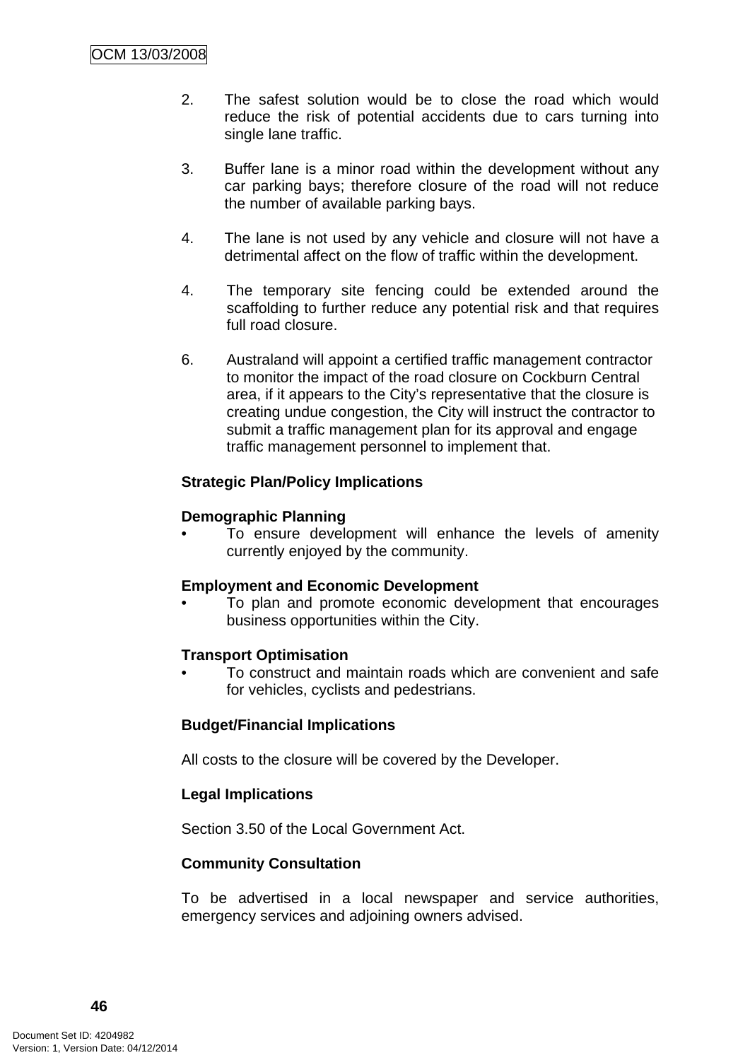2. The safest solution would be to close the road which would reduce the risk of potential accidents due to cars turning into single lane traffic.

3. Buffer lane is a minor road within the development without any car parking bays; therefore closure of the road will not reduce the number of available parking bays.

4. The lane is not used by any vehicle and closure will not have a detrimental affect on the flow of traffic within the development.

4. The temporary site fencing could be extended around the scaffolding to further reduce any potential risk and that requires full road closure.

6. Australand will appoint a certified traffic management contractor to monitor the impact of the road closure on Cockburn Central area, if it appears to the City's representative that the closure is creating undue congestion, the City will instruct the contractor to submit a traffic management plan for its approval and engage traffic management personnel to implement that.

**Strategic Plan/Policy Implications**

**Demographic Planning**

- To ensure development will enhance the levels of amenity currently enjoyed by the community.

**Employment and Economic Development**

- To plan and promote economic development that encourages business opportunities within the City.

**Transport Optimisation**

- To construct and maintain roads which are convenient and safe for vehicles, cyclists and pedestrians.

**Budget/Financial Implications**

All costs to the closure will be covered by the Developer.

**Legal Implications**

Section 3.50 of the Local Government Act.

**Community Consultation**

To be advertised in a local newspaper and service authorities, emergency services and adjoining owners advised.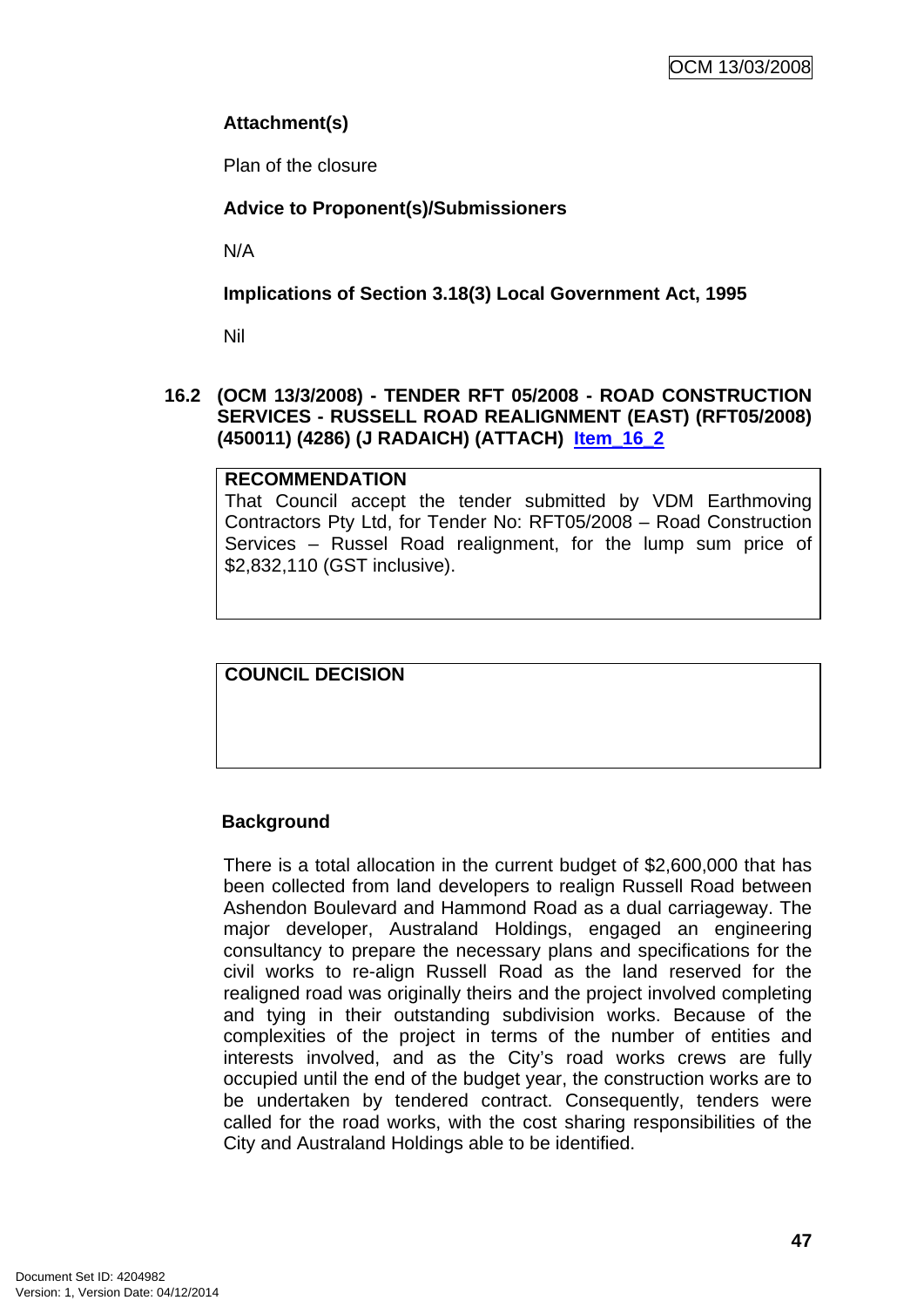**Attachment(s)**

Plan of the closure

**Advice to Proponent(s)/Submissioners**

N/A

**Implications of Section 3.18(3) Local Government Act, 1995**

Nil

## 16.2 (OCM 13/3/2008) - TENDER RFT 05/2008 - ROAD CONSTRUCTION SERVICES - RUSSELL ROAD REALIGNMENT (EAST) (RFT05/2008) (450011) (4286) (J RADAICH) (ATTACH) Item_16_2

**RECOMMENDATION**

That Council accept the tender submitted by VDM Earthmoving Contractors Pty Ltd, for Tender No: RFT05/2008 – Road Construction Services – Russel Road realignment, for the lump sum price of $2,832,110 (GST inclusive).

**COUNCIL DECISION**

**Background**

There is a total allocation in the current budget of $2,600,000 that has been collected from land developers to realign Russell Road between Ashendon Boulevard and Hammond Road as a dual carriageway. The major developer, Australand Holdings, engaged an engineering consultancy to prepare the necessary plans and specifications for the civil works to re-align Russell Road as the land reserved for the realigned road was originally theirs and the project involved completing and tying in their outstanding subdivision works. Because of the complexities of the project in terms of the number of entities and interests involved, and as the City's road works crews are fully occupied until the end of the budget year, the construction works are to be undertaken by tendered contract. Consequently, tenders were called for the road works, with the cost sharing responsibilities of the City and Australand Holdings able to be identified.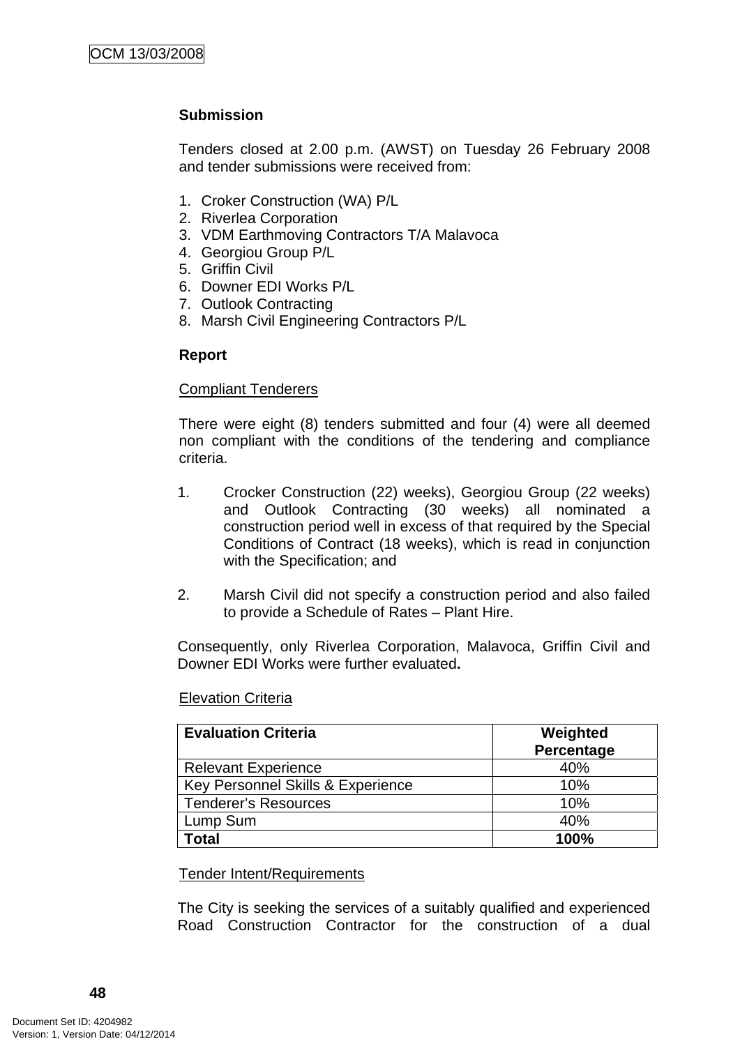**Submission**

Tenders closed at 2.00 p.m. (AWST) on Tuesday 26 February 2008 and tender submissions were received from:

1. Croker Construction (WA) P/L
2. Riverlea Corporation
3. VDM Earthmoving Contractors T/A Malavoca
4. Georgiou Group P/L
5. Griffin Civil
6. Downer EDI Works P/L
7. Outlook Contracting
8. Marsh Civil Engineering Contractors P/L

**Report**

Compliant Tenderers

There were eight (8) tenders submitted and four (4) were all deemed non compliant with the conditions of the tendering and compliance criteria.

1. Crocker Construction (22) weeks), Georgiou Group (22 weeks) and Outlook Contracting (30 weeks) all nominated a construction period well in excess of that required by the Special Conditions of Contract (18 weeks), which is read in conjunction with the Specification; and

2. Marsh Civil did not specify a construction period and also failed to provide a Schedule of Rates – Plant Hire.

Consequently, only Riverlea Corporation, Malavoca, Griffin Civil and Downer EDI Works were further evaluated**.**

Elevation Criteria

| **Evaluation Criteria** | **Weighted Percentage** |
|---|---|
| Relevant Experience | 40% |
| Key Personnel Skills & Experience | 10% |
| Tenderer's Resources | 10% |
| Lump Sum | 40% |
| **Total** | **100%** |

Tender Intent/Requirements

The City is seeking the services of a suitably qualified and experienced Road Construction Contractor for the construction of a dual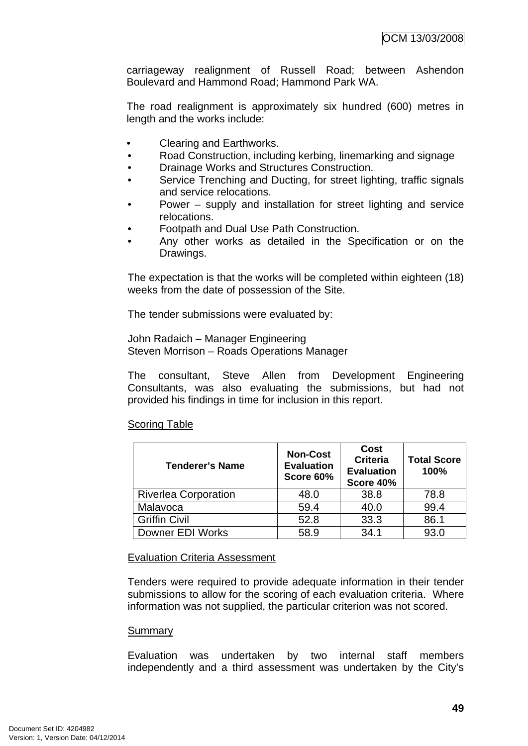carriageway realignment of Russell Road; between Ashendon Boulevard and Hammond Road; Hammond Park WA.

The road realignment is approximately six hundred (600) metres in length and the works include:

- Clearing and Earthworks.
- Road Construction, including kerbing, linemarking and signage
- Drainage Works and Structures Construction.
- Service Trenching and Ducting, for street lighting, traffic signals and service relocations.
- Power – supply and installation for street lighting and service relocations.
- Footpath and Dual Use Path Construction.
- Any other works as detailed in the Specification or on the Drawings.

The expectation is that the works will be completed within eighteen (18) weeks from the date of possession of the Site.

The tender submissions were evaluated by:

John Radaich – Manager Engineering
Steven Morrison – Roads Operations Manager

The consultant, Steve Allen from Development Engineering Consultants, was also evaluating the submissions, but had not provided his findings in time for inclusion in this report.

Scoring Table

| Tenderer's Name | Non-Cost Evaluation Score 60% | Cost Criteria Evaluation Score 40% | Total Score 100% |
|---|---|---|---|
| Riverlea Corporation | 48.0 | 38.8 | 78.8 |
| Malavoca | 59.4 | 40.0 | 99.4 |
| Griffin Civil | 52.8 | 33.3 | 86.1 |
| Downer EDI Works | 58.9 | 34.1 | 93.0 |

Evaluation Criteria Assessment

Tenders were required to provide adequate information in their tender submissions to allow for the scoring of each evaluation criteria. Where information was not supplied, the particular criterion was not scored.

Summary

Evaluation was undertaken by two internal staff members independently and a third assessment was undertaken by the City's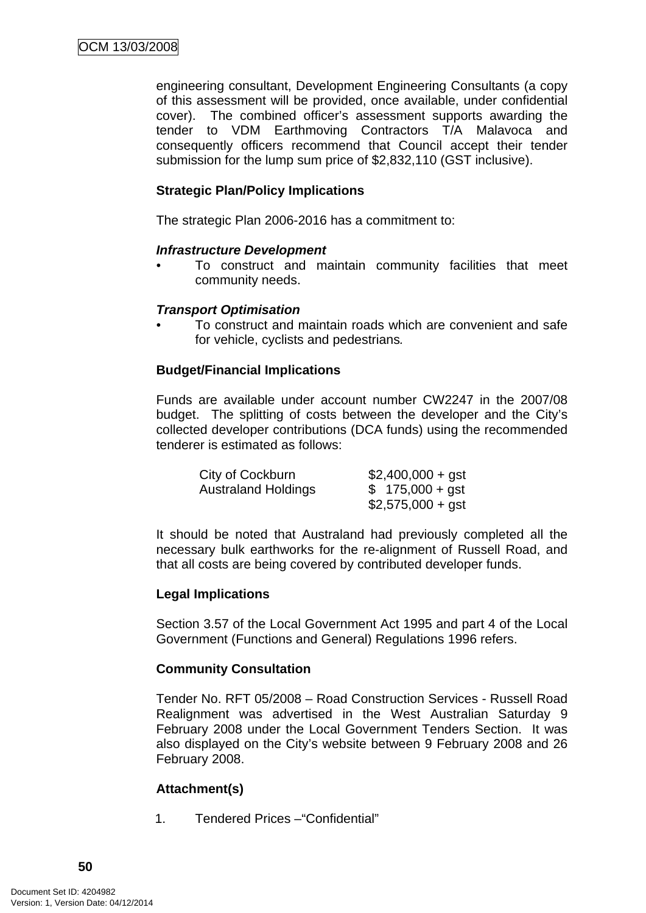engineering consultant, Development Engineering Consultants (a copy of this assessment will be provided, once available, under confidential cover). The combined officer's assessment supports awarding the tender to VDM Earthmoving Contractors T/A Malavoca and consequently officers recommend that Council accept their tender submission for the lump sum price of $2,832,110 (GST inclusive).

**Strategic Plan/Policy Implications**

The strategic Plan 2006-2016 has a commitment to:

***Infrastructure Development***

- To construct and maintain community facilities that meet community needs.

***Transport Optimisation***

- To construct and maintain roads which are convenient and safe for vehicle, cyclists and pedestrians.

**Budget/Financial Implications**

Funds are available under account number CW2247 in the 2007/08 budget. The splitting of costs between the developer and the City's collected developer contributions (DCA funds) using the recommended tenderer is estimated as follows:

| | |
|---|---|
| City of Cockburn | $2,400,000 + gst |
| Australand Holdings | $ 175,000 + gst |
| | $2,575,000 + gst |

It should be noted that Australand had previously completed all the necessary bulk earthworks for the re-alignment of Russell Road, and that all costs are being covered by contributed developer funds.

**Legal Implications**

Section 3.57 of the Local Government Act 1995 and part 4 of the Local Government (Functions and General) Regulations 1996 refers.

**Community Consultation**

Tender No. RFT 05/2008 – Road Construction Services - Russell Road Realignment was advertised in the West Australian Saturday 9 February 2008 under the Local Government Tenders Section. It was also displayed on the City's website between 9 February 2008 and 26 February 2008.

**Attachment(s)**

1. Tendered Prices –"Confidential"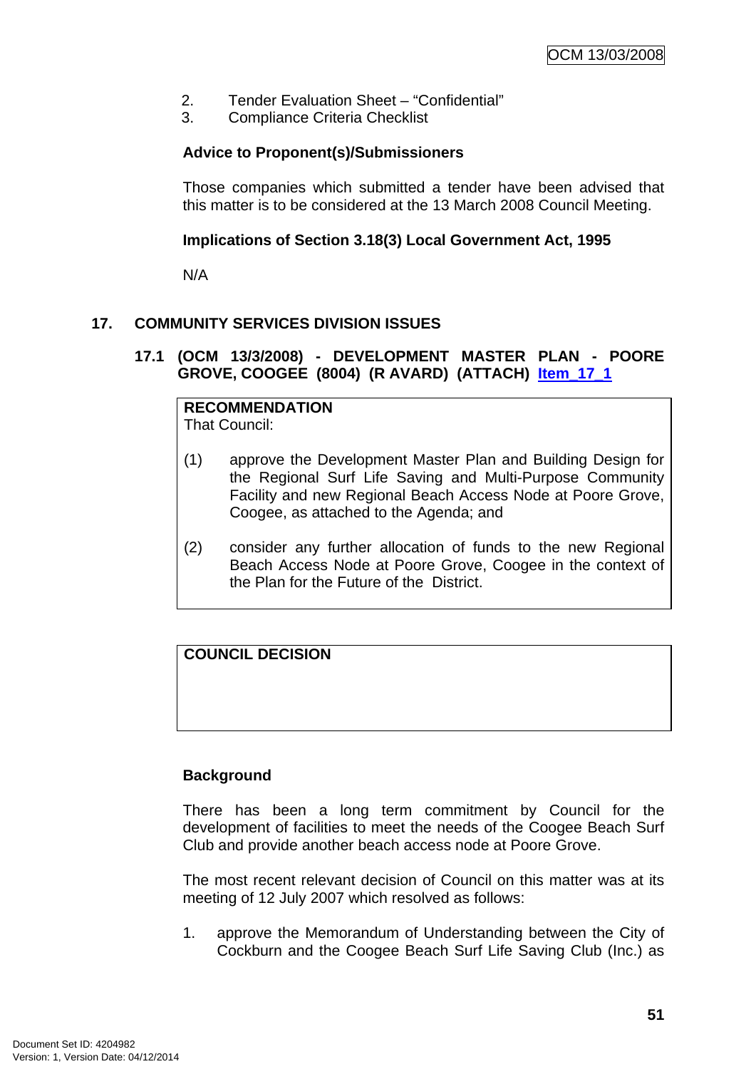2. Tender Evaluation Sheet – "Confidential"
3. Compliance Criteria Checklist

**Advice to Proponent(s)/Submissioners**

Those companies which submitted a tender have been advised that this matter is to be considered at the 13 March 2008 Council Meeting.

**Implications of Section 3.18(3) Local Government Act, 1995**

N/A

## 17. COMMUNITY SERVICES DIVISION ISSUES

### 17.1 (OCM 13/3/2008) - DEVELOPMENT MASTER PLAN - POORE GROVE, COOGEE (8004) (R AVARD) (ATTACH) Item_17_1

| **RECOMMENDATION**<br>That Council:<br><br>(1) approve the Development Master Plan and Building Design for the Regional Surf Life Saving and Multi-Purpose Community Facility and new Regional Beach Access Node at Poore Grove, Coogee, as attached to the Agenda; and<br><br>(2) consider any further allocation of funds to the new Regional Beach Access Node at Poore Grove, Coogee in the context of the Plan for the Future of the District. |
|---|

| **COUNCIL DECISION** |
|---|
| |

**Background**

There has been a long term commitment by Council for the development of facilities to meet the needs of the Coogee Beach Surf Club and provide another beach access node at Poore Grove.

The most recent relevant decision of Council on this matter was at its meeting of 12 July 2007 which resolved as follows:

1. approve the Memorandum of Understanding between the City of Cockburn and the Coogee Beach Surf Life Saving Club (Inc.) as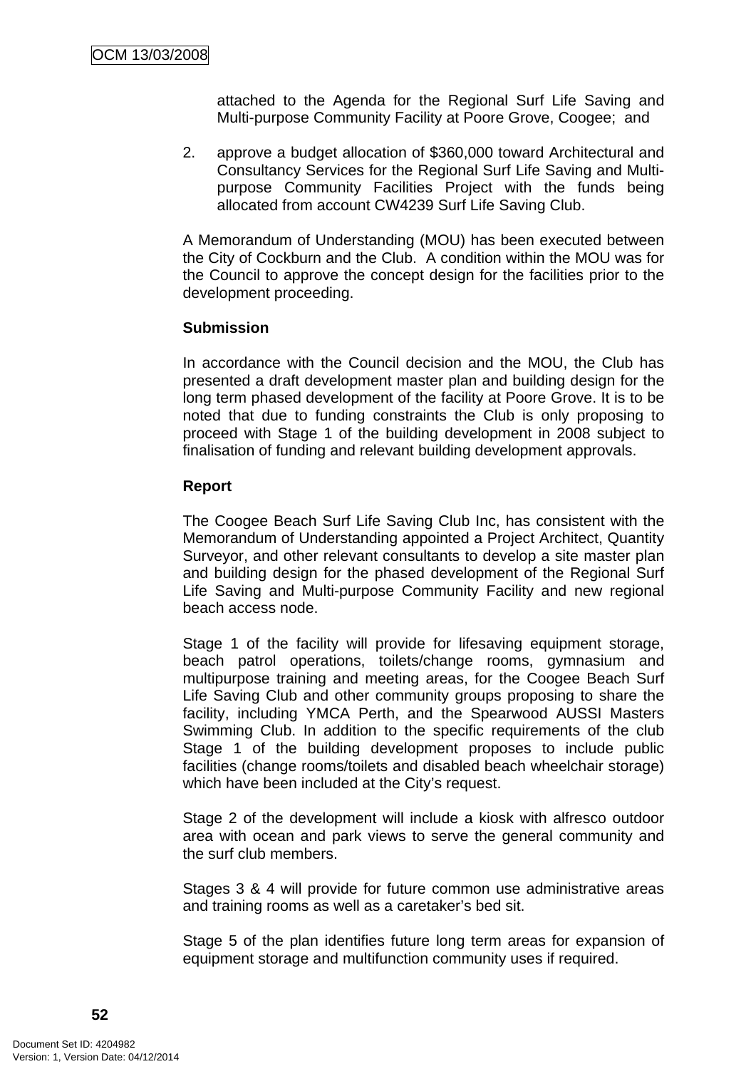attached to the Agenda for the Regional Surf Life Saving and Multi-purpose Community Facility at Poore Grove, Coogee; and

2. approve a budget allocation of $360,000 toward Architectural and Consultancy Services for the Regional Surf Life Saving and Multi-purpose Community Facilities Project with the funds being allocated from account CW4239 Surf Life Saving Club.

A Memorandum of Understanding (MOU) has been executed between the City of Cockburn and the Club. A condition within the MOU was for the Council to approve the concept design for the facilities prior to the development proceeding.

**Submission**

In accordance with the Council decision and the MOU, the Club has presented a draft development master plan and building design for the long term phased development of the facility at Poore Grove. It is to be noted that due to funding constraints the Club is only proposing to proceed with Stage 1 of the building development in 2008 subject to finalisation of funding and relevant building development approvals.

**Report**

The Coogee Beach Surf Life Saving Club Inc, has consistent with the Memorandum of Understanding appointed a Project Architect, Quantity Surveyor, and other relevant consultants to develop a site master plan and building design for the phased development of the Regional Surf Life Saving and Multi-purpose Community Facility and new regional beach access node.

Stage 1 of the facility will provide for lifesaving equipment storage, beach patrol operations, toilets/change rooms, gymnasium and multipurpose training and meeting areas, for the Coogee Beach Surf Life Saving Club and other community groups proposing to share the facility, including YMCA Perth, and the Spearwood AUSSI Masters Swimming Club. In addition to the specific requirements of the club Stage 1 of the building development proposes to include public facilities (change rooms/toilets and disabled beach wheelchair storage) which have been included at the City's request.

Stage 2 of the development will include a kiosk with alfresco outdoor area with ocean and park views to serve the general community and the surf club members.

Stages 3 & 4 will provide for future common use administrative areas and training rooms as well as a caretaker's bed sit.

Stage 5 of the plan identifies future long term areas for expansion of equipment storage and multifunction community uses if required.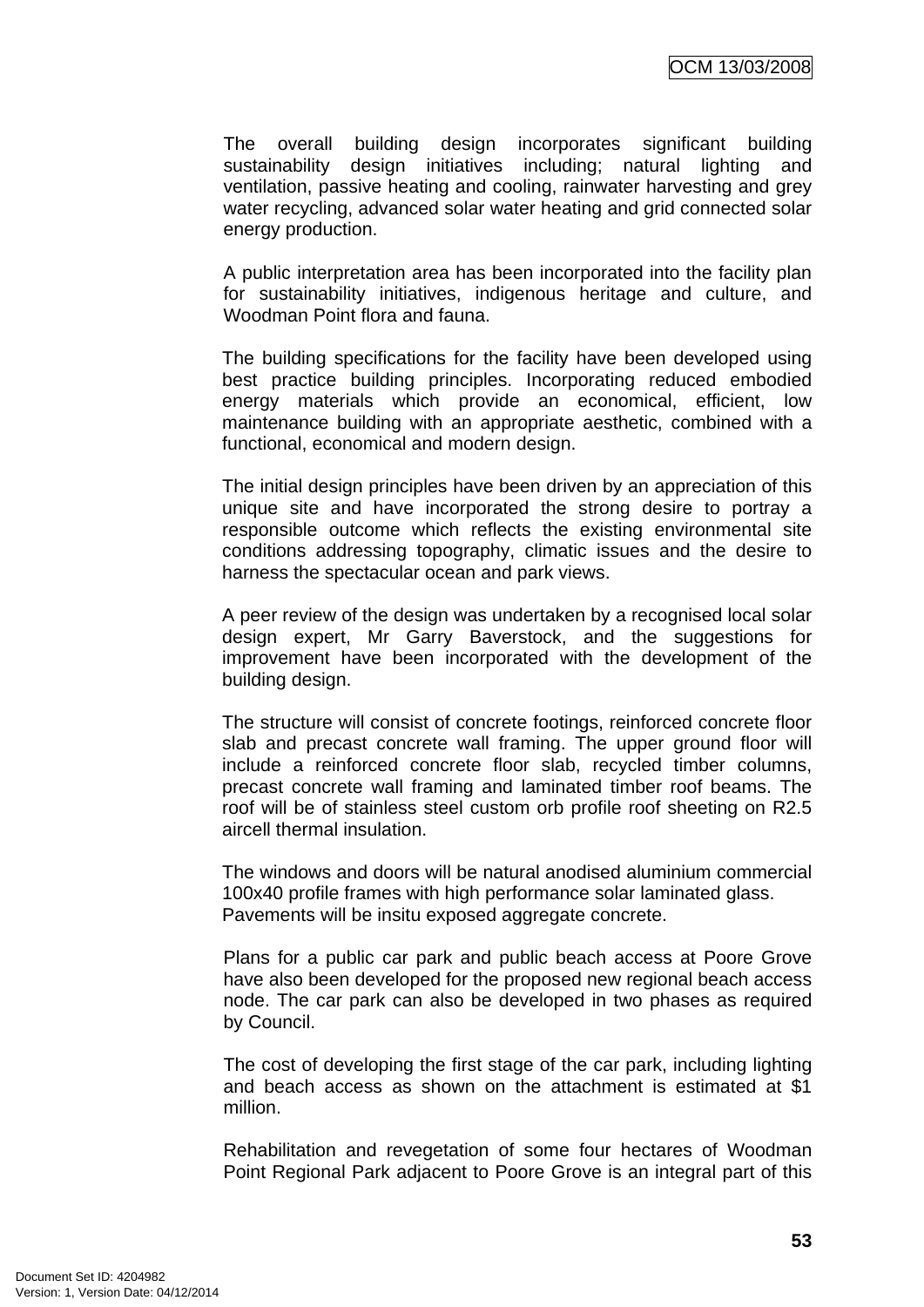The overall building design incorporates significant building sustainability design initiatives including; natural lighting and ventilation, passive heating and cooling, rainwater harvesting and grey water recycling, advanced solar water heating and grid connected solar energy production.

A public interpretation area has been incorporated into the facility plan for sustainability initiatives, indigenous heritage and culture, and Woodman Point flora and fauna.

The building specifications for the facility have been developed using best practice building principles. Incorporating reduced embodied energy materials which provide an economical, efficient, low maintenance building with an appropriate aesthetic, combined with a functional, economical and modern design.

The initial design principles have been driven by an appreciation of this unique site and have incorporated the strong desire to portray a responsible outcome which reflects the existing environmental site conditions addressing topography, climatic issues and the desire to harness the spectacular ocean and park views.

A peer review of the design was undertaken by a recognised local solar design expert, Mr Garry Baverstock, and the suggestions for improvement have been incorporated with the development of the building design.

The structure will consist of concrete footings, reinforced concrete floor slab and precast concrete wall framing. The upper ground floor will include a reinforced concrete floor slab, recycled timber columns, precast concrete wall framing and laminated timber roof beams. The roof will be of stainless steel custom orb profile roof sheeting on R2.5 aircell thermal insulation.

The windows and doors will be natural anodised aluminium commercial 100x40 profile frames with high performance solar laminated glass. Pavements will be insitu exposed aggregate concrete.

Plans for a public car park and public beach access at Poore Grove have also been developed for the proposed new regional beach access node. The car park can also be developed in two phases as required by Council.

The cost of developing the first stage of the car park, including lighting and beach access as shown on the attachment is estimated at $1 million.

Rehabilitation and revegetation of some four hectares of Woodman Point Regional Park adjacent to Poore Grove is an integral part of this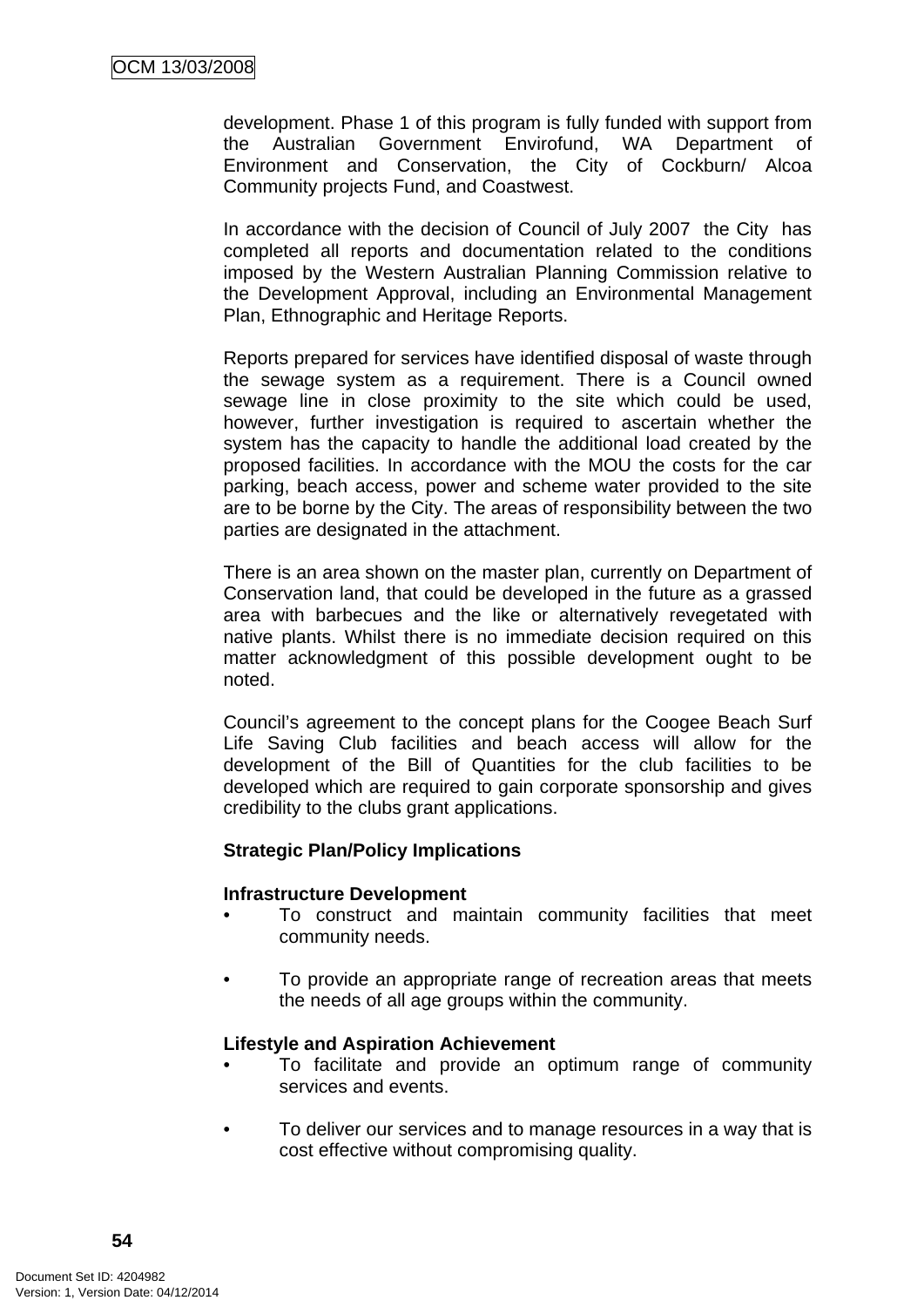development. Phase 1 of this program is fully funded with support from the Australian Government Envirofund, WA Department of Environment and Conservation, the City of Cockburn/ Alcoa Community projects Fund, and Coastwest.

In accordance with the decision of Council of July 2007 the City has completed all reports and documentation related to the conditions imposed by the Western Australian Planning Commission relative to the Development Approval, including an Environmental Management Plan, Ethnographic and Heritage Reports.

Reports prepared for services have identified disposal of waste through the sewage system as a requirement. There is a Council owned sewage line in close proximity to the site which could be used, however, further investigation is required to ascertain whether the system has the capacity to handle the additional load created by the proposed facilities. In accordance with the MOU the costs for the car parking, beach access, power and scheme water provided to the site are to be borne by the City. The areas of responsibility between the two parties are designated in the attachment.

There is an area shown on the master plan, currently on Department of Conservation land, that could be developed in the future as a grassed area with barbecues and the like or alternatively revegetated with native plants. Whilst there is no immediate decision required on this matter acknowledgment of this possible development ought to be noted.

Council's agreement to the concept plans for the Coogee Beach Surf Life Saving Club facilities and beach access will allow for the development of the Bill of Quantities for the club facilities to be developed which are required to gain corporate sponsorship and gives credibility to the clubs grant applications.

**Strategic Plan/Policy Implications**

**Infrastructure Development**

- To construct and maintain community facilities that meet community needs.
- To provide an appropriate range of recreation areas that meets the needs of all age groups within the community.

**Lifestyle and Aspiration Achievement**

- To facilitate and provide an optimum range of community services and events.
- To deliver our services and to manage resources in a way that is cost effective without compromising quality.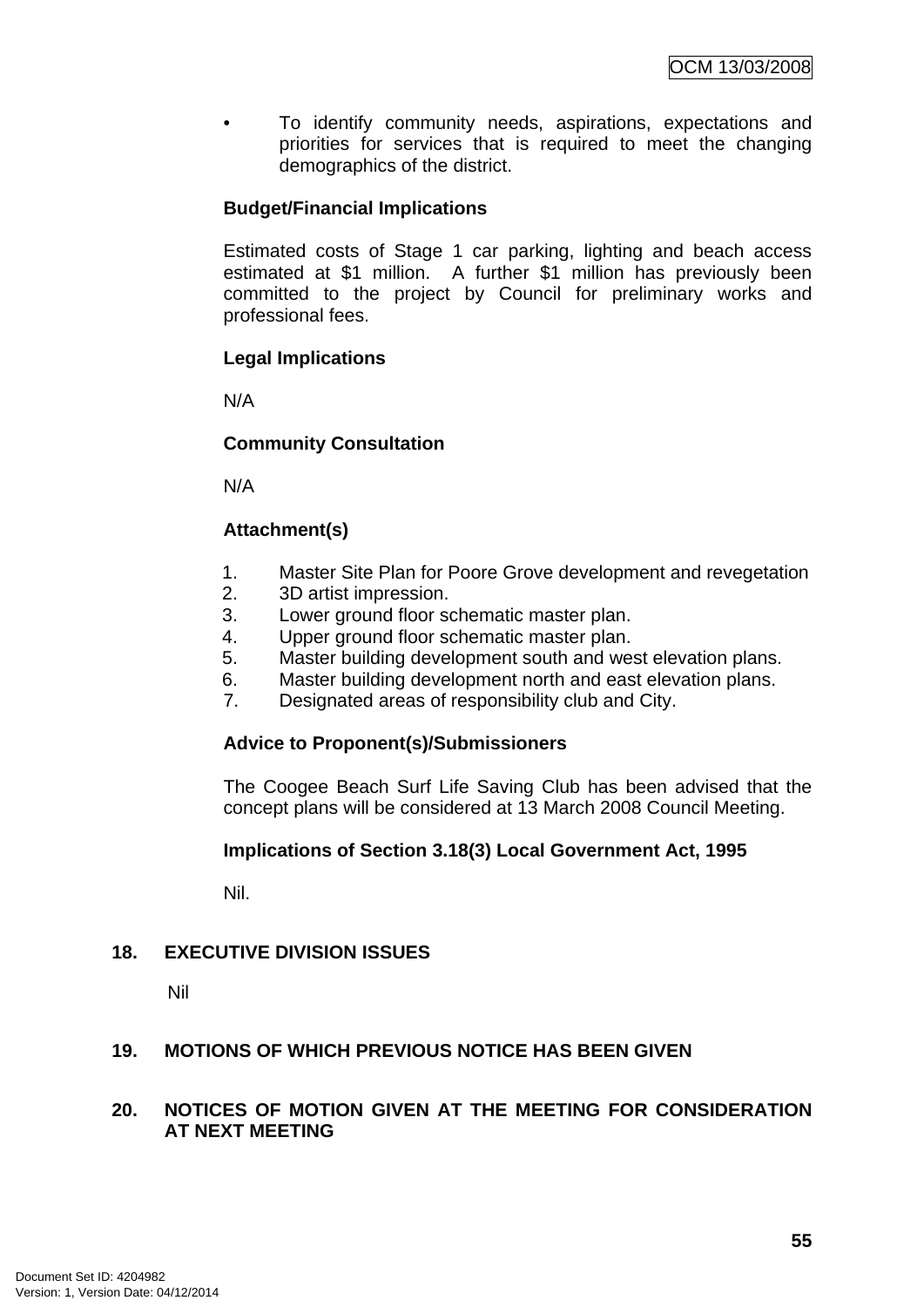- To identify community needs, aspirations, expectations and priorities for services that is required to meet the changing demographics of the district.

**Budget/Financial Implications**

Estimated costs of Stage 1 car parking, lighting and beach access estimated at $1 million. A further $1 million has previously been committed to the project by Council for preliminary works and professional fees.

**Legal Implications**

N/A

**Community Consultation**

N/A

**Attachment(s)**

1. Master Site Plan for Poore Grove development and revegetation
2. 3D artist impression.
3. Lower ground floor schematic master plan.
4. Upper ground floor schematic master plan.
5. Master building development south and west elevation plans.
6. Master building development north and east elevation plans.
7. Designated areas of responsibility club and City.

**Advice to Proponent(s)/Submissioners**

The Coogee Beach Surf Life Saving Club has been advised that the concept plans will be considered at 13 March 2008 Council Meeting.

**Implications of Section 3.18(3) Local Government Act, 1995**

Nil.

## 18. EXECUTIVE DIVISION ISSUES

Nil

## 19. MOTIONS OF WHICH PREVIOUS NOTICE HAS BEEN GIVEN

## 20. NOTICES OF MOTION GIVEN AT THE MEETING FOR CONSIDERATION AT NEXT MEETING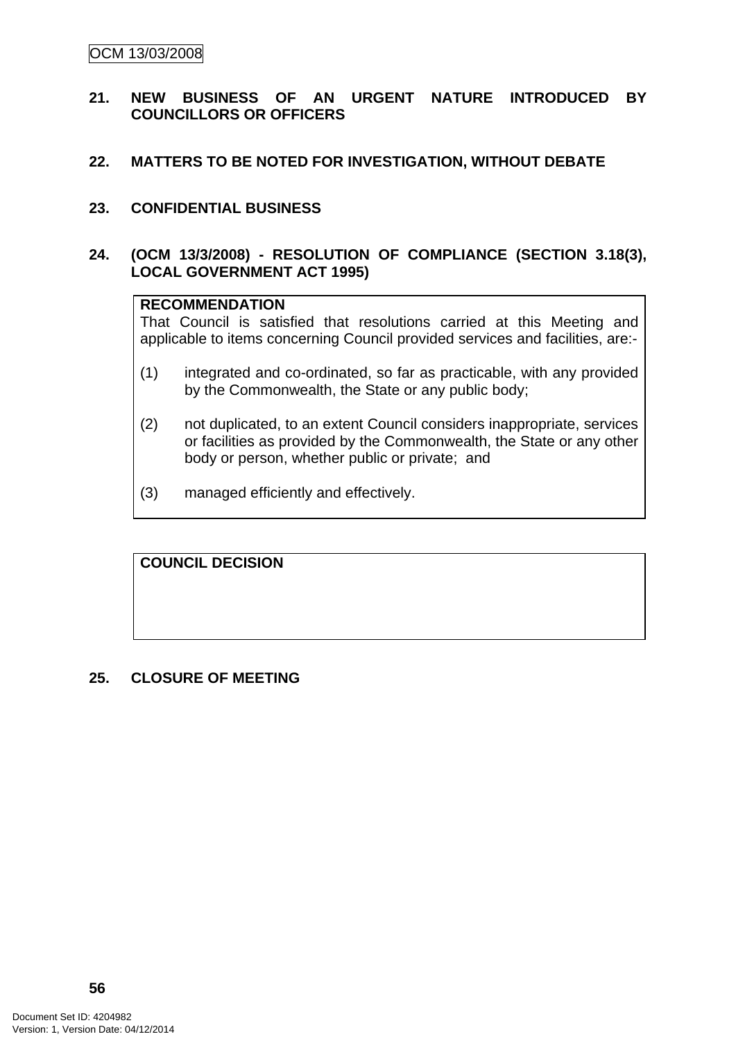## 21. NEW BUSINESS OF AN URGENT NATURE INTRODUCED BY COUNCILLORS OR OFFICERS

## 22. MATTERS TO BE NOTED FOR INVESTIGATION, WITHOUT DEBATE

## 23. CONFIDENTIAL BUSINESS

## 24. (OCM 13/3/2008) - RESOLUTION OF COMPLIANCE (SECTION 3.18(3), LOCAL GOVERNMENT ACT 1995)

**RECOMMENDATION**

That Council is satisfied that resolutions carried at this Meeting and applicable to items concerning Council provided services and facilities, are:-

(1) integrated and co-ordinated, so far as practicable, with any provided by the Commonwealth, the State or any public body;

(2) not duplicated, to an extent Council considers inappropriate, services or facilities as provided by the Commonwealth, the State or any other body or person, whether public or private; and

(3) managed efficiently and effectively.

**COUNCIL DECISION**

## 25. CLOSURE OF MEETING

Document Set ID: 4204982
Version: 1, Version Date: 04/12/2014